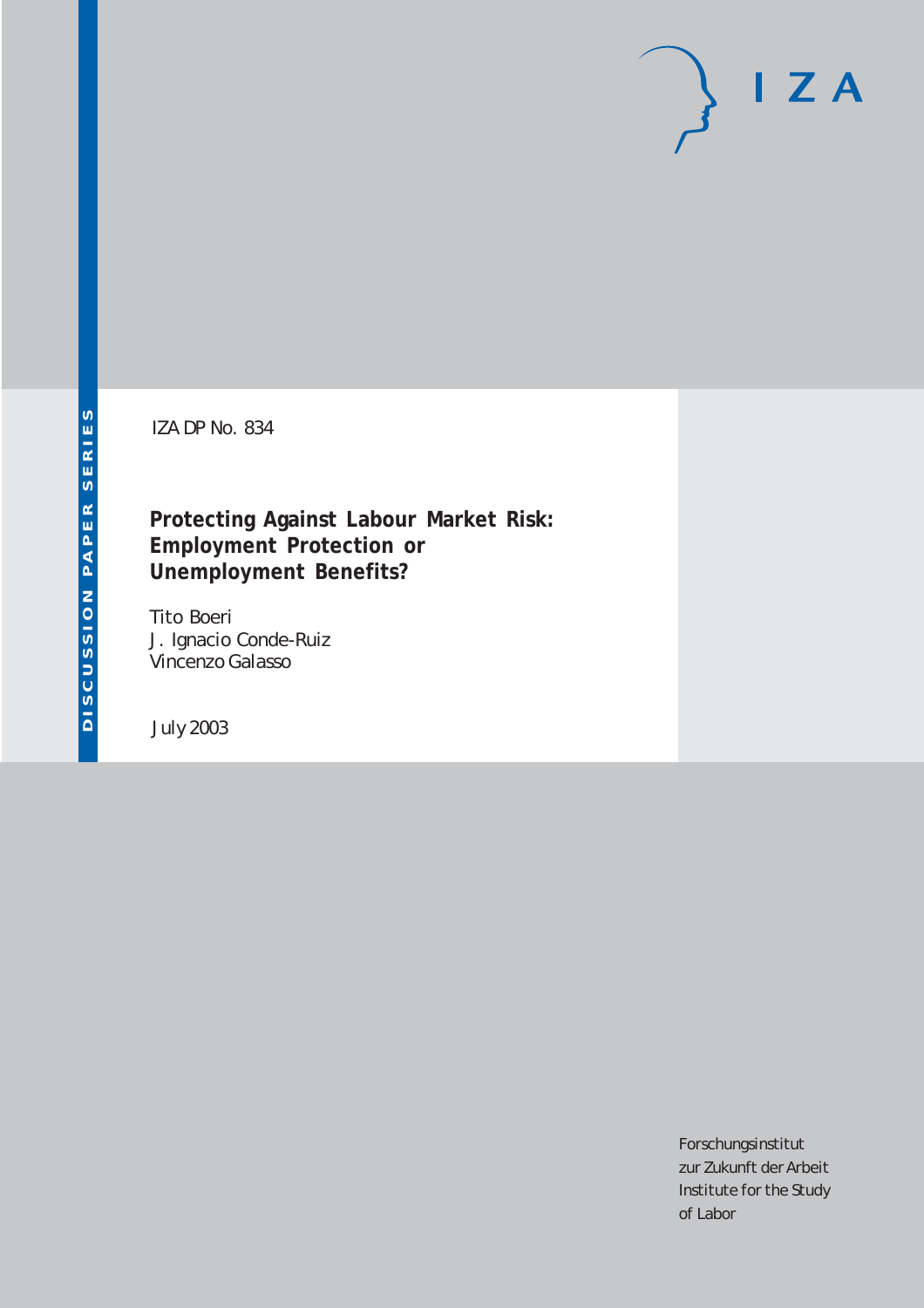DISCUSSION PAPER SERIES

IZA

IZA DP No. 834

# Protecting Against Labour Market Risk: Employment Protection or Unemployment Benefits?

Tito Boeri
J. Ignacio Conde-Ruiz
Vincenzo Galasso

July 2003

Forschungsinstitut
zur Zukunft der Arbeit
Institute for the Study
of Labor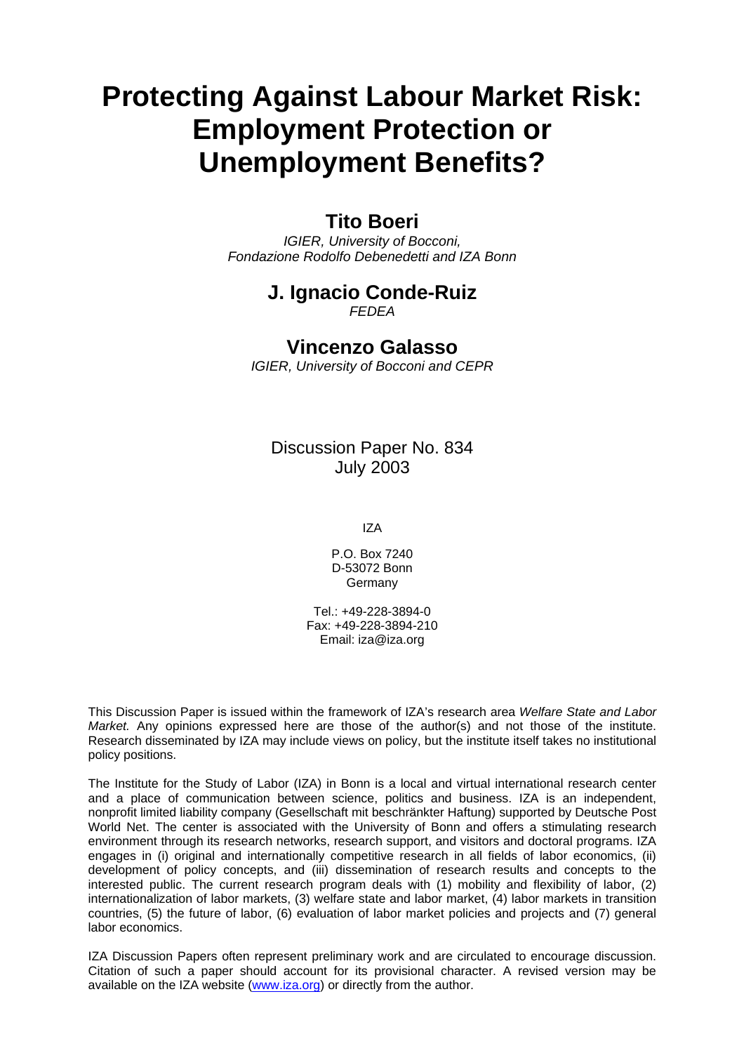# Protecting Against Labour Market Risk: Employment Protection or Unemployment Benefits?

## Tito Boeri

*IGIER, University of Bocconi, Fondazione Rodolfo Debenedetti and IZA Bonn*

## J. Ignacio Conde-Ruiz

*FEDEA*

## Vincenzo Galasso

*IGIER, University of Bocconi and CEPR*

Discussion Paper No. 834
July 2003

IZA

P.O. Box 7240
D-53072 Bonn
Germany

Tel.: +49-228-3894-0
Fax: +49-228-3894-210
Email: iza@iza.org

This Discussion Paper is issued within the framework of IZA's research area *Welfare State and Labor Market.* Any opinions expressed here are those of the author(s) and not those of the institute. Research disseminated by IZA may include views on policy, but the institute itself takes no institutional policy positions.

The Institute for the Study of Labor (IZA) in Bonn is a local and virtual international research center and a place of communication between science, politics and business. IZA is an independent, nonprofit limited liability company (Gesellschaft mit beschränkter Haftung) supported by Deutsche Post World Net. The center is associated with the University of Bonn and offers a stimulating research environment through its research networks, research support, and visitors and doctoral programs. IZA engages in (i) original and internationally competitive research in all fields of labor economics, (ii) development of policy concepts, and (iii) dissemination of research results and concepts to the interested public. The current research program deals with (1) mobility and flexibility of labor, (2) internationalization of labor markets, (3) welfare state and labor market, (4) labor markets in transition countries, (5) the future of labor, (6) evaluation of labor market policies and projects and (7) general labor economics.

IZA Discussion Papers often represent preliminary work and are circulated to encourage discussion. Citation of such a paper should account for its provisional character. A revised version may be available on the IZA website (www.iza.org) or directly from the author.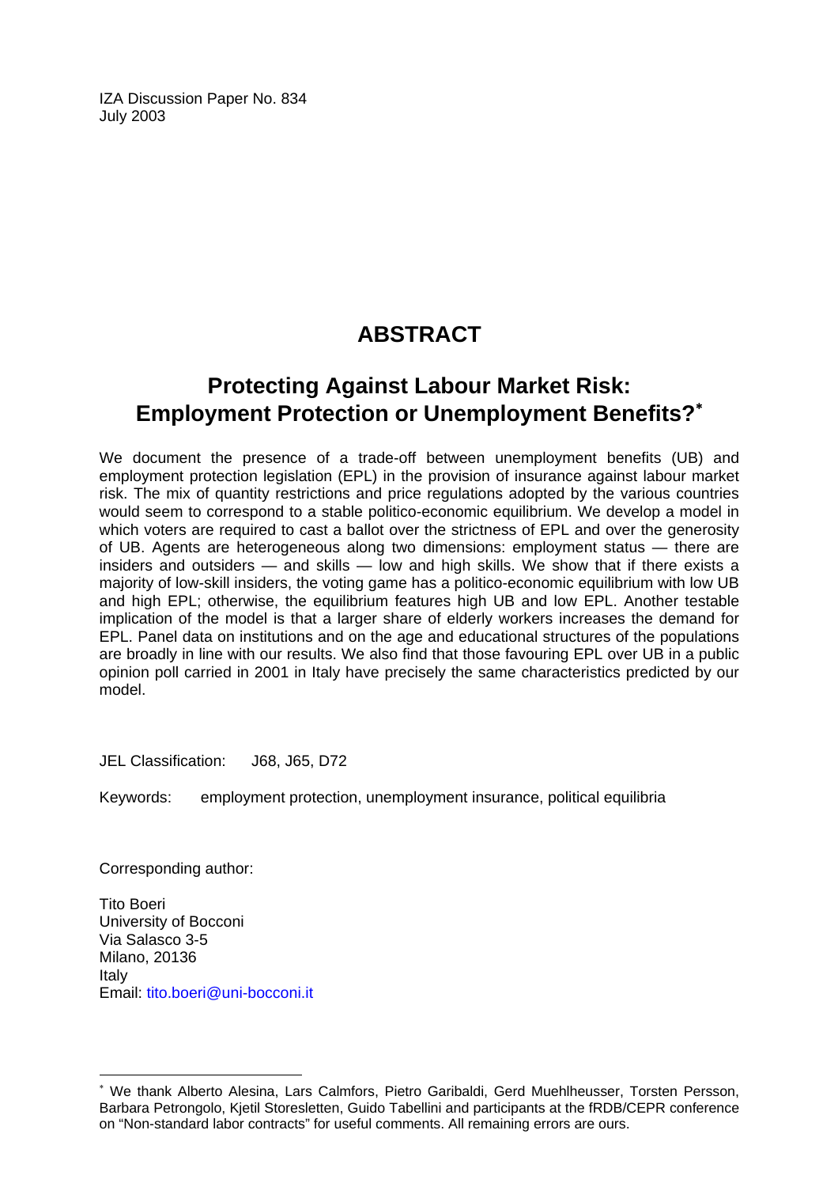IZA Discussion Paper No. 834
July 2003

# ABSTRACT

## Protecting Against Labour Market Risk: Employment Protection or Unemployment Benefits?*

We document the presence of a trade-off between unemployment benefits (UB) and employment protection legislation (EPL) in the provision of insurance against labour market risk. The mix of quantity restrictions and price regulations adopted by the various countries would seem to correspond to a stable politico-economic equilibrium. We develop a model in which voters are required to cast a ballot over the strictness of EPL and over the generosity of UB. Agents are heterogeneous along two dimensions: employment status — there are insiders and outsiders — and skills — low and high skills. We show that if there exists a majority of low-skill insiders, the voting game has a politico-economic equilibrium with low UB and high EPL; otherwise, the equilibrium features high UB and low EPL. Another testable implication of the model is that a larger share of elderly workers increases the demand for EPL. Panel data on institutions and on the age and educational structures of the populations are broadly in line with our results. We also find that those favouring EPL over UB in a public opinion poll carried in 2001 in Italy have precisely the same characteristics predicted by our model.

JEL Classification: J68, J65, D72

Keywords: employment protection, unemployment insurance, political equilibria

Corresponding author:

Tito Boeri
University of Bocconi
Via Salasco 3-5
Milano, 20136
Italy
Email: tito.boeri@uni-bocconi.it

* We thank Alberto Alesina, Lars Calmfors, Pietro Garibaldi, Gerd Muehlheusser, Torsten Persson, Barbara Petrongolo, Kjetil Storesletten, Guido Tabellini and participants at the fRDB/CEPR conference on "Non-standard labor contracts" for useful comments. All remaining errors are ours.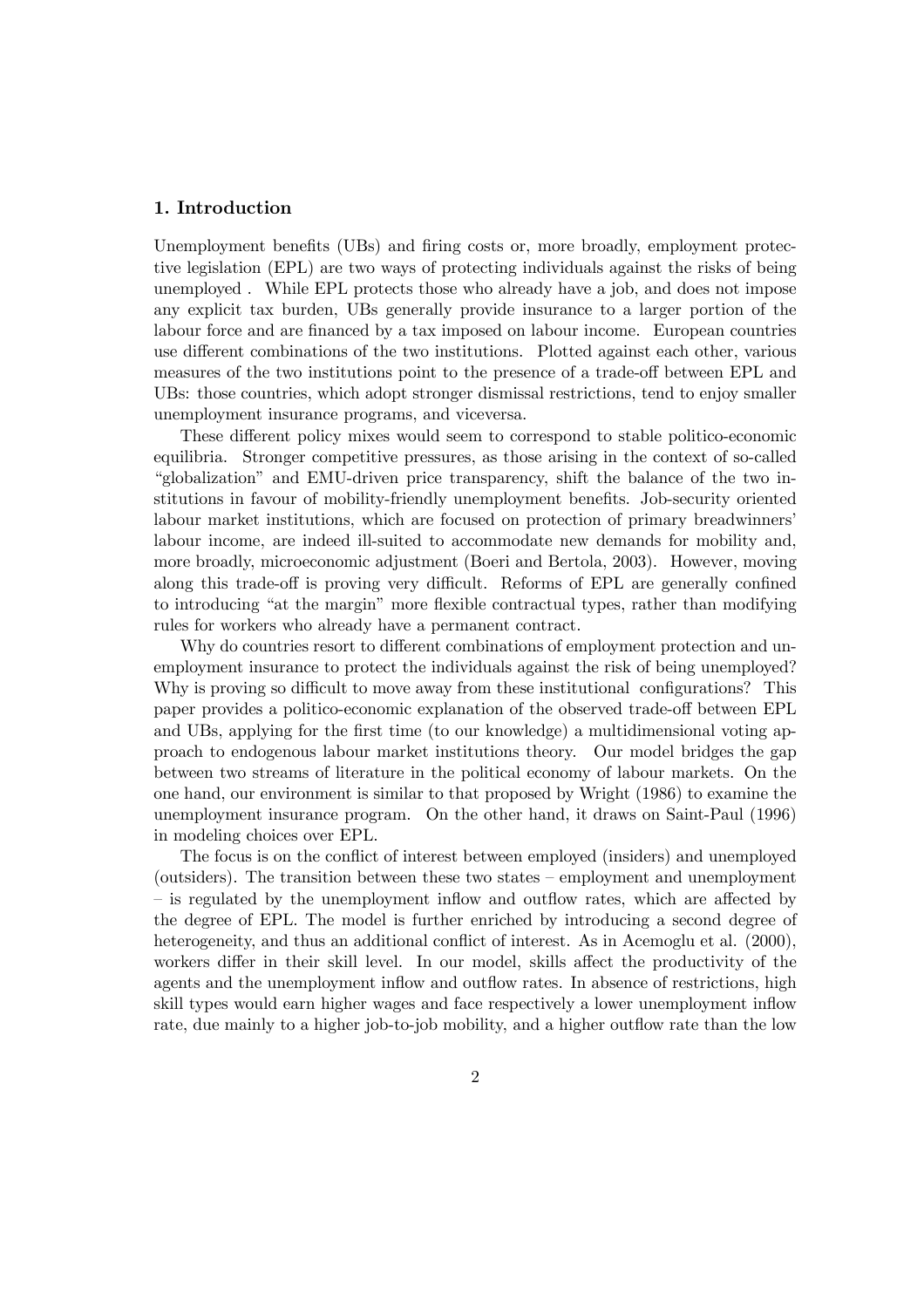## 1. Introduction

Unemployment benefits (UBs) and firing costs or, more broadly, employment protective legislation (EPL) are two ways of protecting individuals against the risks of being unemployed . While EPL protects those who already have a job, and does not impose any explicit tax burden, UBs generally provide insurance to a larger portion of the labour force and are financed by a tax imposed on labour income. European countries use different combinations of the two institutions. Plotted against each other, various measures of the two institutions point to the presence of a trade-off between EPL and UBs: those countries, which adopt stronger dismissal restrictions, tend to enjoy smaller unemployment insurance programs, and viceversa.

These different policy mixes would seem to correspond to stable politico-economic equilibria. Stronger competitive pressures, as those arising in the context of so-called "globalization" and EMU-driven price transparency, shift the balance of the two institutions in favour of mobility-friendly unemployment benefits. Job-security oriented labour market institutions, which are focused on protection of primary breadwinners' labour income, are indeed ill-suited to accommodate new demands for mobility and, more broadly, microeconomic adjustment (Boeri and Bertola, 2003). However, moving along this trade-off is proving very difficult. Reforms of EPL are generally confined to introducing "at the margin" more flexible contractual types, rather than modifying rules for workers who already have a permanent contract.

Why do countries resort to different combinations of employment protection and unemployment insurance to protect the individuals against the risk of being unemployed? Why is proving so difficult to move away from these institutional configurations? This paper provides a politico-economic explanation of the observed trade-off between EPL and UBs, applying for the first time (to our knowledge) a multidimensional voting approach to endogenous labour market institutions theory. Our model bridges the gap between two streams of literature in the political economy of labour markets. On the one hand, our environment is similar to that proposed by Wright (1986) to examine the unemployment insurance program. On the other hand, it draws on Saint-Paul (1996) in modeling choices over EPL.

The focus is on the conflict of interest between employed (insiders) and unemployed (outsiders). The transition between these two states – employment and unemployment – is regulated by the unemployment inflow and outflow rates, which are affected by the degree of EPL. The model is further enriched by introducing a second degree of heterogeneity, and thus an additional conflict of interest. As in Acemoglu et al. (2000), workers differ in their skill level. In our model, skills affect the productivity of the agents and the unemployment inflow and outflow rates. In absence of restrictions, high skill types would earn higher wages and face respectively a lower unemployment inflow rate, due mainly to a higher job-to-job mobility, and a higher outflow rate than the low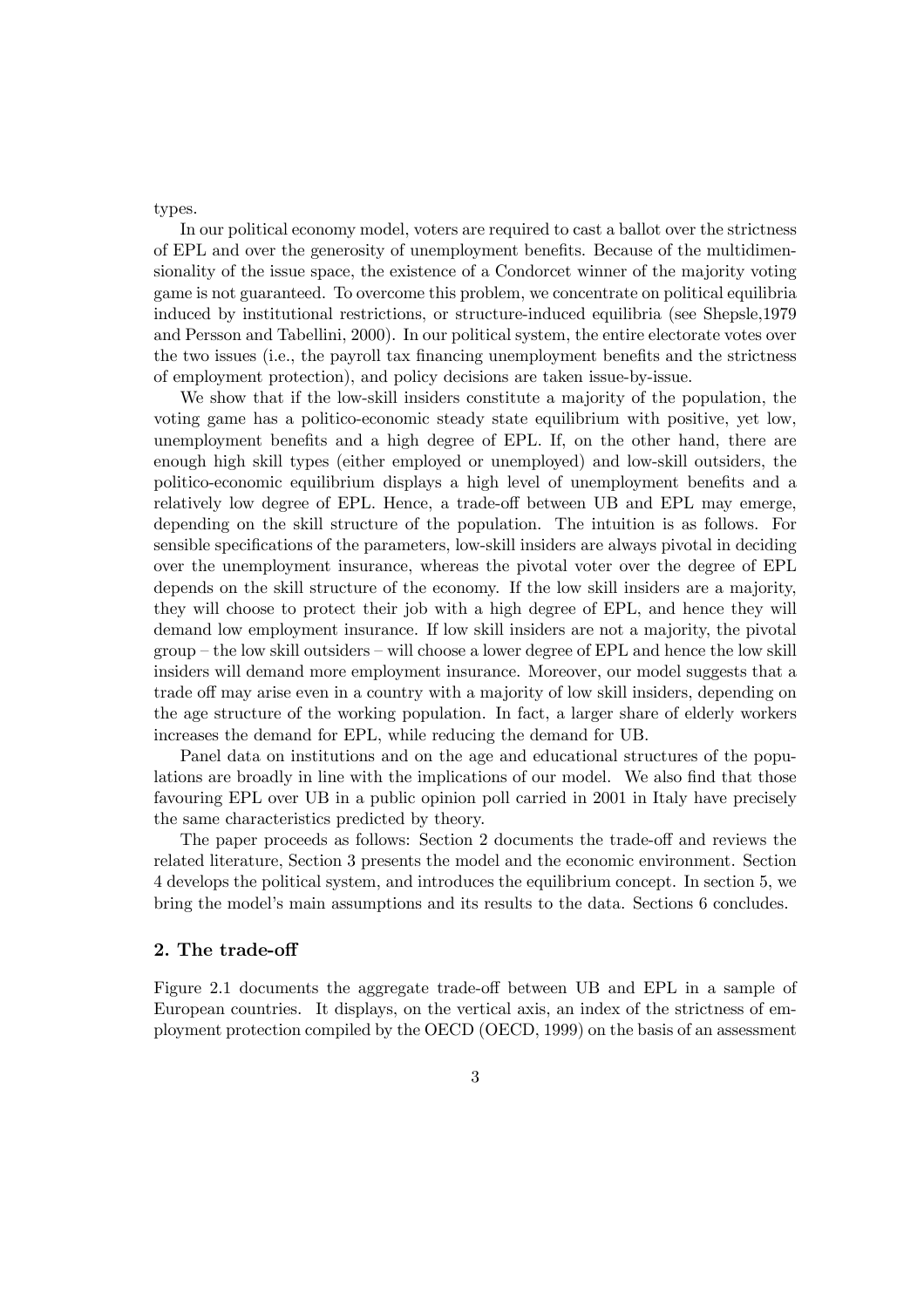types.

In our political economy model, voters are required to cast a ballot over the strictness of EPL and over the generosity of unemployment benefits. Because of the multidimensionality of the issue space, the existence of a Condorcet winner of the majority voting game is not guaranteed. To overcome this problem, we concentrate on political equilibria induced by institutional restrictions, or structure-induced equilibria (see Shepsle,1979 and Persson and Tabellini, 2000). In our political system, the entire electorate votes over the two issues (i.e., the payroll tax financing unemployment benefits and the strictness of employment protection), and policy decisions are taken issue-by-issue.

We show that if the low-skill insiders constitute a majority of the population, the voting game has a politico-economic steady state equilibrium with positive, yet low, unemployment benefits and a high degree of EPL. If, on the other hand, there are enough high skill types (either employed or unemployed) and low-skill outsiders, the politico-economic equilibrium displays a high level of unemployment benefits and a relatively low degree of EPL. Hence, a trade-off between UB and EPL may emerge, depending on the skill structure of the population. The intuition is as follows. For sensible specifications of the parameters, low-skill insiders are always pivotal in deciding over the unemployment insurance, whereas the pivotal voter over the degree of EPL depends on the skill structure of the economy. If the low skill insiders are a majority, they will choose to protect their job with a high degree of EPL, and hence they will demand low employment insurance. If low skill insiders are not a majority, the pivotal group – the low skill outsiders – will choose a lower degree of EPL and hence the low skill insiders will demand more employment insurance. Moreover, our model suggests that a trade off may arise even in a country with a majority of low skill insiders, depending on the age structure of the working population. In fact, a larger share of elderly workers increases the demand for EPL, while reducing the demand for UB.

Panel data on institutions and on the age and educational structures of the populations are broadly in line with the implications of our model. We also find that those favouring EPL over UB in a public opinion poll carried in 2001 in Italy have precisely the same characteristics predicted by theory.

The paper proceeds as follows: Section 2 documents the trade-off and reviews the related literature, Section 3 presents the model and the economic environment. Section 4 develops the political system, and introduces the equilibrium concept. In section 5, we bring the model's main assumptions and its results to the data. Sections 6 concludes.

## 2. The trade-off

Figure 2.1 documents the aggregate trade-off between UB and EPL in a sample of European countries. It displays, on the vertical axis, an index of the strictness of employment protection compiled by the OECD (OECD, 1999) on the basis of an assessment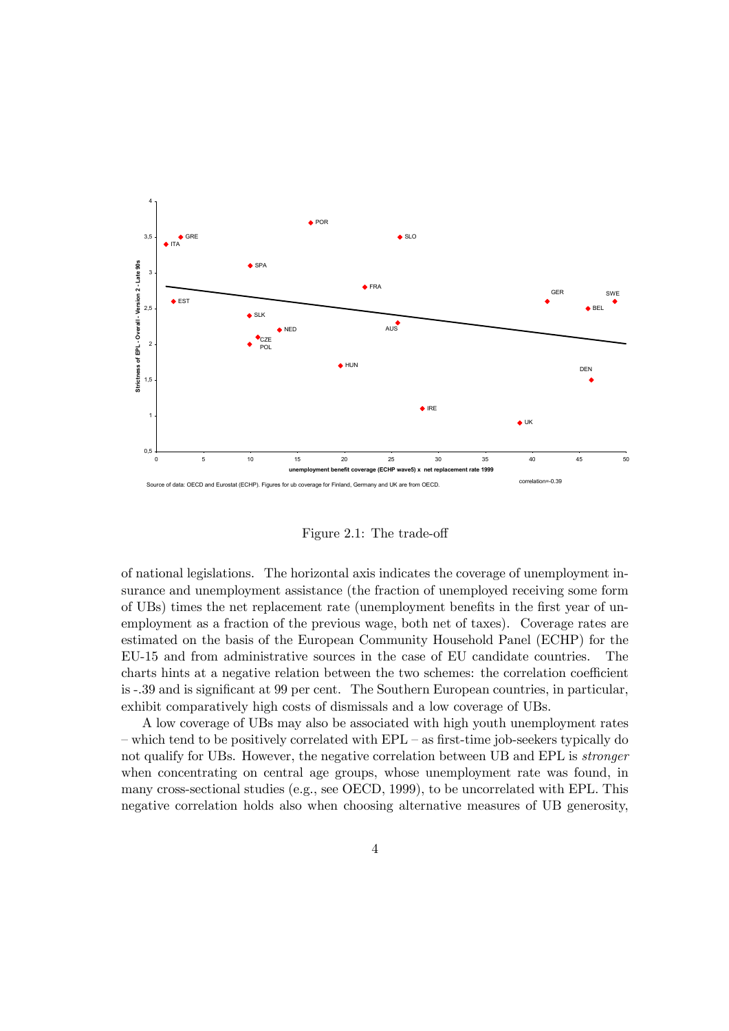Figure 2.1: The trade-off

of national legislations. The horizontal axis indicates the coverage of unemployment insurance and unemployment assistance (the fraction of unemployed receiving some form of UBs) times the net replacement rate (unemployment benefits in the first year of unemployment as a fraction of the previous wage, both net of taxes). Coverage rates are estimated on the basis of the European Community Household Panel (ECHP) for the EU-15 and from administrative sources in the case of EU candidate countries. The charts hints at a negative relation between the two schemes: the correlation coefficient is -.39 and is significant at 99 per cent. The Southern European countries, in particular, exhibit comparatively high costs of dismissals and a low coverage of UBs.

A low coverage of UBs may also be associated with high youth unemployment rates – which tend to be positively correlated with EPL – as first-time job-seekers typically do not qualify for UBs. However, the negative correlation between UB and EPL is *stronger* when concentrating on central age groups, whose unemployment rate was found, in many cross-sectional studies (e.g., see OECD, 1999), to be uncorrelated with EPL. This negative correlation holds also when choosing alternative measures of UB generosity,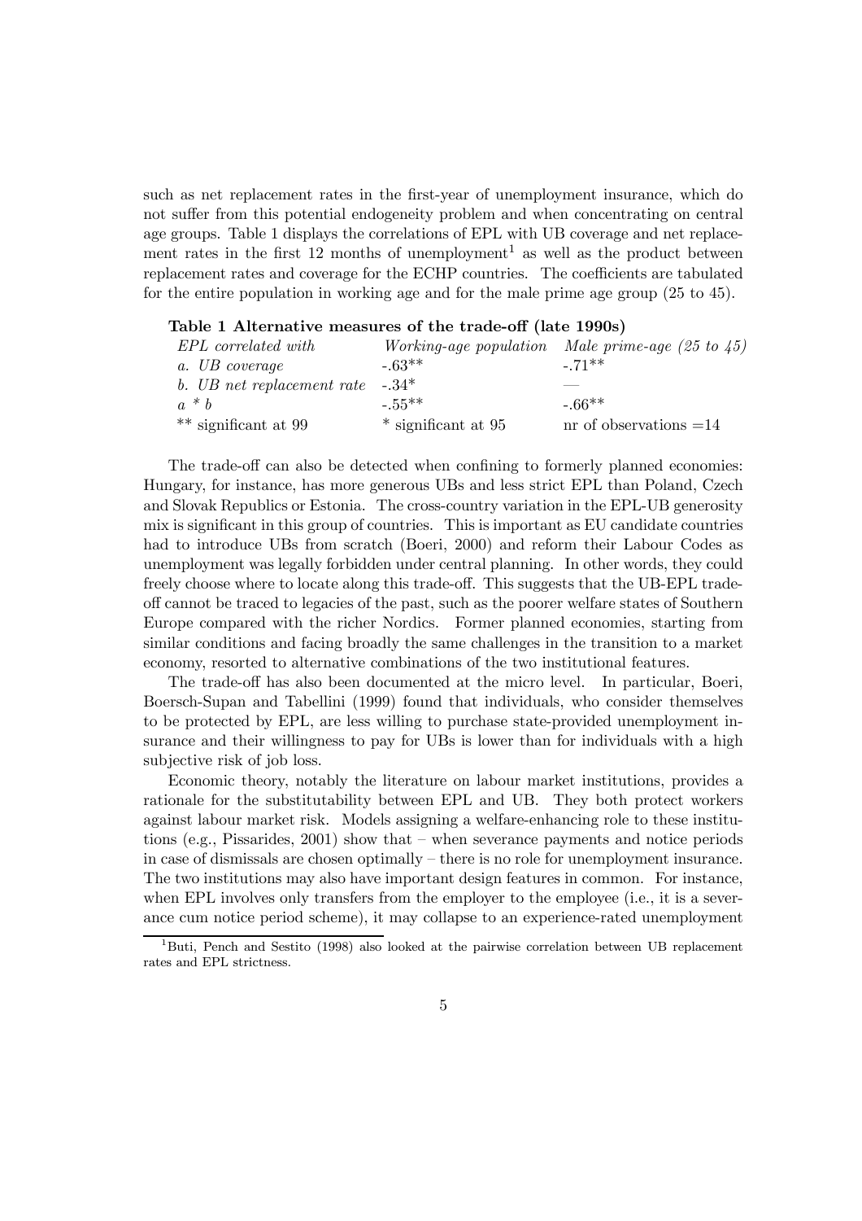such as net replacement rates in the first-year of unemployment insurance, which do not suffer from this potential endogeneity problem and when concentrating on central age groups. Table 1 displays the correlations of EPL with UB coverage and net replacement rates in the first 12 months of unemployment[1] as well as the product between replacement rates and coverage for the ECHP countries. The coefficients are tabulated for the entire population in working age and for the male prime age group (25 to 45).

**Table 1 Alternative measures of the trade-off (late 1990s)**

| *EPL correlated with* | *Working-age population* | *Male prime-age (25 to 45)* |
|---|---|---|
| *a. UB coverage* | -.63** | -.71** |
| *b. UB net replacement rate* | -.34* | — |
| *a * b* | -.55** | -.66** |
| ** significant at 99 | * significant at 95 | nr of observations =14 |

The trade-off can also be detected when confining to formerly planned economies: Hungary, for instance, has more generous UBs and less strict EPL than Poland, Czech and Slovak Republics or Estonia. The cross-country variation in the EPL-UB generosity mix is significant in this group of countries. This is important as EU candidate countries had to introduce UBs from scratch (Boeri, 2000) and reform their Labour Codes as unemployment was legally forbidden under central planning. In other words, they could freely choose where to locate along this trade-off. This suggests that the UB-EPL trade-off cannot be traced to legacies of the past, such as the poorer welfare states of Southern Europe compared with the richer Nordics. Former planned economies, starting from similar conditions and facing broadly the same challenges in the transition to a market economy, resorted to alternative combinations of the two institutional features.

The trade-off has also been documented at the micro level. In particular, Boeri, Boersch-Supan and Tabellini (1999) found that individuals, who consider themselves to be protected by EPL, are less willing to purchase state-provided unemployment insurance and their willingness to pay for UBs is lower than for individuals with a high subjective risk of job loss.

Economic theory, notably the literature on labour market institutions, provides a rationale for the substitutability between EPL and UB. They both protect workers against labour market risk. Models assigning a welfare-enhancing role to these institutions (e.g., Pissarides, 2001) show that – when severance payments and notice periods in case of dismissals are chosen optimally – there is no role for unemployment insurance. The two institutions may also have important design features in common. For instance, when EPL involves only transfers from the employer to the employee (i.e., it is a severance cum notice period scheme), it may collapse to an experience-rated unemployment

[1] Buti, Pench and Sestito (1998) also looked at the pairwise correlation between UB replacement rates and EPL strictness.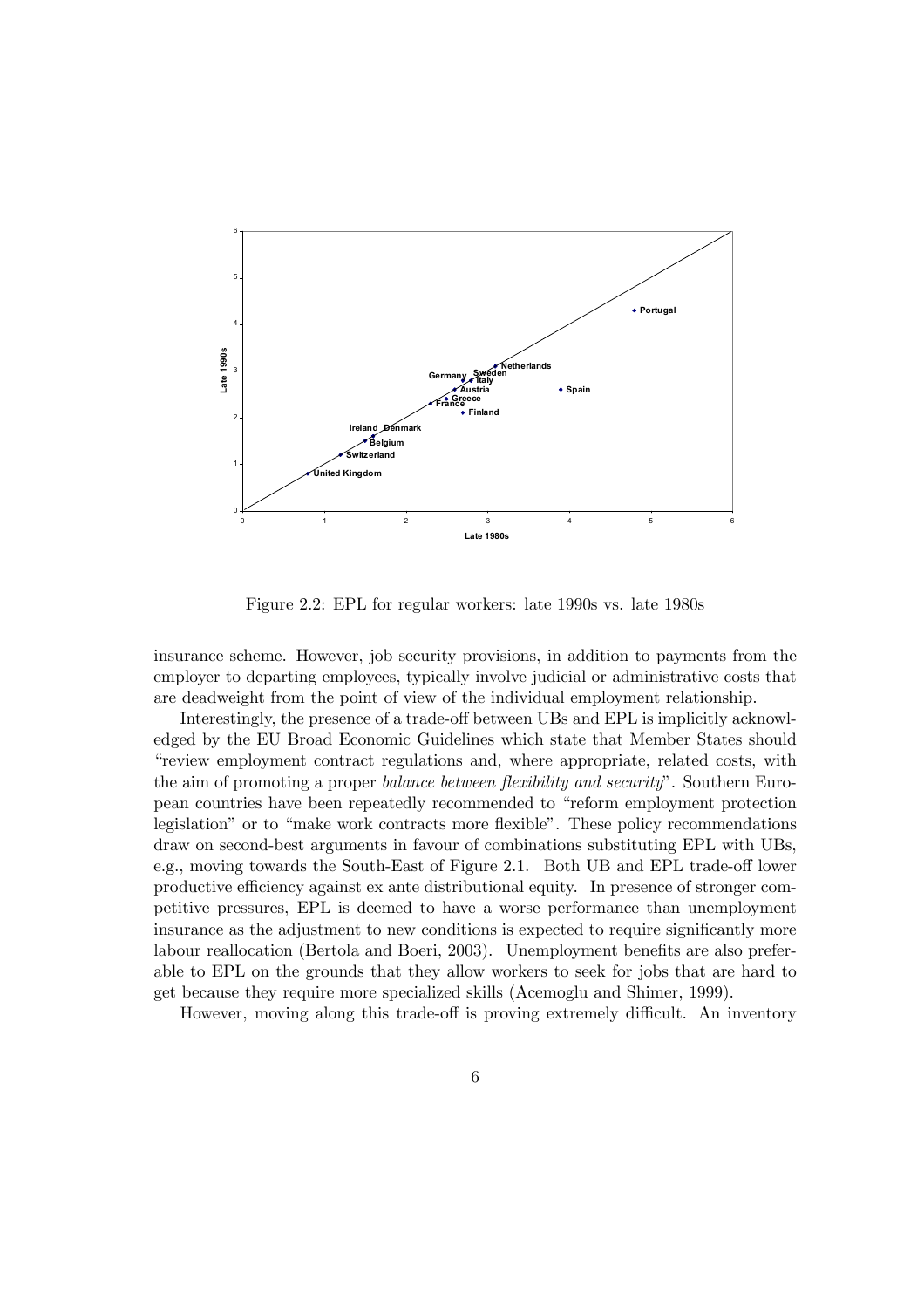Figure 2.2: EPL for regular workers: late 1990s vs. late 1980s

insurance scheme. However, job security provisions, in addition to payments from the employer to departing employees, typically involve judicial or administrative costs that are deadweight from the point of view of the individual employment relationship.

Interestingly, the presence of a trade-off between UBs and EPL is implicitly acknowledged by the EU Broad Economic Guidelines which state that Member States should "review employment contract regulations and, where appropriate, related costs, with the aim of promoting a proper *balance between flexibility and security*". Southern European countries have been repeatedly recommended to "reform employment protection legislation" or to "make work contracts more flexible". These policy recommendations draw on second-best arguments in favour of combinations substituting EPL with UBs, e.g., moving towards the South-East of Figure 2.1. Both UB and EPL trade-off lower productive efficiency against ex ante distributional equity. In presence of stronger competitive pressures, EPL is deemed to have a worse performance than unemployment insurance as the adjustment to new conditions is expected to require significantly more labour reallocation (Bertola and Boeri, 2003). Unemployment benefits are also preferable to EPL on the grounds that they allow workers to seek for jobs that are hard to get because they require more specialized skills (Acemoglu and Shimer, 1999).

However, moving along this trade-off is proving extremely difficult. An inventory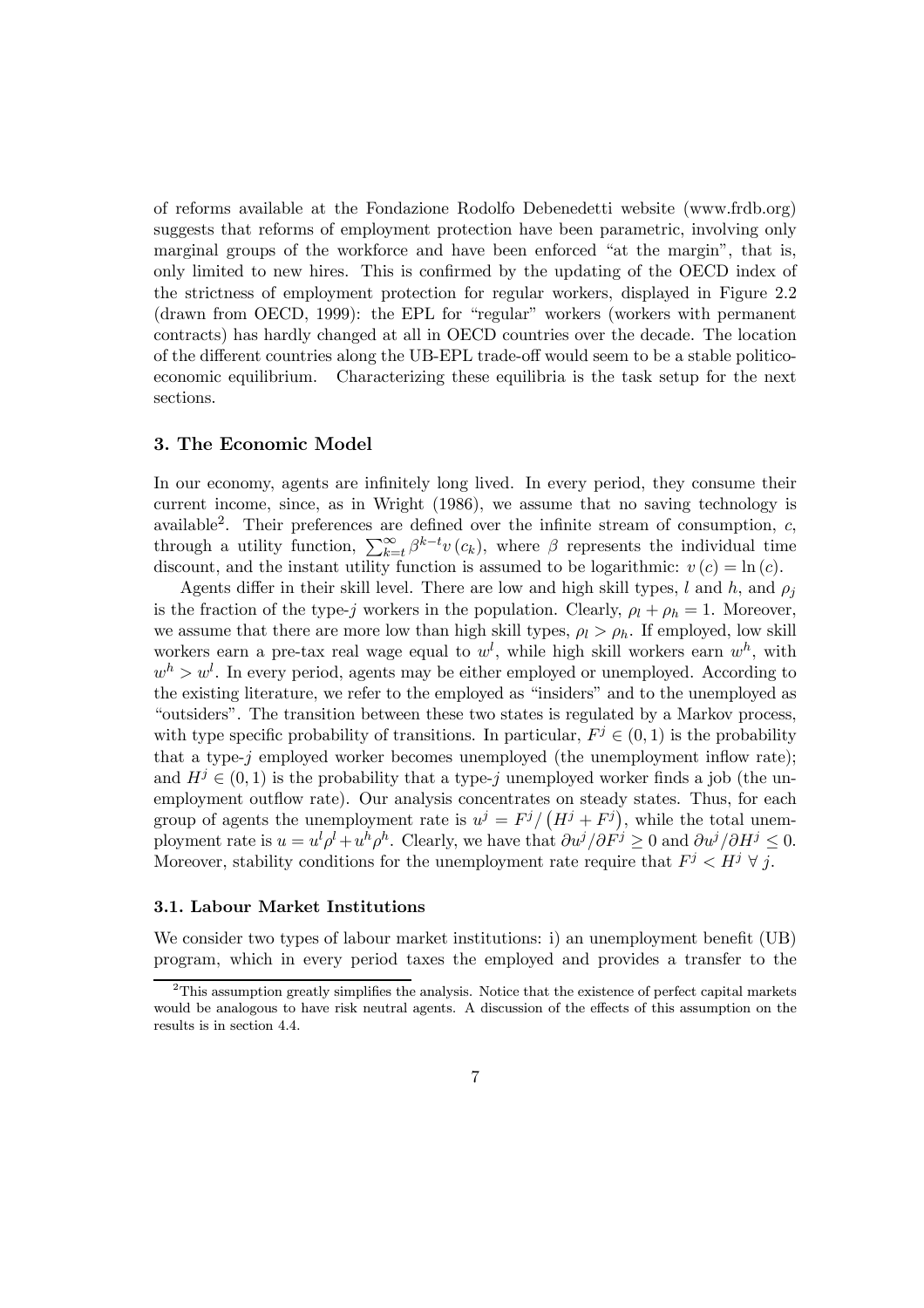of reforms available at the Fondazione Rodolfo Debenedetti website (www.frdb.org) suggests that reforms of employment protection have been parametric, involving only marginal groups of the workforce and have been enforced "at the margin", that is, only limited to new hires. This is confirmed by the updating of the OECD index of the strictness of employment protection for regular workers, displayed in Figure 2.2 (drawn from OECD, 1999): the EPL for "regular" workers (workers with permanent contracts) has hardly changed at all in OECD countries over the decade. The location of the different countries along the UB-EPL trade-off would seem to be a stable politico-economic equilibrium. Characterizing these equilibria is the task setup for the next sections.

## 3. The Economic Model

In our economy, agents are infinitely long lived. In every period, they consume their current income, since, as in Wright (1986), we assume that no saving technology is available[2]. Their preferences are defined over the infinite stream of consumption, $c$, through a utility function, $\sum_{k=t}^{\infty} \beta^{k-t} v(c_k)$, where $\beta$ represents the individual time discount, and the instant utility function is assumed to be logarithmic: $v(c) = \ln(c)$.

Agents differ in their skill level. There are low and high skill types, $l$ and $h$, and $\rho_j$ is the fraction of the type-$j$ workers in the population. Clearly, $\rho_l + \rho_h = 1$. Moreover, we assume that there are more low than high skill types, $\rho_l > \rho_h$. If employed, low skill workers earn a pre-tax real wage equal to $w^l$, while high skill workers earn $w^h$, with $w^h > w^l$. In every period, agents may be either employed or unemployed. According to the existing literature, we refer to the employed as "insiders" and to the unemployed as "outsiders". The transition between these two states is regulated by a Markov process, with type specific probability of transitions. In particular, $F^j \in (0,1)$ is the probability that a type-$j$ employed worker becomes unemployed (the unemployment inflow rate); and $H^j \in (0,1)$ is the probability that a type-$j$ unemployed worker finds a job (the unemployment outflow rate). Our analysis concentrates on steady states. Thus, for each group of agents the unemployment rate is $u^j = F^j / (H^j + F^j)$, while the total unemployment rate is $u = u^l \rho^l + u^h \rho^h$. Clearly, we have that $\partial u^j / \partial F^j \geq 0$ and $\partial u^j / \partial H^j \leq 0$. Moreover, stability conditions for the unemployment rate require that $F^j < H^j \; \forall \, j$.

### 3.1. Labour Market Institutions

We consider two types of labour market institutions: i) an unemployment benefit (UB) program, which in every period taxes the employed and provides a transfer to the

[2] This assumption greatly simplifies the analysis. Notice that the existence of perfect capital markets would be analogous to have risk neutral agents. A discussion of the effects of this assumption on the results is in section 4.4.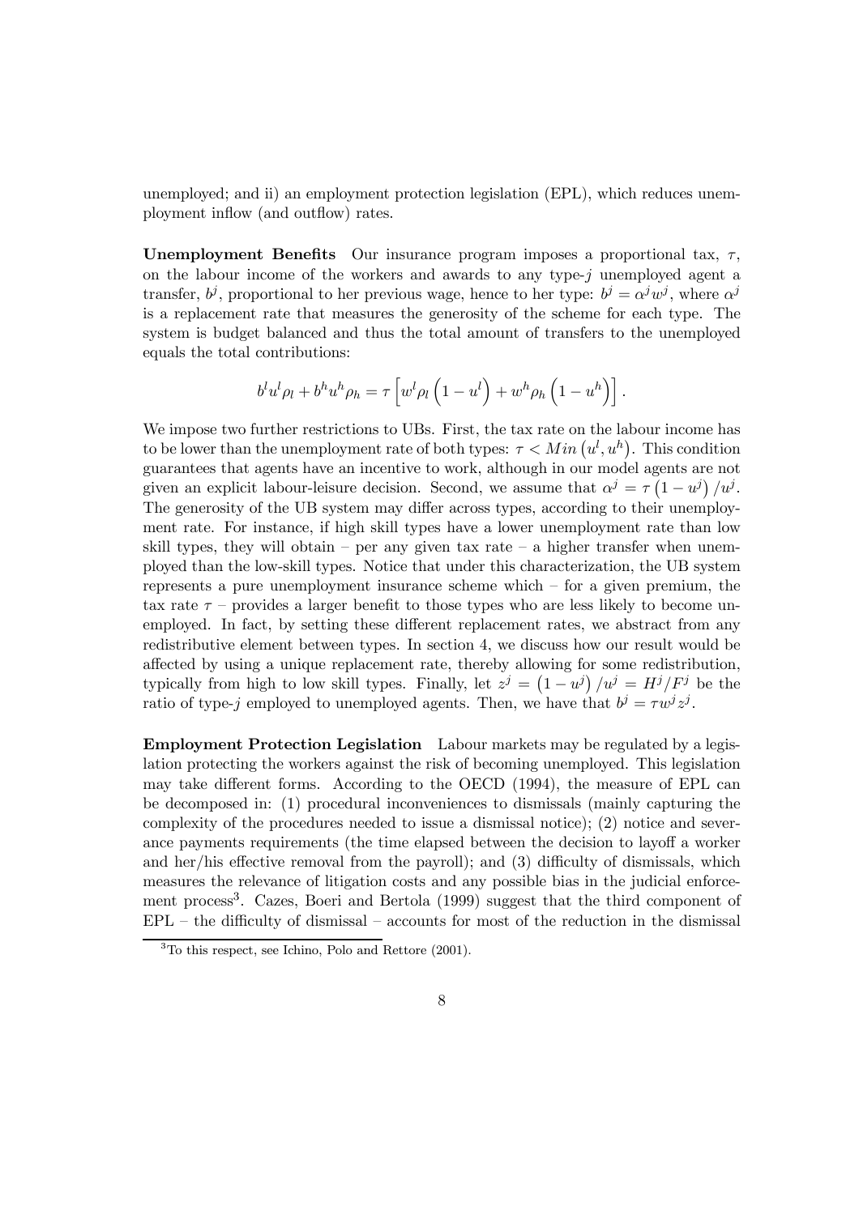unemployed; and ii) an employment protection legislation (EPL), which reduces unemployment inflow (and outflow) rates.

**Unemployment Benefits** Our insurance program imposes a proportional tax, $\tau$, on the labour income of the workers and awards to any type-$j$ unemployed agent a transfer, $b^j$, proportional to her previous wage, hence to her type: $b^j = \alpha^j w^j$, where $\alpha^j$ is a replacement rate that measures the generosity of the scheme for each type. The system is budget balanced and thus the total amount of transfers to the unemployed equals the total contributions:

$$b^l u^l \rho_l + b^h u^h \rho_h = \tau \left[ w^l \rho_l \left(1 - u^l\right) + w^h \rho_h \left(1 - u^h\right) \right].$$

We impose two further restrictions to UBs. First, the tax rate on the labour income has to be lower than the unemployment rate of both types: $\tau < Min\left(u^l, u^h\right)$. This condition guarantees that agents have an incentive to work, although in our model agents are not given an explicit labour-leisure decision. Second, we assume that $\alpha^j = \tau\left(1 - u^j\right)/u^j$. The generosity of the UB system may differ across types, according to their unemployment rate. For instance, if high skill types have a lower unemployment rate than low skill types, they will obtain – per any given tax rate – a higher transfer when unemployed than the low-skill types. Notice that under this characterization, the UB system represents a pure unemployment insurance scheme which – for a given premium, the tax rate $\tau$ – provides a larger benefit to those types who are less likely to become unemployed. In fact, by setting these different replacement rates, we abstract from any redistributive element between types. In section 4, we discuss how our result would be affected by using a unique replacement rate, thereby allowing for some redistribution, typically from high to low skill types. Finally, let $z^j = \left(1 - u^j\right)/u^j = H^j/F^j$ be the ratio of type-$j$ employed to unemployed agents. Then, we have that $b^j = \tau w^j z^j$.

**Employment Protection Legislation** Labour markets may be regulated by a legislation protecting the workers against the risk of becoming unemployed. This legislation may take different forms. According to the OECD (1994), the measure of EPL can be decomposed in: (1) procedural inconveniences to dismissals (mainly capturing the complexity of the procedures needed to issue a dismissal notice); (2) notice and severance payments requirements (the time elapsed between the decision to layoff a worker and her/his effective removal from the payroll); and (3) difficulty of dismissals, which measures the relevance of litigation costs and any possible bias in the judicial enforcement process[3]. Cazes, Boeri and Bertola (1999) suggest that the third component of EPL – the difficulty of dismissal – accounts for most of the reduction in the dismissal

[3] To this respect, see Ichino, Polo and Rettore (2001).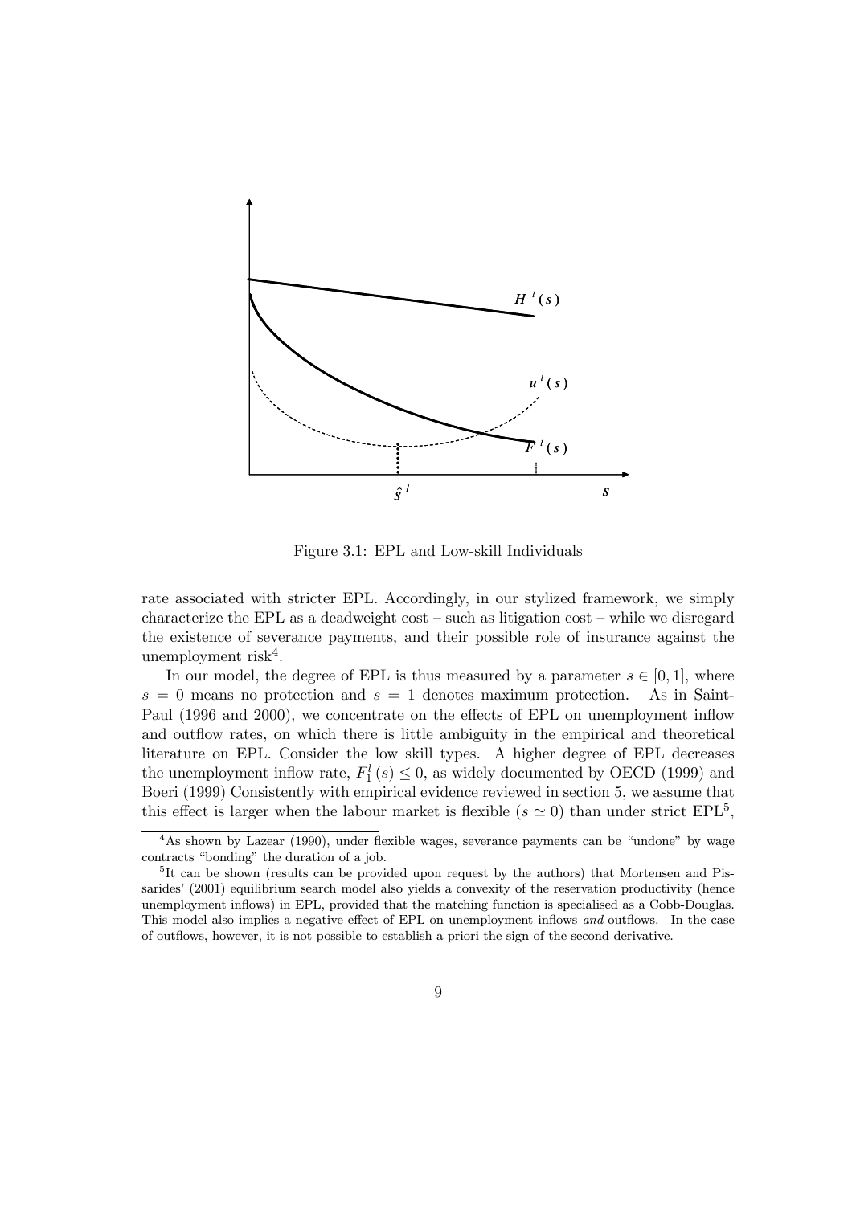Figure 3.1: EPL and Low-skill Individuals

rate associated with stricter EPL. Accordingly, in our stylized framework, we simply characterize the EPL as a deadweight cost – such as litigation cost – while we disregard the existence of severance payments, and their possible role of insurance against the unemployment risk[4].

In our model, the degree of EPL is thus measured by a parameter $s \in [0, 1]$, where $s = 0$ means no protection and $s = 1$ denotes maximum protection. As in Saint-Paul (1996 and 2000), we concentrate on the effects of EPL on unemployment inflow and outflow rates, on which there is little ambiguity in the empirical and theoretical literature on EPL. Consider the low skill types. A higher degree of EPL decreases the unemployment inflow rate, $F_1^l(s) \leq 0$, as widely documented by OECD (1999) and Boeri (1999) Consistently with empirical evidence reviewed in section 5, we assume that this effect is larger when the labour market is flexible ($s \simeq 0$) than under strict EPL[5],

[4]As shown by Lazear (1990), under flexible wages, severance payments can be "undone" by wage contracts "bonding" the duration of a job.

[5]It can be shown (results can be provided upon request by the authors) that Mortensen and Pissarides' (2001) equilibrium search model also yields a convexity of the reservation productivity (hence unemployment inflows) in EPL, provided that the matching function is specialised as a Cobb-Douglas. This model also implies a negative effect of EPL on unemployment inflows *and* outflows. In the case of outflows, however, it is not possible to establish a priori the sign of the second derivative.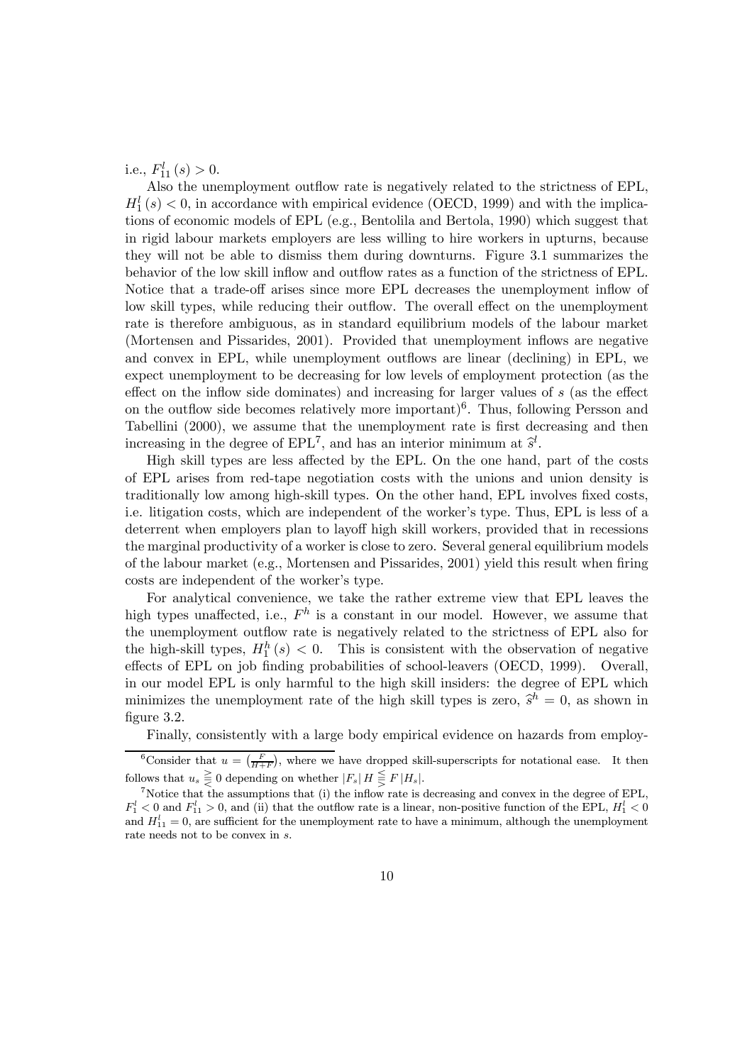i.e., $F^l_{11}(s) > 0$.

Also the unemployment outflow rate is negatively related to the strictness of EPL, $H^l_1(s) < 0$, in accordance with empirical evidence (OECD, 1999) and with the implications of economic models of EPL (e.g., Bentolila and Bertola, 1990) which suggest that in rigid labour markets employers are less willing to hire workers in upturns, because they will not be able to dismiss them during downturns. Figure 3.1 summarizes the behavior of the low skill inflow and outflow rates as a function of the strictness of EPL. Notice that a trade-off arises since more EPL decreases the unemployment inflow of low skill types, while reducing their outflow. The overall effect on the unemployment rate is therefore ambiguous, as in standard equilibrium models of the labour market (Mortensen and Pissarides, 2001). Provided that unemployment inflows are negative and convex in EPL, while unemployment outflows are linear (declining) in EPL, we expect unemployment to be decreasing for low levels of employment protection (as the effect on the inflow side dominates) and increasing for larger values of $s$ (as the effect on the outflow side becomes relatively more important)[6]. Thus, following Persson and Tabellini (2000), we assume that the unemployment rate is first decreasing and then increasing in the degree of EPL[7], and has an interior minimum at $\widehat{s}^l$.

High skill types are less affected by the EPL. On the one hand, part of the costs of EPL arises from red-tape negotiation costs with the unions and union density is traditionally low among high-skill types. On the other hand, EPL involves fixed costs, i.e. litigation costs, which are independent of the worker's type. Thus, EPL is less of a deterrent when employers plan to layoff high skill workers, provided that in recessions the marginal productivity of a worker is close to zero. Several general equilibrium models of the labour market (e.g., Mortensen and Pissarides, 2001) yield this result when firing costs are independent of the worker's type.

For analytical convenience, we take the rather extreme view that EPL leaves the high types unaffected, i.e., $F^h$ is a constant in our model. However, we assume that the unemployment outflow rate is negatively related to the strictness of EPL also for the high-skill types, $H^h_1(s) < 0$. This is consistent with the observation of negative effects of EPL on job finding probabilities of school-leavers (OECD, 1999). Overall, in our model EPL is only harmful to the high skill insiders: the degree of EPL which minimizes the unemployment rate of the high skill types is zero, $\widehat{s}^h = 0$, as shown in figure 3.2.

Finally, consistently with a large body empirical evidence on hazards from employ-

---

[6] Consider that $u = \left(\frac{F}{H+F}\right)$, where we have dropped skill-superscripts for notational ease. It then follows that $u_s \gtreqless 0$ depending on whether $|F_s| H \lesseqgtr F |H_s|$.

[7] Notice that the assumptions that (i) the inflow rate is decreasing and convex in the degree of EPL, $F^l_1 < 0$ and $F^l_{11} > 0$, and (ii) that the outflow rate is a linear, non-positive function of the EPL, $H^l_1 < 0$ and $H^l_{11} = 0$, are sufficient for the unemployment rate to have a minimum, although the unemployment rate needs not to be convex in $s$.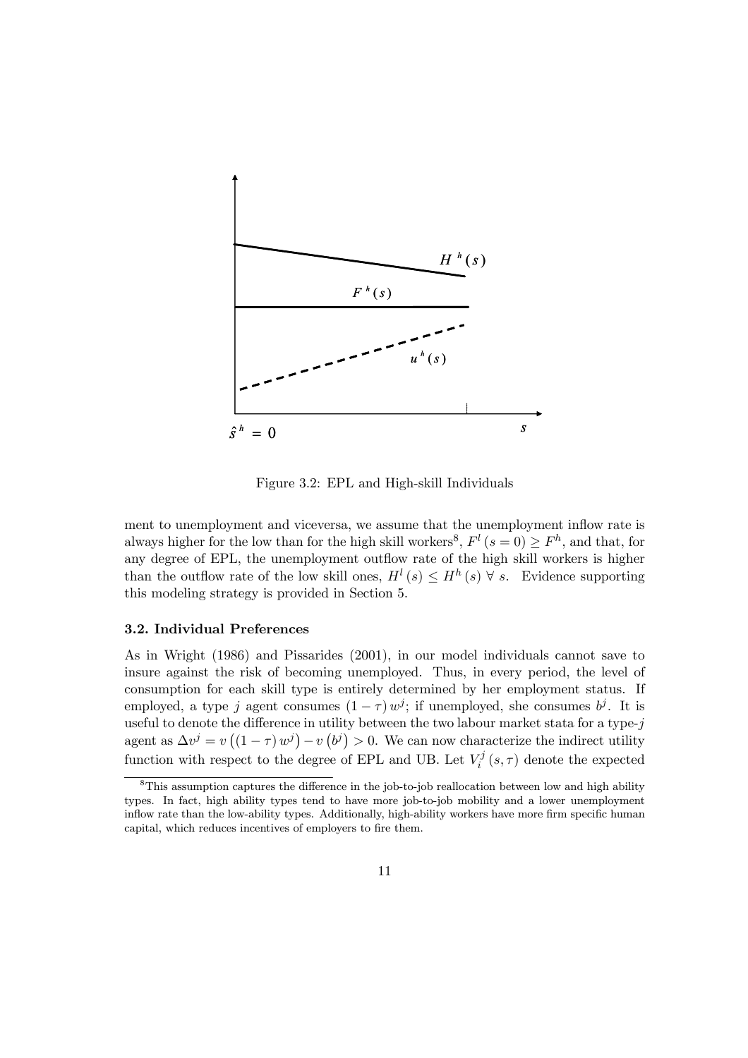Figure 3.2: EPL and High-skill Individuals

ment to unemployment and viceversa, we assume that the unemployment inflow rate is always higher for the low than for the high skill workers[8], $F^l(s=0) \geq F^h$, and that, for any degree of EPL, the unemployment outflow rate of the high skill workers is higher than the outflow rate of the low skill ones, $H^l(s) \leq H^h(s)\ \forall\ s$. Evidence supporting this modeling strategy is provided in Section 5.

### 3.2. Individual Preferences

As in Wright (1986) and Pissarides (2001), in our model individuals cannot save to insure against the risk of becoming unemployed. Thus, in every period, the level of consumption for each skill type is entirely determined by her employment status. If employed, a type $j$ agent consumes $(1-\tau)w^j$; if unemployed, she consumes $b^j$. It is useful to denote the difference in utility between the two labour market stata for a type-$j$ agent as $\Delta v^j = v\left((1-\tau)w^j\right) - v\left(b^j\right) > 0$. We can now characterize the indirect utility function with respect to the degree of EPL and UB. Let $V_i^j(s,\tau)$ denote the expected

[8] This assumption captures the difference in the job-to-job reallocation between low and high ability types. In fact, high ability types tend to have more job-to-job mobility and a lower unemployment inflow rate than the low-ability types. Additionally, high-ability workers have more firm specific human capital, which reduces incentives of employers to fire them.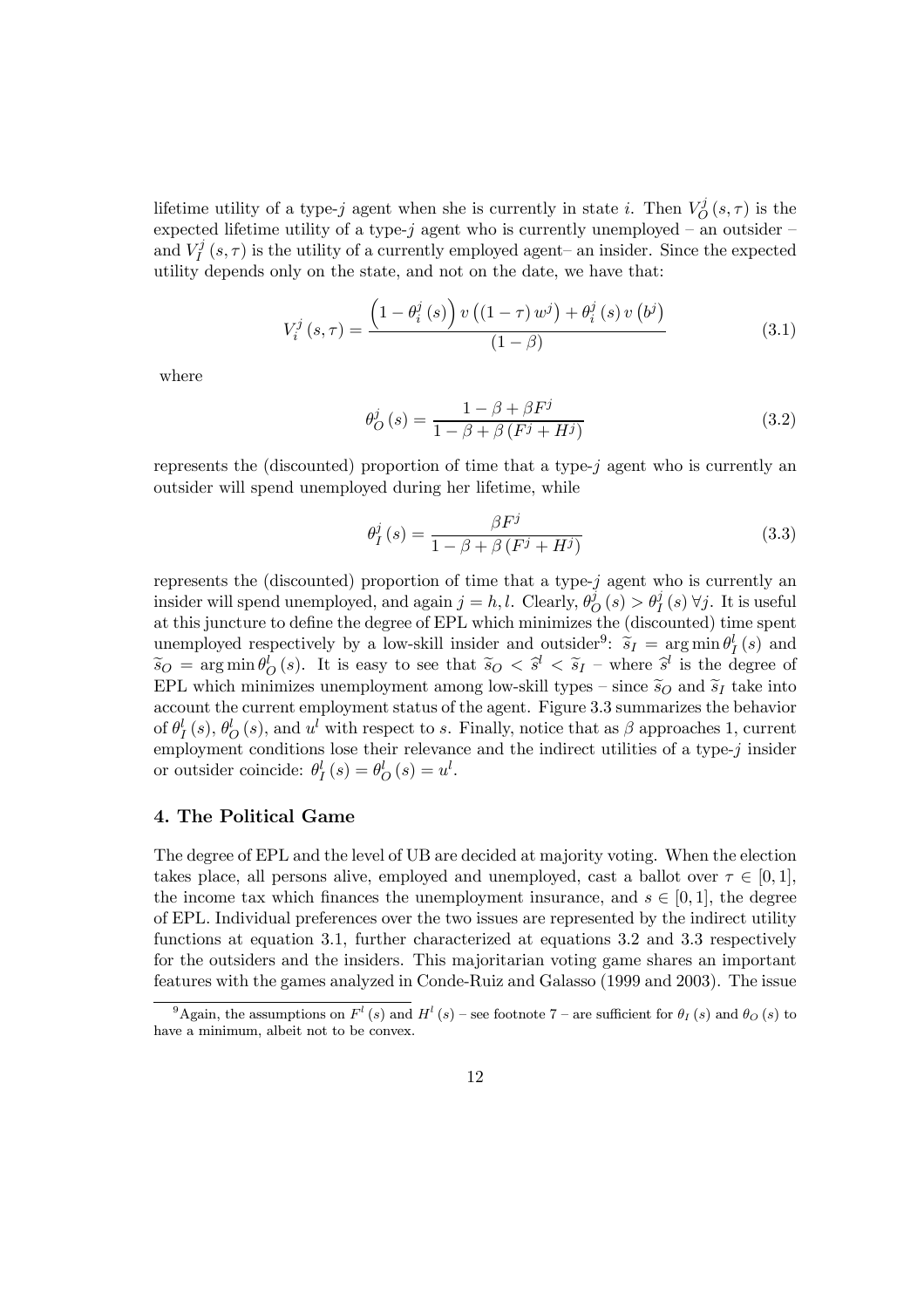lifetime utility of a type-$j$ agent when she is currently in state $i$. Then $V_O^j(s,\tau)$ is the expected lifetime utility of a type-$j$ agent who is currently unemployed – an outsider – and $V_I^j(s,\tau)$ is the utility of a currently employed agent– an insider. Since the expected utility depends only on the state, and not on the date, we have that:

$$V_i^j(s,\tau) = \frac{\left(1-\theta_i^j(s)\right) v\left((1-\tau) w^j\right) + \theta_i^j(s) v\left(b^j\right)}{(1-\beta)} \tag{3.1}$$

where

$$\theta_O^j(s) = \frac{1-\beta+\beta F^j}{1-\beta+\beta\left(F^j+H^j\right)} \tag{3.2}$$

represents the (discounted) proportion of time that a type-$j$ agent who is currently an outsider will spend unemployed during her lifetime, while

$$\theta_I^j(s) = \frac{\beta F^j}{1-\beta+\beta\left(F^j+H^j\right)} \tag{3.3}$$

represents the (discounted) proportion of time that a type-$j$ agent who is currently an insider will spend unemployed, and again $j = h, l$. Clearly, $\theta_O^j(s) > \theta_I^j(s)\ \forall j$. It is useful at this juncture to define the degree of EPL which minimizes the (discounted) time spent unemployed respectively by a low-skill insider and outsider[9]: $\widetilde{s}_I = \arg\min \theta_I^l(s)$ and $\widetilde{s}_O = \arg\min \theta_O^l(s)$. It is easy to see that $\widetilde{s}_O < \widehat{s}^l < \widetilde{s}_I$ – where $\widehat{s}^l$ is the degree of EPL which minimizes unemployment among low-skill types – since $\widetilde{s}_O$ and $\widetilde{s}_I$ take into account the current employment status of the agent. Figure 3.3 summarizes the behavior of $\theta_I^l(s)$, $\theta_O^l(s)$, and $u^l$ with respect to $s$. Finally, notice that as $\beta$ approaches 1, current employment conditions lose their relevance and the indirect utilities of a type-$j$ insider or outsider coincide: $\theta_I^l(s) = \theta_O^l(s) = u^l$.

## 4. The Political Game

The degree of EPL and the level of UB are decided at majority voting. When the election takes place, all persons alive, employed and unemployed, cast a ballot over $\tau \in [0,1]$, the income tax which finances the unemployment insurance, and $s \in [0,1]$, the degree of EPL. Individual preferences over the two issues are represented by the indirect utility functions at equation 3.1, further characterized at equations 3.2 and 3.3 respectively for the outsiders and the insiders. This majoritarian voting game shares an important features with the games analyzed in Conde-Ruiz and Galasso (1999 and 2003). The issue

[9] Again, the assumptions on $F^l(s)$ and $H^l(s)$ – see footnote 7 – are sufficient for $\theta_I(s)$ and $\theta_O(s)$ to have a minimum, albeit not to be convex.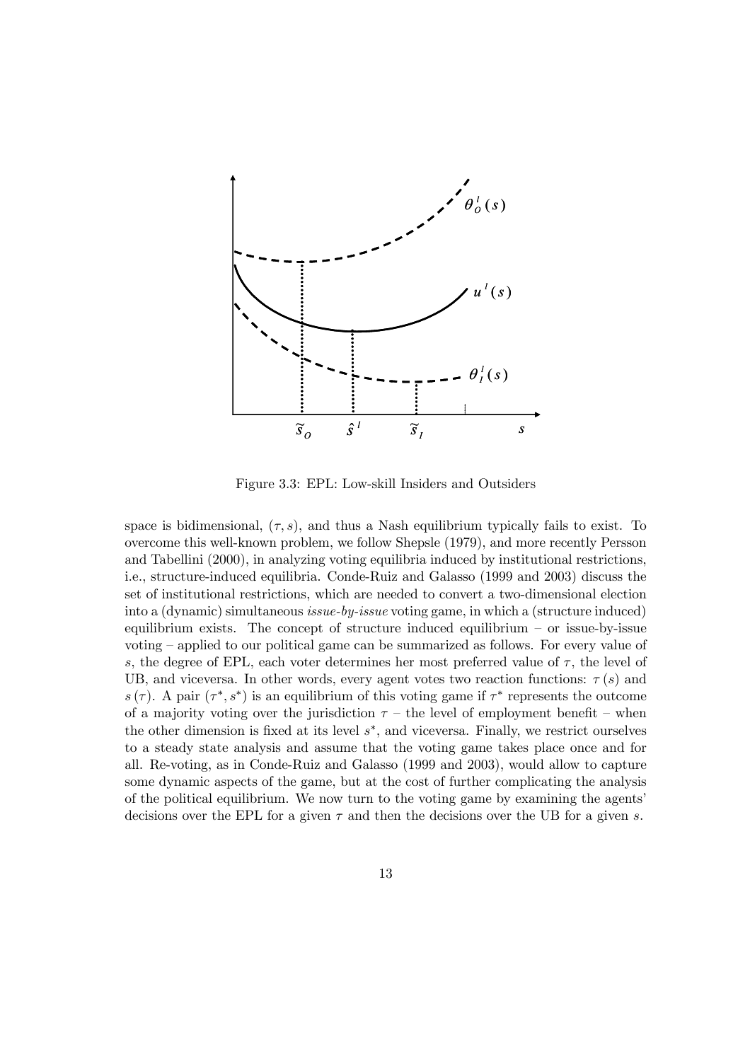Figure 3.3: EPL: Low-skill Insiders and Outsiders

space is bidimensional, $(\tau, s)$, and thus a Nash equilibrium typically fails to exist. To overcome this well-known problem, we follow Shepsle (1979), and more recently Persson and Tabellini (2000), in analyzing voting equilibria induced by institutional restrictions, i.e., structure-induced equilibria. Conde-Ruiz and Galasso (1999 and 2003) discuss the set of institutional restrictions, which are needed to convert a two-dimensional election into a (dynamic) simultaneous *issue-by-issue* voting game, in which a (structure induced) equilibrium exists. The concept of structure induced equilibrium – or issue-by-issue voting – applied to our political game can be summarized as follows. For every value of $s$, the degree of EPL, each voter determines her most preferred value of $\tau$, the level of UB, and viceversa. In other words, every agent votes two reaction functions: $\tau(s)$ and $s(\tau)$. A pair $(\tau^*, s^*)$ is an equilibrium of this voting game if $\tau^*$ represents the outcome of a majority voting over the jurisdiction $\tau$ – the level of employment benefit – when the other dimension is fixed at its level $s^*$, and viceversa. Finally, we restrict ourselves to a steady state analysis and assume that the voting game takes place once and for all. Re-voting, as in Conde-Ruiz and Galasso (1999 and 2003), would allow to capture some dynamic aspects of the game, but at the cost of further complicating the analysis of the political equilibrium. We now turn to the voting game by examining the agents' decisions over the EPL for a given $\tau$ and then the decisions over the UB for a given $s$.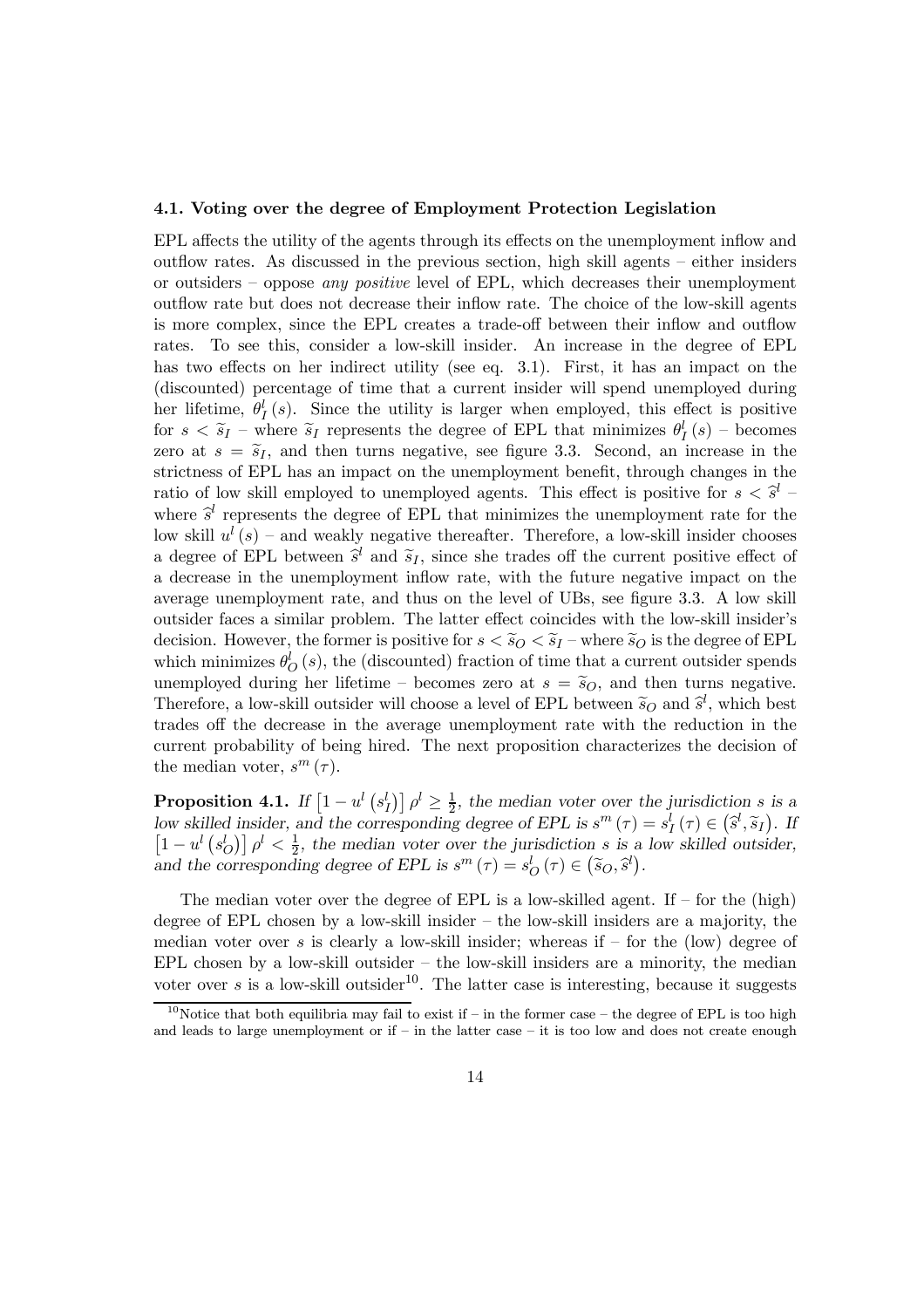### 4.1. Voting over the degree of Employment Protection Legislation

EPL affects the utility of the agents through its effects on the unemployment inflow and outflow rates. As discussed in the previous section, high skill agents – either insiders or outsiders – oppose *any positive* level of EPL, which decreases their unemployment outflow rate but does not decrease their inflow rate. The choice of the low-skill agents is more complex, since the EPL creates a trade-off between their inflow and outflow rates. To see this, consider a low-skill insider. An increase in the degree of EPL has two effects on her indirect utility (see eq. 3.1). First, it has an impact on the (discounted) percentage of time that a current insider will spend unemployed during her lifetime, $\theta_I^l(s)$. Since the utility is larger when employed, this effect is positive for $s < \widetilde{s}_I$ – where $\widetilde{s}_I$ represents the degree of EPL that minimizes $\theta_I^l(s)$ – becomes zero at $s = \widetilde{s}_I$, and then turns negative, see figure 3.3. Second, an increase in the strictness of EPL has an impact on the unemployment benefit, through changes in the ratio of low skill employed to unemployed agents. This effect is positive for $s < \widehat{s}^l$ – where $\widehat{s}^l$ represents the degree of EPL that minimizes the unemployment rate for the low skill $u^l(s)$ – and weakly negative thereafter. Therefore, a low-skill insider chooses a degree of EPL between $\widehat{s}^l$ and $\widetilde{s}_I$, since she trades off the current positive effect of a decrease in the unemployment inflow rate, with the future negative impact on the average unemployment rate, and thus on the level of UBs, see figure 3.3. A low skill outsider faces a similar problem. The latter effect coincides with the low-skill insider's decision. However, the former is positive for $s < \widetilde{s}_O < \widetilde{s}_I$ – where $\widetilde{s}_O$ is the degree of EPL which minimizes $\theta_O^l(s)$, the (discounted) fraction of time that a current outsider spends unemployed during her lifetime – becomes zero at $s = \widetilde{s}_O$, and then turns negative. Therefore, a low-skill outsider will choose a level of EPL between $\widetilde{s}_O$ and $\widehat{s}^l$, which best trades off the decrease in the average unemployment rate with the reduction in the current probability of being hired. The next proposition characterizes the decision of the median voter, $s^m(\tau)$.

**Proposition 4.1.** *If $\left[1 - u^l\left(s_I^l\right)\right]\rho^l \geq \frac{1}{2}$, the median voter over the jurisdiction $s$ is a low skilled insider, and the corresponding degree of EPL is $s^m(\tau) = s_I^l(\tau) \in \left(\widehat{s}^l, \widetilde{s}_I\right)$. If $\left[1 - u^l\left(s_O^l\right)\right]\rho^l < \frac{1}{2}$, the median voter over the jurisdiction $s$ is a low skilled outsider, and the corresponding degree of EPL is $s^m(\tau) = s_O^l(\tau) \in \left(\widetilde{s}_O, \widehat{s}^l\right)$.*

The median voter over the degree of EPL is a low-skilled agent. If – for the (high) degree of EPL chosen by a low-skill insider – the low-skill insiders are a majority, the median voter over $s$ is clearly a low-skill insider; whereas if – for the (low) degree of EPL chosen by a low-skill outsider – the low-skill insiders are a minority, the median voter over $s$ is a low-skill outsider[10]. The latter case is interesting, because it suggests

[10] Notice that both equilibria may fail to exist if – in the former case – the degree of EPL is too high and leads to large unemployment or if – in the latter case – it is too low and does not create enough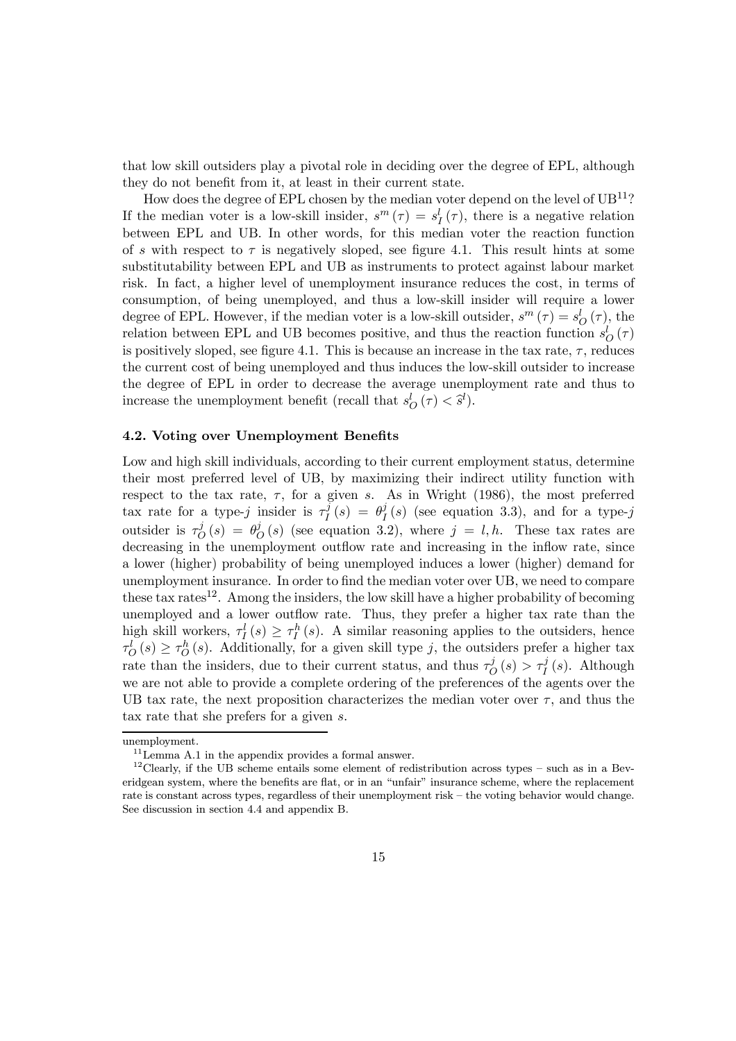that low skill outsiders play a pivotal role in deciding over the degree of EPL, although they do not benefit from it, at least in their current state.

How does the degree of EPL chosen by the median voter depend on the level of UB[11]? If the median voter is a low-skill insider, $s^m(\tau) = s_I^l(\tau)$, there is a negative relation between EPL and UB. In other words, for this median voter the reaction function of $s$ with respect to $\tau$ is negatively sloped, see figure 4.1. This result hints at some substitutability between EPL and UB as instruments to protect against labour market risk. In fact, a higher level of unemployment insurance reduces the cost, in terms of consumption, of being unemployed, and thus a low-skill insider will require a lower degree of EPL. However, if the median voter is a low-skill outsider, $s^m(\tau) = s_O^l(\tau)$, the relation between EPL and UB becomes positive, and thus the reaction function $s_O^l(\tau)$ is positively sloped, see figure 4.1. This is because an increase in the tax rate, $\tau$, reduces the current cost of being unemployed and thus induces the low-skill outsider to increase the degree of EPL in order to decrease the average unemployment rate and thus to increase the unemployment benefit (recall that $s_O^l(\tau) < \widehat{s}^l$).

### 4.2. Voting over Unemployment Benefits

Low and high skill individuals, according to their current employment status, determine their most preferred level of UB, by maximizing their indirect utility function with respect to the tax rate, $\tau$, for a given $s$. As in Wright (1986), the most preferred tax rate for a type-$j$ insider is $\tau_I^j(s) = \theta_I^j(s)$ (see equation 3.3), and for a type-$j$ outsider is $\tau_O^j(s) = \theta_O^j(s)$ (see equation 3.2), where $j = l, h$. These tax rates are decreasing in the unemployment outflow rate and increasing in the inflow rate, since a lower (higher) probability of being unemployed induces a lower (higher) demand for unemployment insurance. In order to find the median voter over UB, we need to compare these tax rates[12]. Among the insiders, the low skill have a higher probability of becoming unemployed and a lower outflow rate. Thus, they prefer a higher tax rate than the high skill workers, $\tau_I^l(s) \geq \tau_I^h(s)$. A similar reasoning applies to the outsiders, hence $\tau_O^l(s) \geq \tau_O^h(s)$. Additionally, for a given skill type $j$, the outsiders prefer a higher tax rate than the insiders, due to their current status, and thus $\tau_O^j(s) > \tau_I^j(s)$. Although we are not able to provide a complete ordering of the preferences of the agents over the UB tax rate, the next proposition characterizes the median voter over $\tau$, and thus the tax rate that she prefers for a given $s$.

unemployment.

[11]Lemma A.1 in the appendix provides a formal answer.

[12]Clearly, if the UB scheme entails some element of redistribution across types – such as in a Beveridgean system, where the benefits are flat, or in an "unfair" insurance scheme, where the replacement rate is constant across types, regardless of their unemployment risk – the voting behavior would change. See discussion in section 4.4 and appendix B.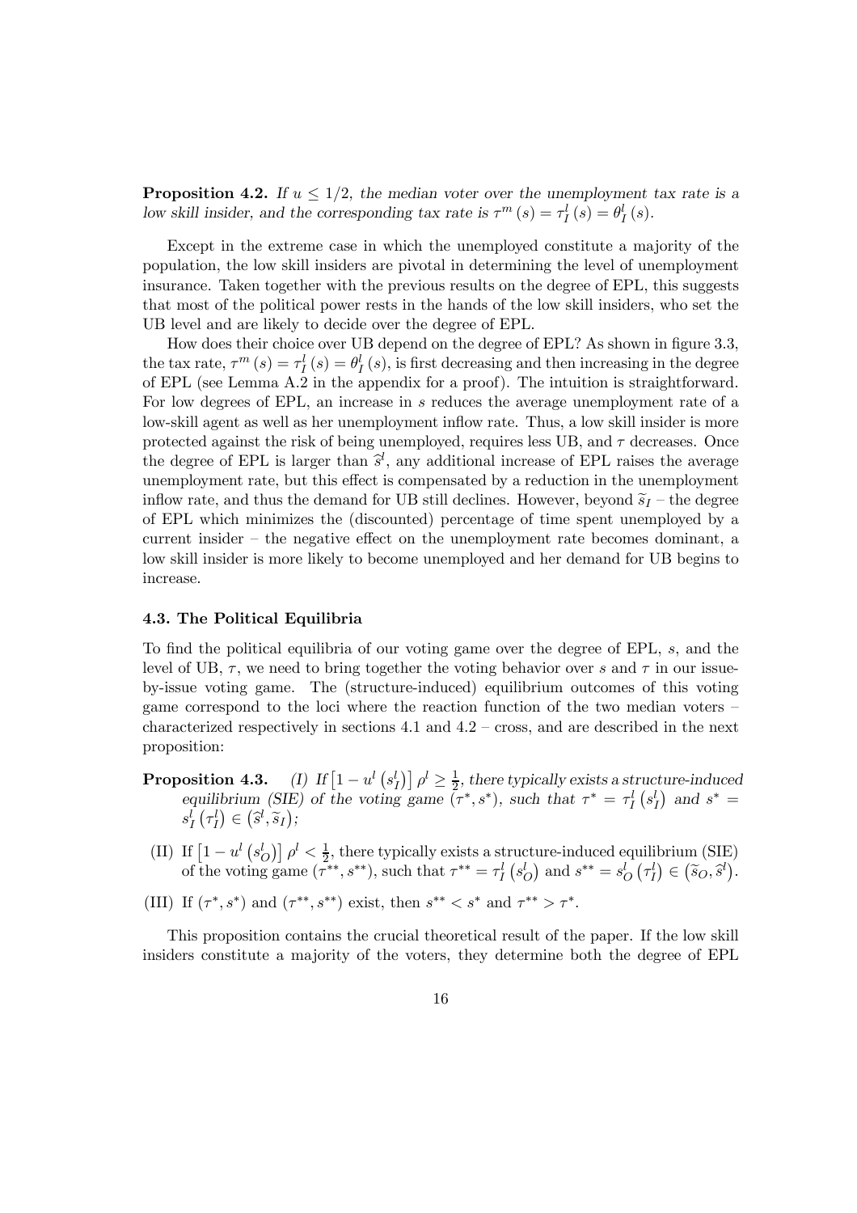**Proposition 4.2.** *If $u \leq 1/2$, the median voter over the unemployment tax rate is a low skill insider, and the corresponding tax rate is $\tau^m(s) = \tau_I^l(s) = \theta_I^l(s)$.*

Except in the extreme case in which the unemployed constitute a majority of the population, the low skill insiders are pivotal in determining the level of unemployment insurance. Taken together with the previous results on the degree of EPL, this suggests that most of the political power rests in the hands of the low skill insiders, who set the UB level and are likely to decide over the degree of EPL.

How does their choice over UB depend on the degree of EPL? As shown in figure 3.3, the tax rate, $\tau^m(s) = \tau_I^l(s) = \theta_I^l(s)$, is first decreasing and then increasing in the degree of EPL (see Lemma A.2 in the appendix for a proof). The intuition is straightforward. For low degrees of EPL, an increase in $s$ reduces the average unemployment rate of a low-skill agent as well as her unemployment inflow rate. Thus, a low skill insider is more protected against the risk of being unemployed, requires less UB, and $\tau$ decreases. Once the degree of EPL is larger than $\widehat{s}^l$, any additional increase of EPL raises the average unemployment rate, but this effect is compensated by a reduction in the unemployment inflow rate, and thus the demand for UB still declines. However, beyond $\widetilde{s}_I$ – the degree of EPL which minimizes the (discounted) percentage of time spent unemployed by a current insider – the negative effect on the unemployment rate becomes dominant, a low skill insider is more likely to become unemployed and her demand for UB begins to increase.

### 4.3. The Political Equilibria

To find the political equilibria of our voting game over the degree of EPL, $s$, and the level of UB, $\tau$, we need to bring together the voting behavior over $s$ and $\tau$ in our issue-by-issue voting game. The (structure-induced) equilibrium outcomes of this voting game correspond to the loci where the reaction function of the two median voters – characterized respectively in sections 4.1 and 4.2 – cross, and are described in the next proposition:

**Proposition 4.3.** *(I) If $\left[1 - u^l\left(s_I^l\right)\right]\rho^l \geq \frac{1}{2}$, there typically exists a structure-induced equilibrium (SIE) of the voting game $(\tau^*, s^*)$, such that $\tau^* = \tau_I^l\left(s_I^l\right)$ and $s^* = s_I^l\left(\tau_I^l\right) \in \left(\widehat{s}^l, \widetilde{s}_I\right)$;*

(II) If $\left[1 - u^l\left(s_O^l\right)\right]\rho^l < \frac{1}{2}$, there typically exists a structure-induced equilibrium (SIE) of the voting game $(\tau^{**}, s^{**})$, such that $\tau^{**} = \tau_I^l\left(s_O^l\right)$ and $s^{**} = s_O^l\left(\tau_I^l\right) \in \left(\widetilde{s}_O, \widehat{s}^l\right)$.

(III) If $(\tau^*, s^*)$ and $(\tau^{**}, s^{**})$ exist, then $s^{**} < s^*$ and $\tau^{**} > \tau^*$.

This proposition contains the crucial theoretical result of the paper. If the low skill insiders constitute a majority of the voters, they determine both the degree of EPL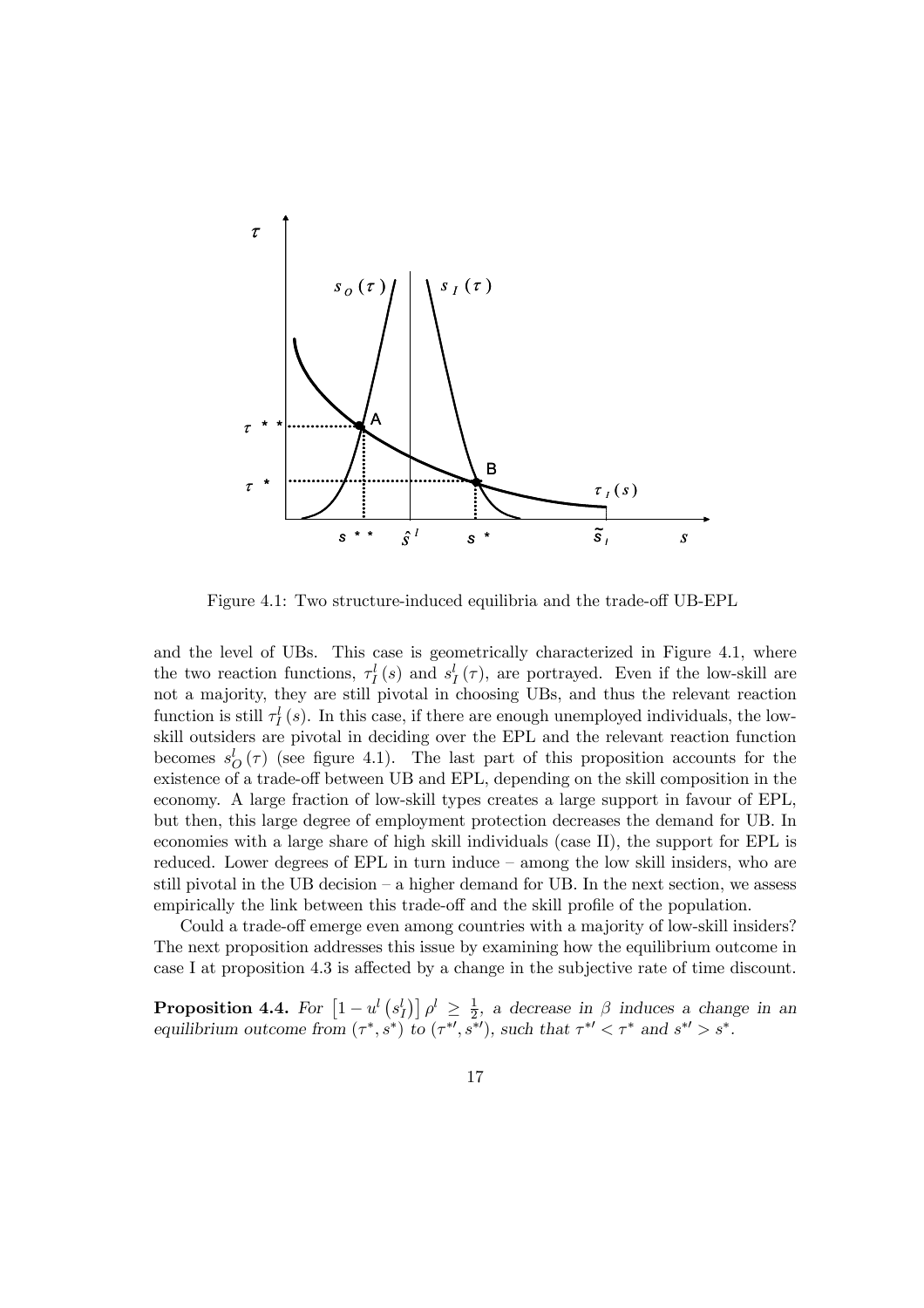Figure 4.1: Two structure-induced equilibria and the trade-off UB-EPL

and the level of UBs. This case is geometrically characterized in Figure 4.1, where the two reaction functions, $\tau_I^l(s)$ and $s_I^l(\tau)$, are portrayed. Even if the low-skill are not a majority, they are still pivotal in choosing UBs, and thus the relevant reaction function is still $\tau_I^l(s)$. In this case, if there are enough unemployed individuals, the low-skill outsiders are pivotal in deciding over the EPL and the relevant reaction function becomes $s_O^l(\tau)$ (see figure 4.1). The last part of this proposition accounts for the existence of a trade-off between UB and EPL, depending on the skill composition in the economy. A large fraction of low-skill types creates a large support in favour of EPL, but then, this large degree of employment protection decreases the demand for UB. In economies with a large share of high skill individuals (case II), the support for EPL is reduced. Lower degrees of EPL in turn induce – among the low skill insiders, who are still pivotal in the UB decision – a higher demand for UB. In the next section, we assess empirically the link between this trade-off and the skill profile of the population.

Could a trade-off emerge even among countries with a majority of low-skill insiders? The next proposition addresses this issue by examining how the equilibrium outcome in case I at proposition 4.3 is affected by a change in the subjective rate of time discount.

**Proposition 4.4.** *For $\left[1 - u^l\left(s_I^l\right)\right]\rho^l \geq \frac{1}{2}$, a decrease in $\beta$ induces a change in an equilibrium outcome from $(\tau^*, s^*)$ to $(\tau^{*\prime}, s^{*\prime})$, such that $\tau^{*\prime} < \tau^*$ and $s^{*\prime} > s^*$.*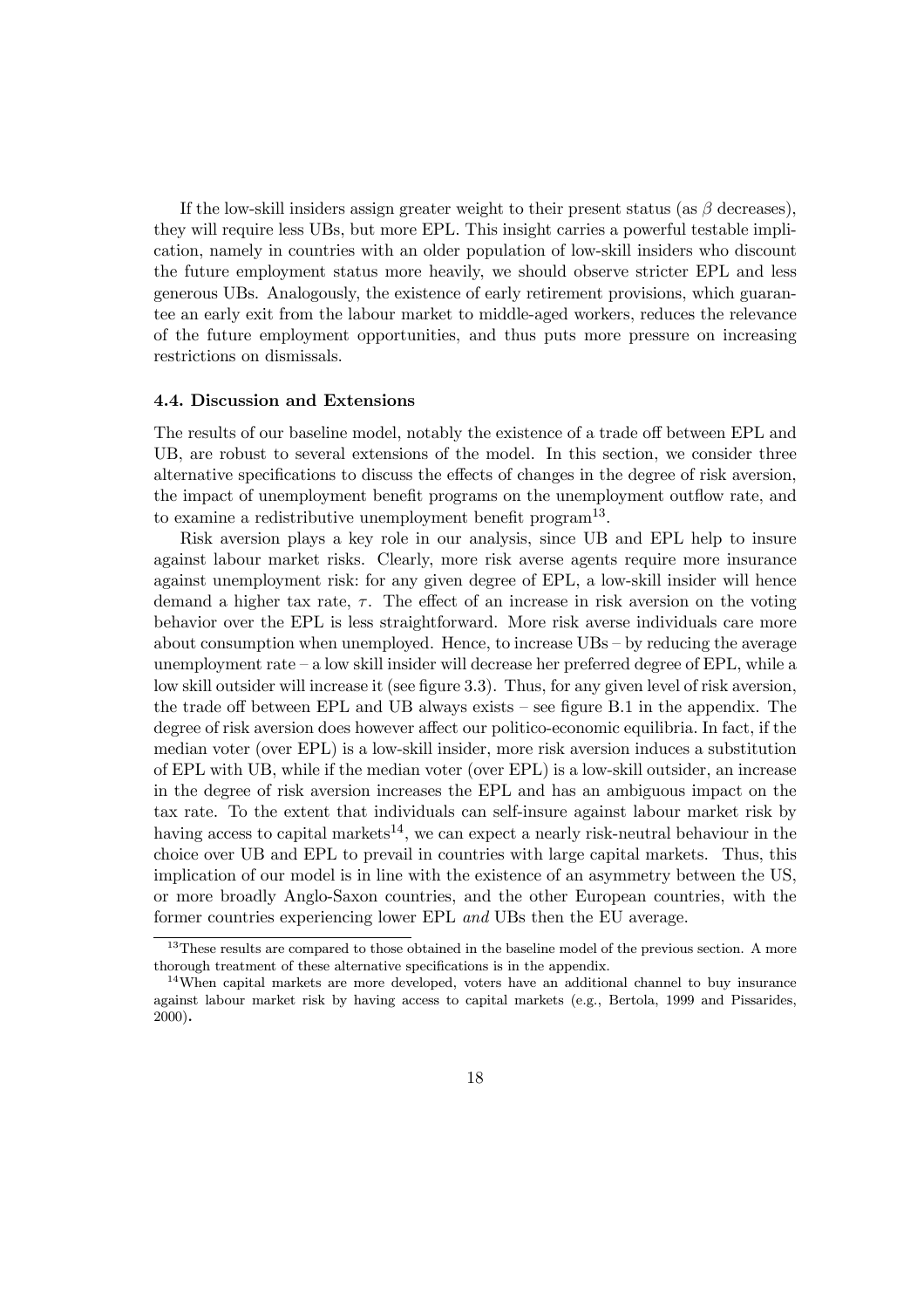If the low-skill insiders assign greater weight to their present status (as $\beta$ decreases), they will require less UBs, but more EPL. This insight carries a powerful testable implication, namely in countries with an older population of low-skill insiders who discount the future employment status more heavily, we should observe stricter EPL and less generous UBs. Analogously, the existence of early retirement provisions, which guarantee an early exit from the labour market to middle-aged workers, reduces the relevance of the future employment opportunities, and thus puts more pressure on increasing restrictions on dismissals.

### 4.4. Discussion and Extensions

The results of our baseline model, notably the existence of a trade off between EPL and UB, are robust to several extensions of the model. In this section, we consider three alternative specifications to discuss the effects of changes in the degree of risk aversion, the impact of unemployment benefit programs on the unemployment outflow rate, and to examine a redistributive unemployment benefit program[13].

Risk aversion plays a key role in our analysis, since UB and EPL help to insure against labour market risks. Clearly, more risk averse agents require more insurance against unemployment risk: for any given degree of EPL, a low-skill insider will hence demand a higher tax rate, $\tau$. The effect of an increase in risk aversion on the voting behavior over the EPL is less straightforward. More risk averse individuals care more about consumption when unemployed. Hence, to increase UBs – by reducing the average unemployment rate – a low skill insider will decrease her preferred degree of EPL, while a low skill outsider will increase it (see figure 3.3). Thus, for any given level of risk aversion, the trade off between EPL and UB always exists – see figure B.1 in the appendix. The degree of risk aversion does however affect our politico-economic equilibria. In fact, if the median voter (over EPL) is a low-skill insider, more risk aversion induces a substitution of EPL with UB, while if the median voter (over EPL) is a low-skill outsider, an increase in the degree of risk aversion increases the EPL and has an ambiguous impact on the tax rate. To the extent that individuals can self-insure against labour market risk by having access to capital markets[14], we can expect a nearly risk-neutral behaviour in the choice over UB and EPL to prevail in countries with large capital markets. Thus, this implication of our model is in line with the existence of an asymmetry between the US, or more broadly Anglo-Saxon countries, and the other European countries, with the former countries experiencing lower EPL *and* UBs then the EU average.

[13] These results are compared to those obtained in the baseline model of the previous section. A more thorough treatment of these alternative specifications is in the appendix.

[14] When capital markets are more developed, voters have an additional channel to buy insurance against labour market risk by having access to capital markets (e.g., Bertola, 1999 and Pissarides, 2000).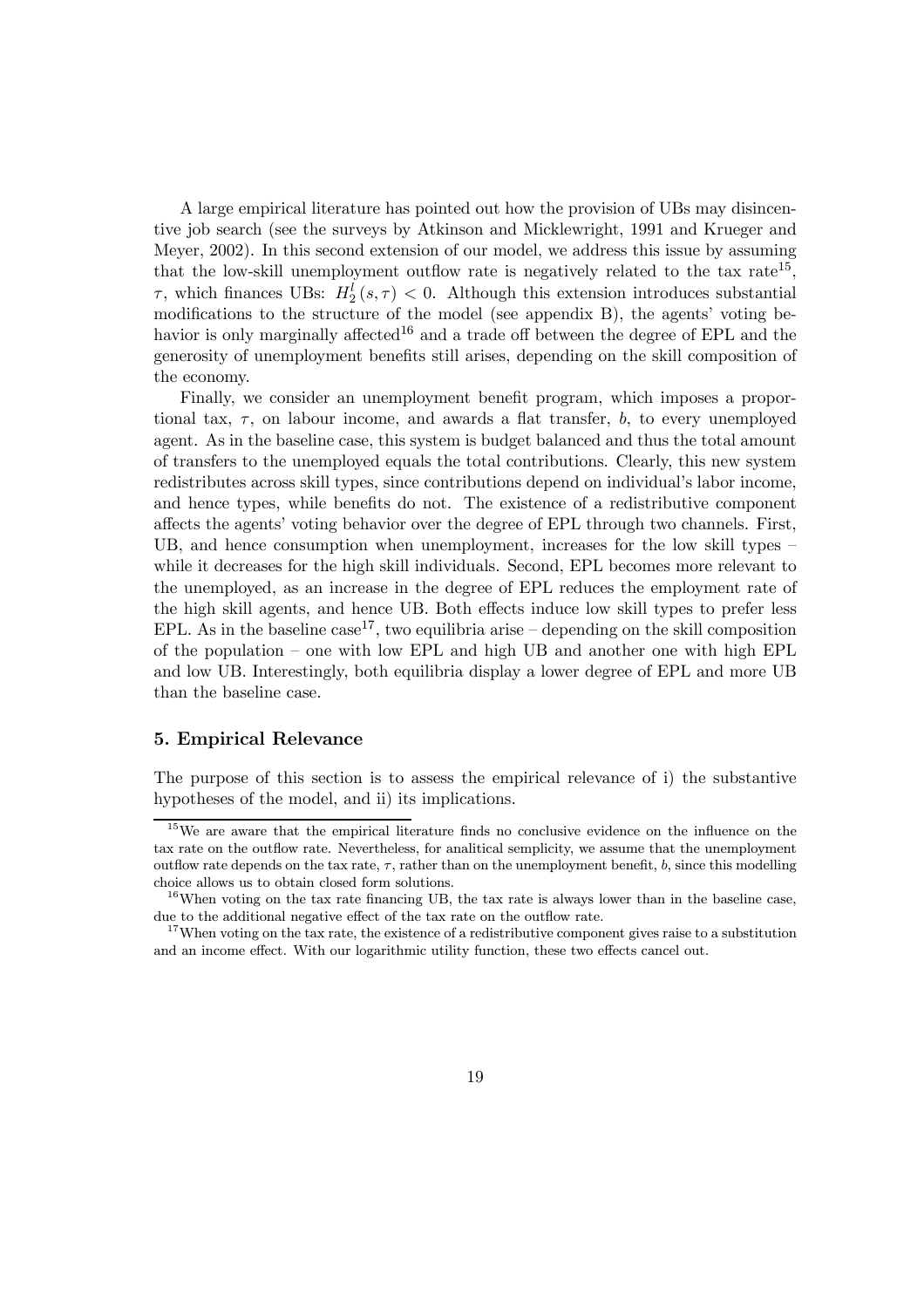A large empirical literature has pointed out how the provision of UBs may disincentive job search (see the surveys by Atkinson and Micklewright, 1991 and Krueger and Meyer, 2002). In this second extension of our model, we address this issue by assuming that the low-skill unemployment outflow rate is negatively related to the tax rate[15], $\tau$, which finances UBs: $H_2^l(s, \tau) < 0$. Although this extension introduces substantial modifications to the structure of the model (see appendix B), the agents' voting behavior is only marginally affected[16] and a trade off between the degree of EPL and the generosity of unemployment benefits still arises, depending on the skill composition of the economy.

Finally, we consider an unemployment benefit program, which imposes a proportional tax, $\tau$, on labour income, and awards a flat transfer, $b$, to every unemployed agent. As in the baseline case, this system is budget balanced and thus the total amount of transfers to the unemployed equals the total contributions. Clearly, this new system redistributes across skill types, since contributions depend on individual's labor income, and hence types, while benefits do not. The existence of a redistributive component affects the agents' voting behavior over the degree of EPL through two channels. First, UB, and hence consumption when unemployment, increases for the low skill types – while it decreases for the high skill individuals. Second, EPL becomes more relevant to the unemployed, as an increase in the degree of EPL reduces the employment rate of the high skill agents, and hence UB. Both effects induce low skill types to prefer less EPL. As in the baseline case[17], two equilibria arise – depending on the skill composition of the population – one with low EPL and high UB and another one with high EPL and low UB. Interestingly, both equilibria display a lower degree of EPL and more UB than the baseline case.

### 5. Empirical Relevance

The purpose of this section is to assess the empirical relevance of i) the substantive hypotheses of the model, and ii) its implications.

[15] We are aware that the empirical literature finds no conclusive evidence on the influence on the tax rate on the outflow rate. Nevertheless, for analitical semplicity, we assume that the unemployment outflow rate depends on the tax rate, $\tau$, rather than on the unemployment benefit, $b$, since this modelling choice allows us to obtain closed form solutions.

[16] When voting on the tax rate financing UB, the tax rate is always lower than in the baseline case, due to the additional negative effect of the tax rate on the outflow rate.

[17] When voting on the tax rate, the existence of a redistributive component gives raise to a substitution and an income effect. With our logarithmic utility function, these two effects cancel out.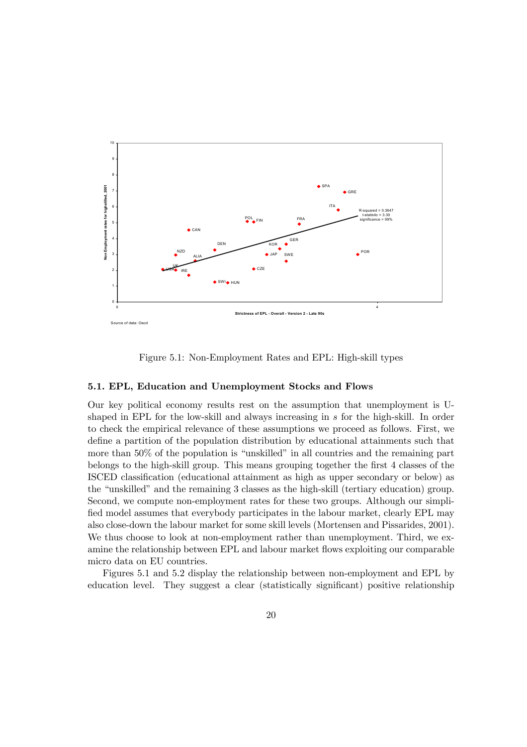Figure 5.1: Non-Employment Rates and EPL: High-skill types

### 5.1. EPL, Education and Unemployment Stocks and Flows

Our key political economy results rest on the assumption that unemployment is U-shaped in EPL for the low-skill and always increasing in $s$ for the high-skill. In order to check the empirical relevance of these assumptions we proceed as follows. First, we define a partition of the population distribution by educational attainments such that more than 50% of the population is "unskilled" in all countries and the remaining part belongs to the high-skill group. This means grouping together the first 4 classes of the ISCED classification (educational attainment as high as upper secondary or below) as the "unskilled" and the remaining 3 classes as the high-skill (tertiary education) group. Second, we compute non-employment rates for these two groups. Although our simplified model assumes that everybody participates in the labour market, clearly EPL may also close-down the labour market for some skill levels (Mortensen and Pissarides, 2001). We thus choose to look at non-employment rather than unemployment. Third, we examine the relationship between EPL and labour market flows exploiting our comparable micro data on EU countries.

Figures 5.1 and 5.2 display the relationship between non-employment and EPL by education level. They suggest a clear (statistically significant) positive relationship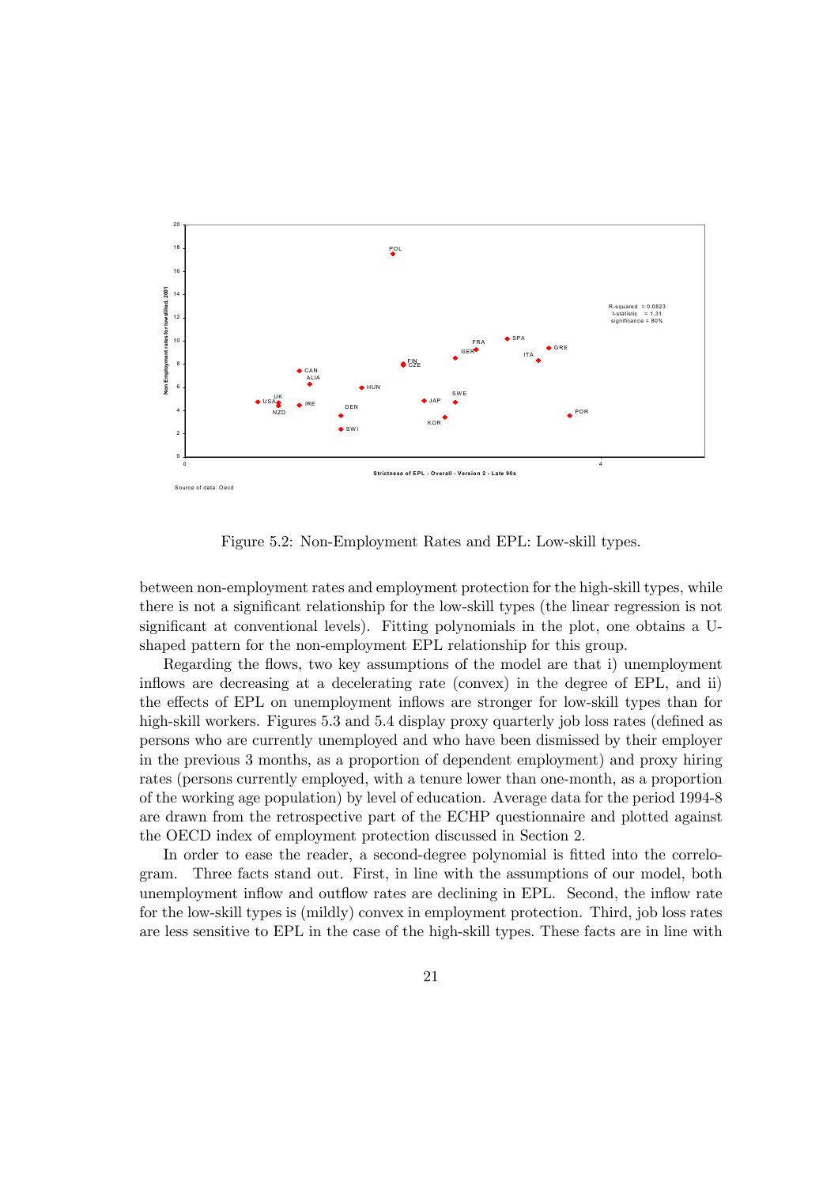Figure 5.2: Non-Employment Rates and EPL: Low-skill types.

between non-employment rates and employment protection for the high-skill types, while there is not a significant relationship for the low-skill types (the linear regression is not significant at conventional levels). Fitting polynomials in the plot, one obtains a U-shaped pattern for the non-employment EPL relationship for this group.

Regarding the flows, two key assumptions of the model are that i) unemployment inflows are decreasing at a decelerating rate (convex) in the degree of EPL, and ii) the effects of EPL on unemployment inflows are stronger for low-skill types than for high-skill workers. Figures 5.3 and 5.4 display proxy quarterly job loss rates (defined as persons who are currently unemployed and who have been dismissed by their employer in the previous 3 months, as a proportion of dependent employment) and proxy hiring rates (persons currently employed, with a tenure lower than one-month, as a proportion of the working age population) by level of education. Average data for the period 1994-8 are drawn from the retrospective part of the ECHP questionnaire and plotted against the OECD index of employment protection discussed in Section 2.

In order to ease the reader, a second-degree polynomial is fitted into the correlogram. Three facts stand out. First, in line with the assumptions of our model, both unemployment inflow and outflow rates are declining in EPL. Second, the inflow rate for the low-skill types is (mildly) convex in employment protection. Third, job loss rates are less sensitive to EPL in the case of the high-skill types. These facts are in line with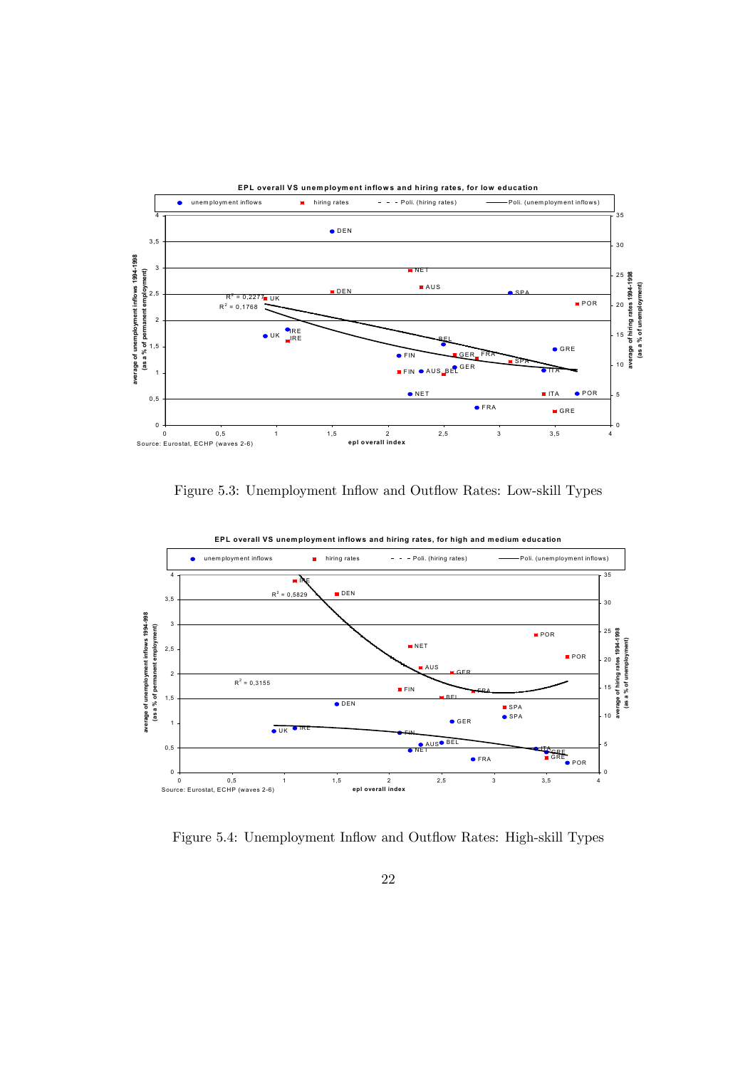Figure 5.3: Unemployment Inflow and Outflow Rates: Low-skill Types

Figure 5.4: Unemployment Inflow and Outflow Rates: High-skill Types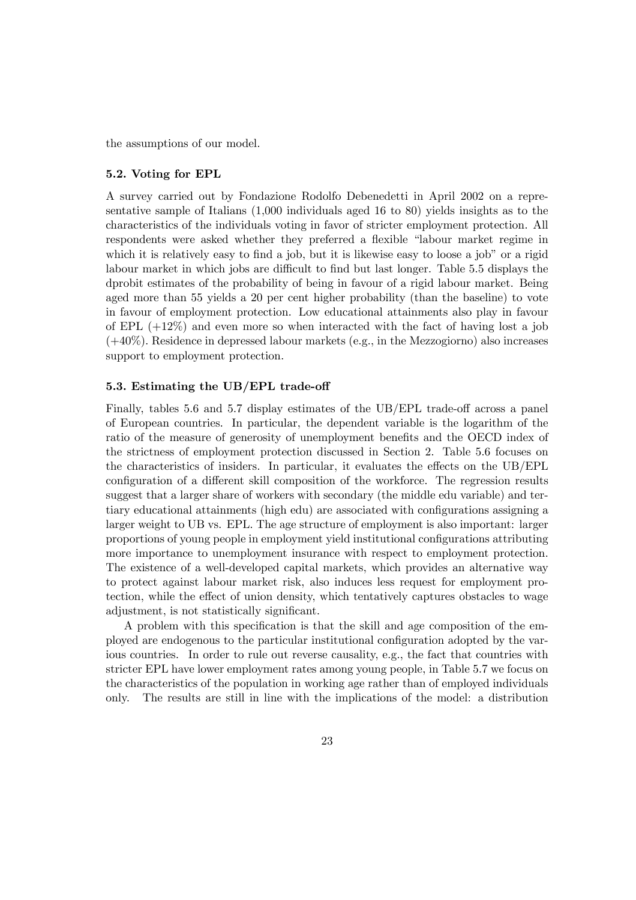the assumptions of our model.

### 5.2. Voting for EPL

A survey carried out by Fondazione Rodolfo Debenedetti in April 2002 on a representative sample of Italians (1,000 individuals aged 16 to 80) yields insights as to the characteristics of the individuals voting in favor of stricter employment protection. All respondents were asked whether they preferred a flexible "labour market regime in which it is relatively easy to find a job, but it is likewise easy to loose a job" or a rigid labour market in which jobs are difficult to find but last longer. Table 5.5 displays the dprobit estimates of the probability of being in favour of a rigid labour market. Being aged more than 55 yields a 20 per cent higher probability (than the baseline) to vote in favour of employment protection. Low educational attainments also play in favour of EPL (+12%) and even more so when interacted with the fact of having lost a job (+40%). Residence in depressed labour markets (e.g., in the Mezzogiorno) also increases support to employment protection.

### 5.3. Estimating the UB/EPL trade-off

Finally, tables 5.6 and 5.7 display estimates of the UB/EPL trade-off across a panel of European countries. In particular, the dependent variable is the logarithm of the ratio of the measure of generosity of unemployment benefits and the OECD index of the strictness of employment protection discussed in Section 2. Table 5.6 focuses on the characteristics of insiders. In particular, it evaluates the effects on the UB/EPL configuration of a different skill composition of the workforce. The regression results suggest that a larger share of workers with secondary (the middle edu variable) and tertiary educational attainments (high edu) are associated with configurations assigning a larger weight to UB vs. EPL. The age structure of employment is also important: larger proportions of young people in employment yield institutional configurations attributing more importance to unemployment insurance with respect to employment protection. The existence of a well-developed capital markets, which provides an alternative way to protect against labour market risk, also induces less request for employment protection, while the effect of union density, which tentatively captures obstacles to wage adjustment, is not statistically significant.

A problem with this specification is that the skill and age composition of the employed are endogenous to the particular institutional configuration adopted by the various countries. In order to rule out reverse causality, e.g., the fact that countries with stricter EPL have lower employment rates among young people, in Table 5.7 we focus on the characteristics of the population in working age rather than of employed individuals only. The results are still in line with the implications of the model: a distribution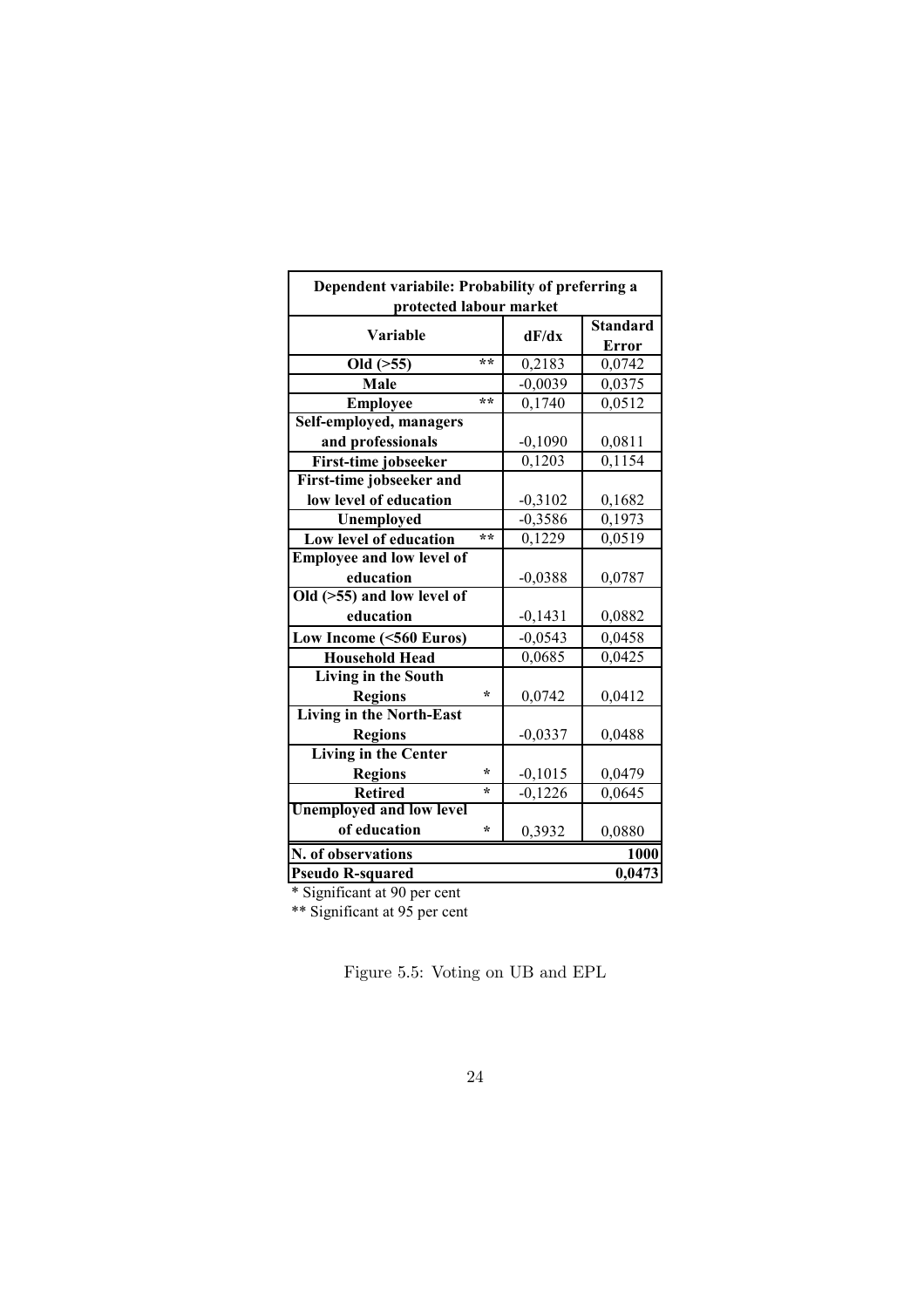| Dependent variabile: Probability of preferring a protected labour market | | | |
|---|---|---|---|
| **Variable** | | **dF/dx** | **Standard Error** |
| **Old (>55)** | ** | 0,2183 | 0,0742 |
| **Male** | | -0,0039 | 0,0375 |
| **Employee** | ** | 0,1740 | 0,0512 |
| **Self-employed, managers and professionals** | | -0,1090 | 0,0811 |
| **First-time jobseeker** | | 0,1203 | 0,1154 |
| **First-time jobseeker and low level of education** | | -0,3102 | 0,1682 |
| **Unemployed** | | -0,3586 | 0,1973 |
| **Low level of education** | ** | 0,1229 | 0,0519 |
| **Employee and low level of education** | | -0,0388 | 0,0787 |
| **Old (>55) and low level of education** | | -0,1431 | 0,0882 |
| **Low Income (<560 Euros)** | | -0,0543 | 0,0458 |
| **Household Head** | | 0,0685 | 0,0425 |
| **Living in the South Regions** | * | 0,0742 | 0,0412 |
| **Living in the North-East Regions** | | -0,0337 | 0,0488 |
| **Living in the Center Regions** | * | -0,1015 | 0,0479 |
| **Retired** | * | -0,1226 | 0,0645 |
| **Unemployed and low level of education** | * | 0,3932 | 0,0880 |
| **N. of observations** | | | **1000** |
| **Pseudo R-squared** | | | **0,0473** |

* Significant at 90 per cent

** Significant at 95 per cent

Figure 5.5: Voting on UB and EPL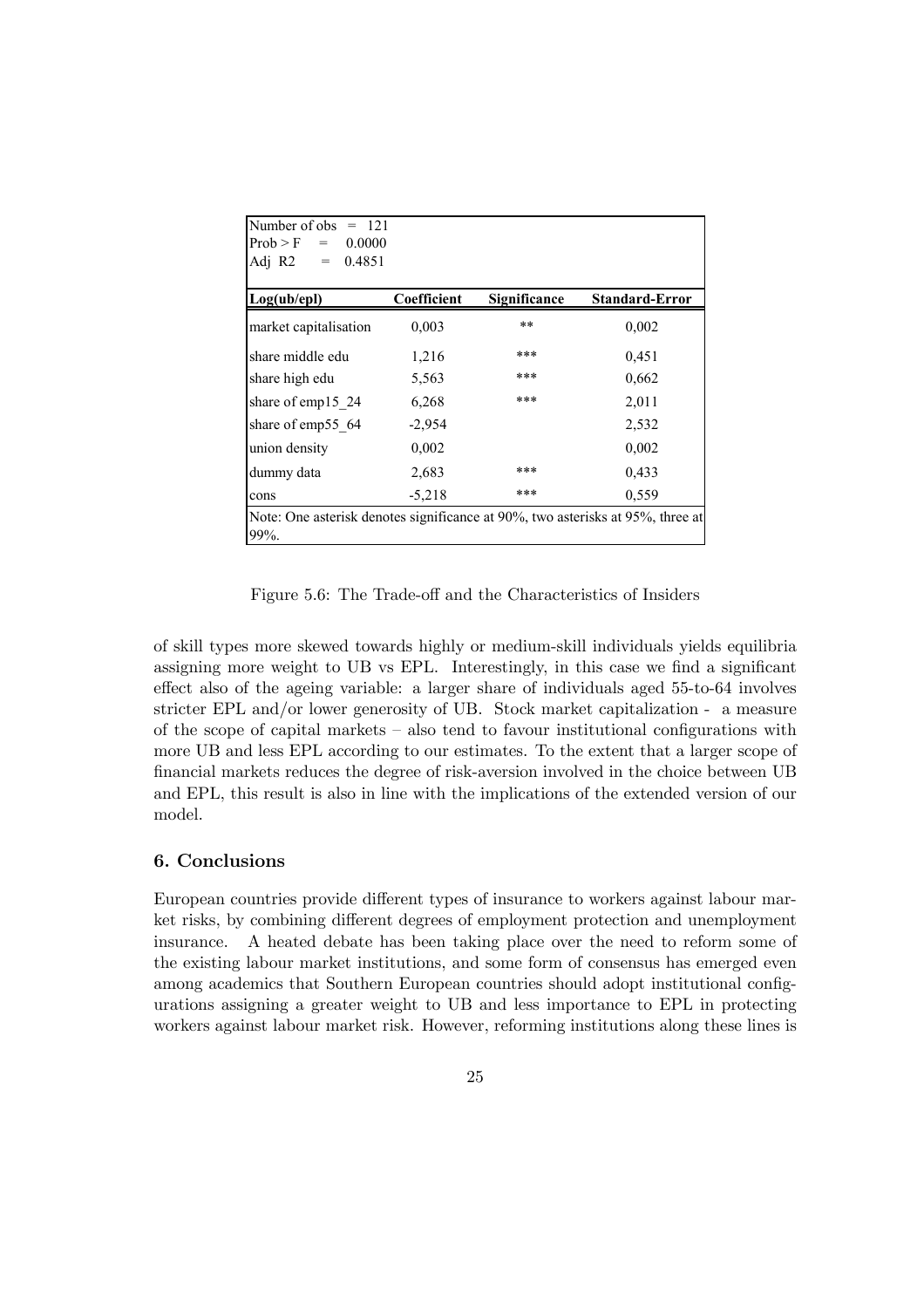| Number of obs = 121 | | | |
|---|---|---|---|
| Prob > F = 0.0000 | | | |
| Adj R2 = 0.4851 | | | |
| **Log(ub/epl)** | **Coefficient** | **Significance** | **Standard-Error** |
| market capitalisation | 0,003 | ** | 0,002 |
| share middle edu | 1,216 | *** | 0,451 |
| share high edu | 5,563 | *** | 0,662 |
| share of emp15_24 | 6,268 | *** | 2,011 |
| share of emp55_64 | -2,954 | | 2,532 |
| union density | 0,002 | | 0,002 |
| dummy data | 2,683 | *** | 0,433 |
| cons | -5,218 | *** | 0,559 |
| Note: One asterisk denotes significance at 90%, two asterisks at 95%, three at 99%. | | | |

Figure 5.6: The Trade-off and the Characteristics of Insiders

of skill types more skewed towards highly or medium-skill individuals yields equilibria assigning more weight to UB vs EPL. Interestingly, in this case we find a significant effect also of the ageing variable: a larger share of individuals aged 55-to-64 involves stricter EPL and/or lower generosity of UB. Stock market capitalization - a measure of the scope of capital markets – also tend to favour institutional configurations with more UB and less EPL according to our estimates. To the extent that a larger scope of financial markets reduces the degree of risk-aversion involved in the choice between UB and EPL, this result is also in line with the implications of the extended version of our model.

## 6. Conclusions

European countries provide different types of insurance to workers against labour market risks, by combining different degrees of employment protection and unemployment insurance. A heated debate has been taking place over the need to reform some of the existing labour market institutions, and some form of consensus has emerged even among academics that Southern European countries should adopt institutional configurations assigning a greater weight to UB and less importance to EPL in protecting workers against labour market risk. However, reforming institutions along these lines is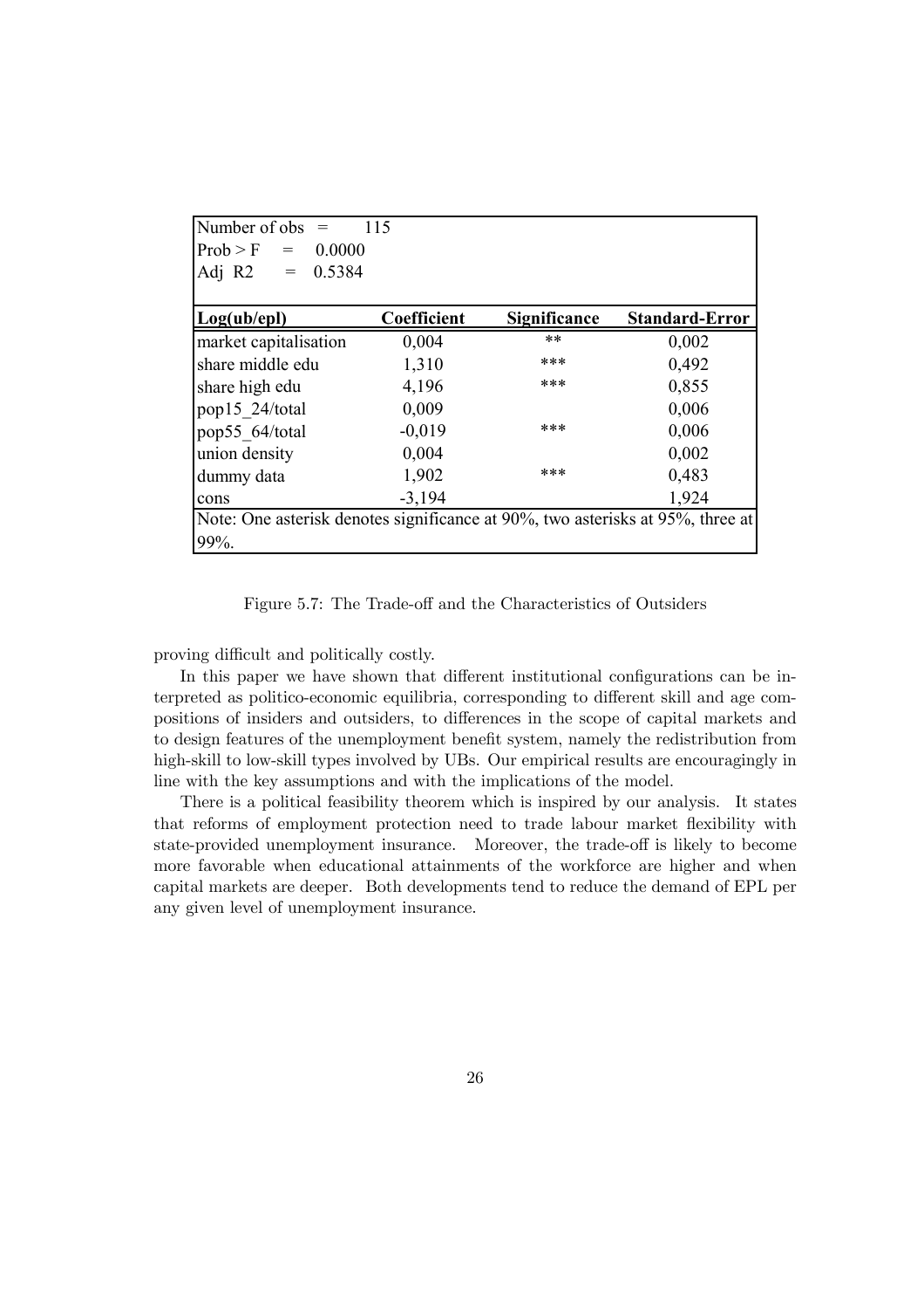| Number of obs = 115 | | | |
|---|---|---|---|
| Prob > F = 0.0000 | | | |
| Adj R2 = 0.5384 | | | |
| **Log(ub/epl)** | **Coefficient** | **Significance** | **Standard-Error** |
| market capitalisation | 0,004 | ** | 0,002 |
| share middle edu | 1,310 | *** | 0,492 |
| share high edu | 4,196 | *** | 0,855 |
| pop15_24/total | 0,009 | | 0,006 |
| pop55_64/total | -0,019 | *** | 0,006 |
| union density | 0,004 | | 0,002 |
| dummy data | 1,902 | *** | 0,483 |
| cons | -3,194 | | 1,924 |

Note: One asterisk denotes significance at 90%, two asterisks at 95%, three at 99%.

Figure 5.7: The Trade-off and the Characteristics of Outsiders

proving difficult and politically costly.

In this paper we have shown that different institutional configurations can be interpreted as politico-economic equilibria, corresponding to different skill and age compositions of insiders and outsiders, to differences in the scope of capital markets and to design features of the unemployment benefit system, namely the redistribution from high-skill to low-skill types involved by UBs. Our empirical results are encouragingly in line with the key assumptions and with the implications of the model.

There is a political feasibility theorem which is inspired by our analysis. It states that reforms of employment protection need to trade labour market flexibility with state-provided unemployment insurance. Moreover, the trade-off is likely to become more favorable when educational attainments of the workforce are higher and when capital markets are deeper. Both developments tend to reduce the demand of EPL per any given level of unemployment insurance.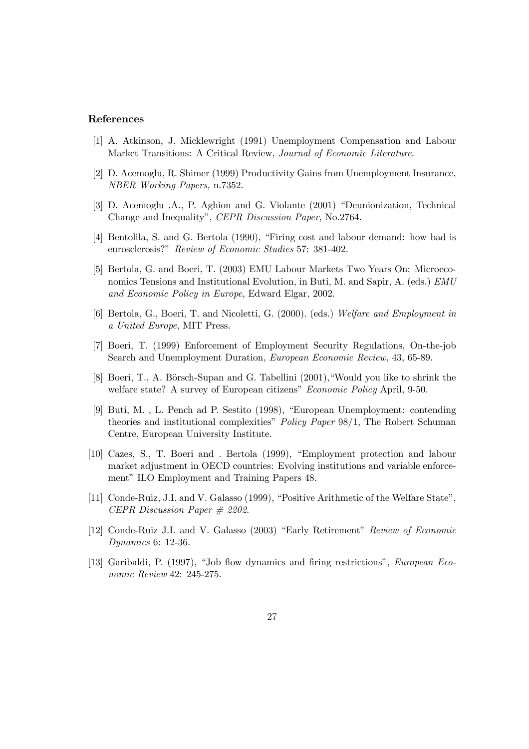## References

[1] A. Atkinson, J. Micklewright (1991) Unemployment Compensation and Labour Market Transitions: A Critical Review, *Journal of Economic Literature*.

[2] D. Acemoglu, R. Shimer (1999) Productivity Gains from Unemployment Insurance, *NBER Working Papers,* n.7352.

[3] D. Acemoglu ,A., P. Aghion and G. Violante (2001) "Deunionization, Technical Change and Inequality", *CEPR Discussion Paper*, No.2764.

[4] Bentolila, S. and G. Bertola (1990), "Firing cost and labour demand: how bad is eurosclerosis?" *Review of Economic Studies* 57: 381-402.

[5] Bertola, G. and Boeri, T. (2003) EMU Labour Markets Two Years On: Microeconomics Tensions and Institutional Evolution, in Buti, M. and Sapir, A. (eds.) *EMU and Economic Policy in Europe*, Edward Elgar, 2002.

[6] Bertola, G., Boeri, T. and Nicoletti, G. (2000). (eds.) *Welfare and Employment in a United Europe*, MIT Press.

[7] Boeri, T. (1999) Enforcement of Employment Security Regulations, On-the-job Search and Unemployment Duration, *European Economic Review*, 43, 65-89.

[8] Boeri, T., A. Börsch-Supan and G. Tabellini (2001),"Would you like to shrink the welfare state? A survey of European citizens" *Economic Policy* April, 9-50.

[9] Buti, M. , L. Pench ad P. Sestito (1998), "European Unemployment: contending theories and institutional complexities" *Policy Paper* 98/1, The Robert Schuman Centre, European University Institute.

[10] Cazes, S., T. Boeri and . Bertola (1999), "Employment protection and labour market adjustment in OECD countries: Evolving institutions and variable enforcement" ILO Employment and Training Papers 48.

[11] Conde-Ruiz, J.I. and V. Galasso (1999), "Positive Arithmetic of the Welfare State", *CEPR Discussion Paper # 2202*.

[12] Conde-Ruiz J.I. and V. Galasso (2003) "Early Retirement" *Review of Economic Dynamics* 6: 12-36.

[13] Garibaldi, P. (1997), "Job flow dynamics and firing restrictions", *European Economic Review* 42: 245-275.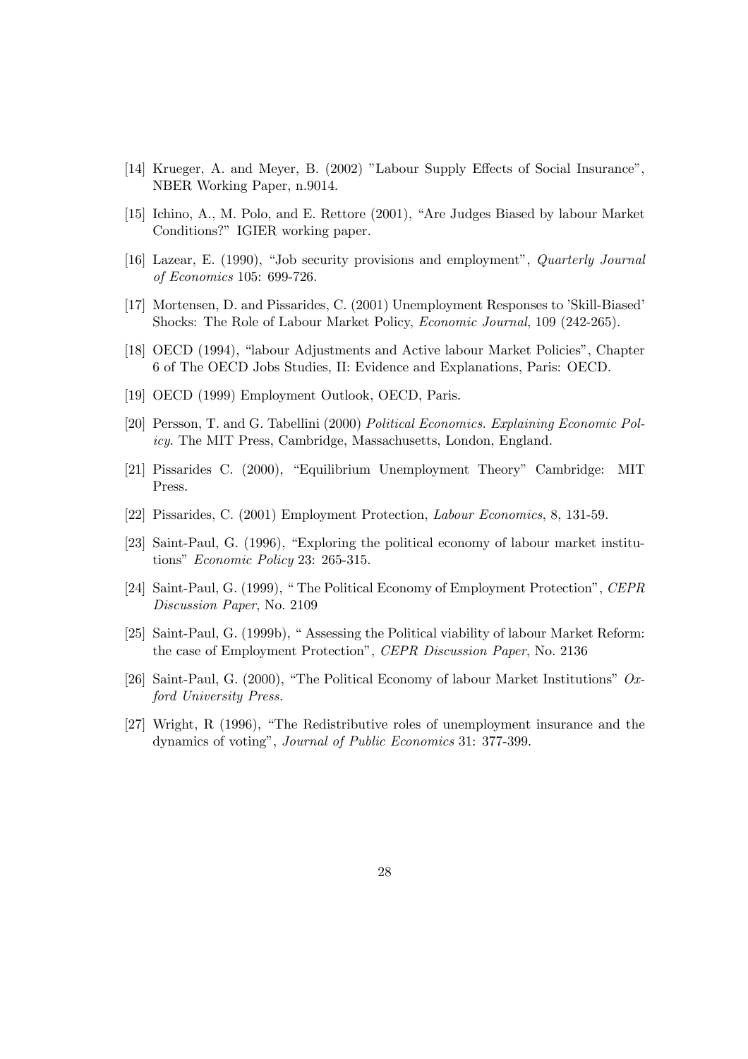[14] Krueger, A. and Meyer, B. (2002) "Labour Supply Effects of Social Insurance", NBER Working Paper, n.9014.

[15] Ichino, A., M. Polo, and E. Rettore (2001), "Are Judges Biased by labour Market Conditions?" IGIER working paper.

[16] Lazear, E. (1990), "Job security provisions and employment", *Quarterly Journal of Economics* 105: 699-726.

[17] Mortensen, D. and Pissarides, C. (2001) Unemployment Responses to 'Skill-Biased' Shocks: The Role of Labour Market Policy, *Economic Journal*, 109 (242-265).

[18] OECD (1994), "labour Adjustments and Active labour Market Policies", Chapter 6 of The OECD Jobs Studies, II: Evidence and Explanations, Paris: OECD.

[19] OECD (1999) Employment Outlook, OECD, Paris.

[20] Persson, T. and G. Tabellini (2000) *Political Economics. Explaining Economic Policy*. The MIT Press, Cambridge, Massachusetts, London, England.

[21] Pissarides C. (2000), "Equilibrium Unemployment Theory" Cambridge: MIT Press.

[22] Pissarides, C. (2001) Employment Protection, *Labour Economics*, 8, 131-59.

[23] Saint-Paul, G. (1996), "Exploring the political economy of labour market institutions" *Economic Policy* 23: 265-315.

[24] Saint-Paul, G. (1999), " The Political Economy of Employment Protection", *CEPR Discussion Paper*, No. 2109

[25] Saint-Paul, G. (1999b), " Assessing the Political viability of labour Market Reform: the case of Employment Protection", *CEPR Discussion Paper*, No. 2136

[26] Saint-Paul, G. (2000), "The Political Economy of labour Market Institutions" *Oxford University Press.*

[27] Wright, R (1996), "The Redistributive roles of unemployment insurance and the dynamics of voting", *Journal of Public Economics* 31: 377-399.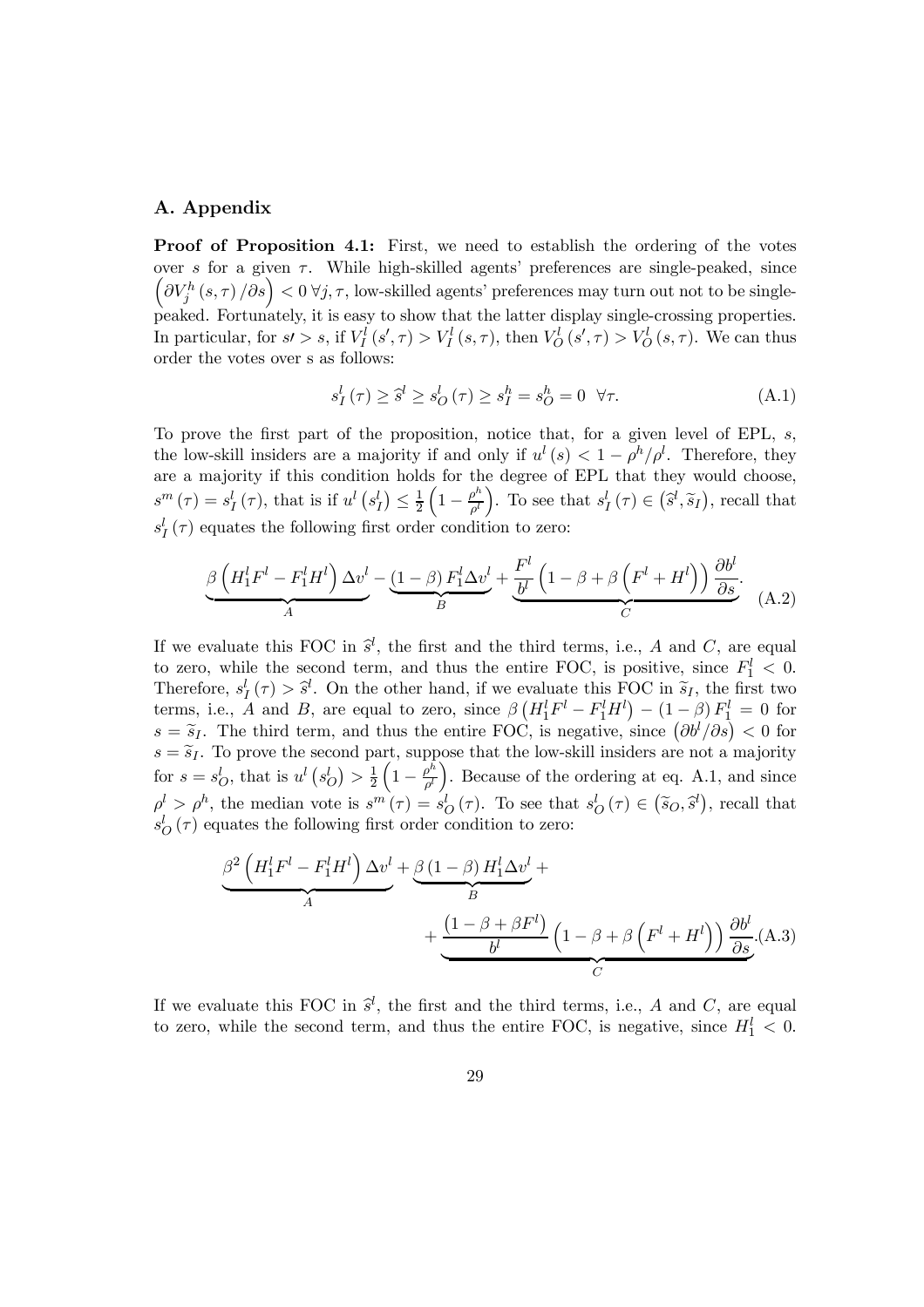## A. Appendix

**Proof of Proposition 4.1:** First, we need to establish the ordering of the votes over $s$ for a given $\tau$. While high-skilled agents' preferences are single-peaked, since $\left(\partial V_j^h(s,\tau)/\partial s\right) < 0 \, \forall j, \tau$, low-skilled agents' preferences may turn out not to be single-peaked. Fortunately, it is easy to show that the latter display single-crossing properties. In particular, for $s\prime > s$, if $V_I^l(s',\tau) > V_I^l(s,\tau)$, then $V_O^l(s',\tau) > V_O^l(s,\tau)$. We can thus order the votes over s as follows:

$$s_I^l(\tau) \geq \widehat{s}^l \geq s_O^l(\tau) \geq s_I^h = s_O^h = 0 \;\; \forall \tau. \tag{A.1}$$

To prove the first part of the proposition, notice that, for a given level of EPL, $s$, the low-skill insiders are a majority if and only if $u^l(s) < 1 - \rho^h/\rho^l$. Therefore, they are a majority if this condition holds for the degree of EPL that they would choose, $s^m(\tau) = s_I^l(\tau)$, that is if $u^l\left(s_I^l\right) \leq \frac{1}{2}\left(1 - \frac{\rho^h}{\rho^l}\right)$. To see that $s_I^l(\tau) \in \left(\widehat{s}^l, \widetilde{s}_I\right)$, recall that $s_I^l(\tau)$ equates the following first order condition to zero:

$$\underbrace{\beta\left(H_1^l F^l - F_1^l H^l\right)\Delta v^l}_{A} - \underbrace{(1-\beta) F_1^l \Delta v^l}_{B} + \underbrace{\frac{F^l}{b^l}\left(1 - \beta + \beta\left(F^l + H^l\right)\right)\frac{\partial b^l}{\partial s}}_{C}. \tag{A.2}$$

If we evaluate this FOC in $\widehat{s}^l$, the first and the third terms, i.e., $A$ and $C$, are equal to zero, while the second term, and thus the entire FOC, is positive, since $F_1^l < 0$. Therefore, $s_I^l(\tau) > \widehat{s}^l$. On the other hand, if we evaluate this FOC in $\widetilde{s}_I$, the first two terms, i.e., $A$ and $B$, are equal to zero, since $\beta\left(H_1^l F^l - F_1^l H^l\right) - (1-\beta) F_1^l = 0$ for $s = \widetilde{s}_I$. The third term, and thus the entire FOC, is negative, since $\left(\partial b^l/\partial s\right) < 0$ for $s = \widetilde{s}_I$. To prove the second part, suppose that the low-skill insiders are not a majority for $s = s_O^l$, that is $u^l\left(s_O^l\right) > \frac{1}{2}\left(1 - \frac{\rho^h}{\rho^l}\right)$. Because of the ordering at eq. A.1, and since $\rho^l > \rho^h$, the median vote is $s^m(\tau) = s_O^l(\tau)$. To see that $s_O^l(\tau) \in \left(\widetilde{s}_O, \widehat{s}^l\right)$, recall that $s_O^l(\tau)$ equates the following first order condition to zero:

$$\underbrace{\beta^2\left(H_1^l F^l - F_1^l H^l\right)\Delta v^l}_{A} + \underbrace{\beta(1-\beta) H_1^l \Delta v^l}_{B} + \underbrace{\frac{\left(1 - \beta + \beta F^l\right)}{b^l}\left(1 - \beta + \beta\left(F^l + H^l\right)\right)\frac{\partial b^l}{\partial s}}_{C}. \tag{A.3}$$

If we evaluate this FOC in $\widehat{s}^l$, the first and the third terms, i.e., $A$ and $C$, are equal to zero, while the second term, and thus the entire FOC, is negative, since $H_1^l < 0$.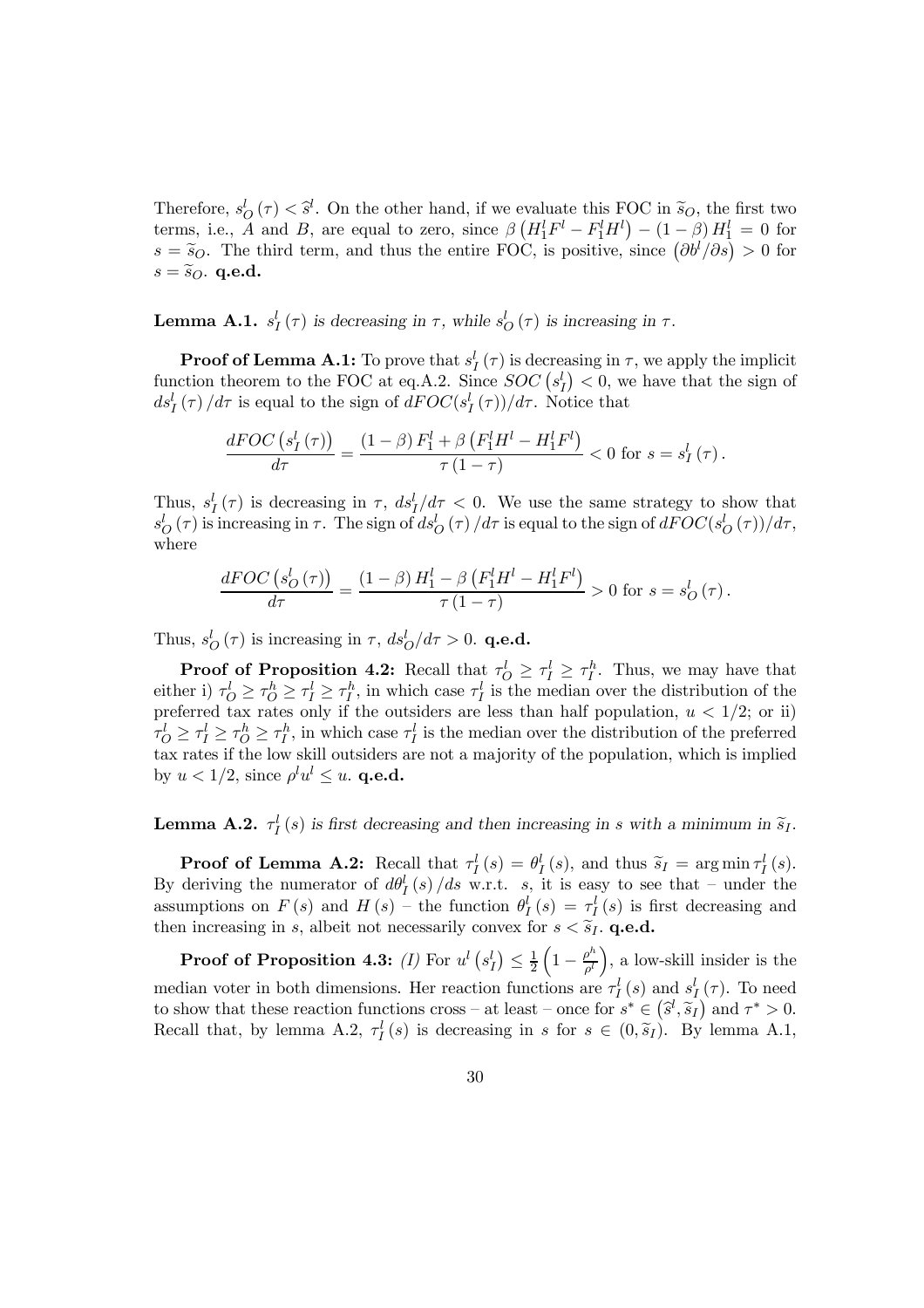Therefore, $s_O^l(\tau) < \widehat{s}^l$. On the other hand, if we evaluate this FOC in $\widetilde{s}_O$, the first two terms, i.e., $A$ and $B$, are equal to zero, since $\beta\left(H_1^l F^l - F_1^l H^l\right) - (1-\beta) H_1^l = 0$ for $s = \widetilde{s}_O$. The third term, and thus the entire FOC, is positive, since $\left(\partial b^l / \partial s\right) > 0$ for $s = \widetilde{s}_O$. **q.e.d.**

**Lemma A.1.** *$s_I^l(\tau)$ is decreasing in $\tau$, while $s_O^l(\tau)$ is increasing in $\tau$.*

**Proof of Lemma A.1:** To prove that $s_I^l(\tau)$ is decreasing in $\tau$, we apply the implicit function theorem to the FOC at eq.A.2. Since $SOC\left(s_I^l\right) < 0$, we have that the sign of $ds_I^l(\tau)/d\tau$ is equal to the sign of $dFOC(s_I^l(\tau))/d\tau$. Notice that

$$\frac{dFOC\left(s_I^l(\tau)\right)}{d\tau} = \frac{(1-\beta) F_1^l + \beta\left(F_1^l H^l - H_1^l F^l\right)}{\tau(1-\tau)} < 0 \text{ for } s = s_I^l(\tau).$$

Thus, $s_I^l(\tau)$ is decreasing in $\tau$, $ds_I^l/d\tau < 0$. We use the same strategy to show that $s_O^l(\tau)$ is increasing in $\tau$. The sign of $ds_O^l(\tau)/d\tau$ is equal to the sign of $dFOC(s_O^l(\tau))/d\tau$, where

$$\frac{dFOC\left(s_O^l(\tau)\right)}{d\tau} = \frac{(1-\beta) H_1^l - \beta\left(F_1^l H^l - H_1^l F^l\right)}{\tau(1-\tau)} > 0 \text{ for } s = s_O^l(\tau).$$

Thus, $s_O^l(\tau)$ is increasing in $\tau$, $ds_O^l/d\tau > 0$. **q.e.d.**

**Proof of Proposition 4.2:** Recall that $\tau_O^l \geq \tau_I^l \geq \tau_I^h$. Thus, we may have that either i) $\tau_O^l \geq \tau_O^h \geq \tau_I^l \geq \tau_I^h$, in which case $\tau_I^l$ is the median over the distribution of the preferred tax rates only if the outsiders are less than half population, $u < 1/2$; or ii) $\tau_O^l \geq \tau_I^l \geq \tau_O^h \geq \tau_I^h$, in which case $\tau_I^l$ is the median over the distribution of the preferred tax rates if the low skill outsiders are not a majority of the population, which is implied by $u < 1/2$, since $\rho^l u^l \leq u$. **q.e.d.**

**Lemma A.2.** *$\tau_I^l(s)$ is first decreasing and then increasing in $s$ with a minimum in $\widetilde{s}_I$.*

**Proof of Lemma A.2:** Recall that $\tau_I^l(s) = \theta_I^l(s)$, and thus $\widetilde{s}_I = \arg\min \tau_I^l(s)$. By deriving the numerator of $d\theta_I^l(s)/ds$ w.r.t. $s$, it is easy to see that – under the assumptions on $F(s)$ and $H(s)$ – the function $\theta_I^l(s) = \tau_I^l(s)$ is first decreasing and then increasing in $s$, albeit not necessarily convex for $s < \widetilde{s}_I$. **q.e.d.**

**Proof of Proposition 4.3:** *(I)* For $u^l\left(s_I^l\right) \leq \frac{1}{2}\left(1 - \frac{\rho^h}{\rho^l}\right)$, a low-skill insider is the median voter in both dimensions. Her reaction functions are $\tau_I^l(s)$ and $s_I^l(\tau)$. To need to show that these reaction functions cross – at least – once for $s^* \in \left(\widehat{s}^l, \widetilde{s}_I\right)$ and $\tau^* > 0$. Recall that, by lemma A.2, $\tau_I^l(s)$ is decreasing in $s$ for $s \in (0, \widetilde{s}_I)$. By lemma A.1,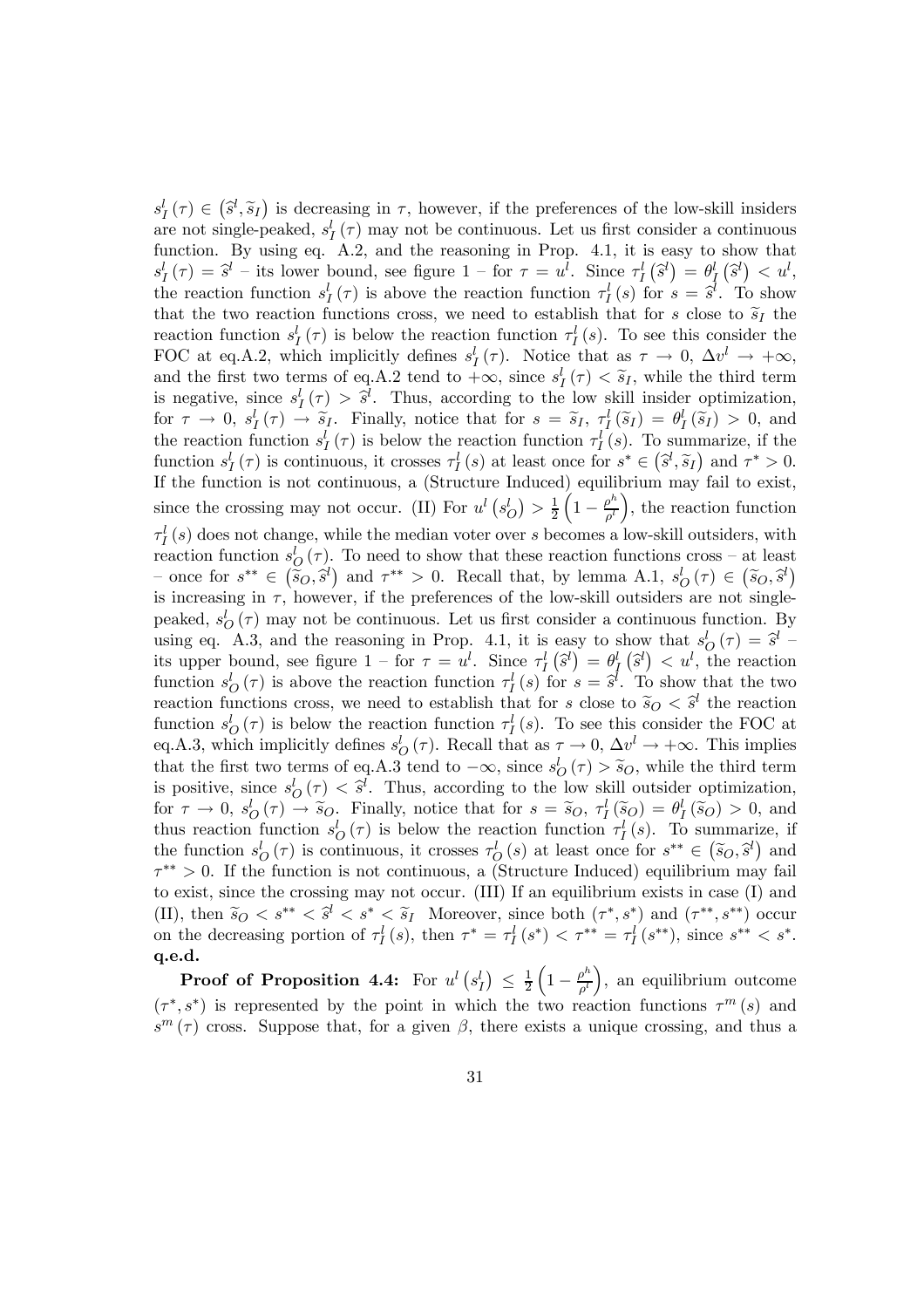$s_I^l(\tau) \in (\widehat{s}^l, \widetilde{s}_I)$ is decreasing in $\tau$, however, if the preferences of the low-skill insiders are not single-peaked, $s_I^l(\tau)$ may not be continuous. Let us first consider a continuous function. By using eq. A.2, and the reasoning in Prop. 4.1, it is easy to show that $s_I^l(\tau) = \widehat{s}^l$ – its lower bound, see figure 1 – for $\tau = u^l$. Since $\tau_I^l(\widehat{s}^l) = \theta_I^l(\widehat{s}^l) < u^l$, the reaction function $s_I^l(\tau)$ is above the reaction function $\tau_I^l(s)$ for $s = \widehat{s}^l$. To show that the two reaction functions cross, we need to establish that for $s$ close to $\widetilde{s}_I$ the reaction function $s_I^l(\tau)$ is below the reaction function $\tau_I^l(s)$. To see this consider the FOC at eq.A.2, which implicitly defines $s_I^l(\tau)$. Notice that as $\tau \to 0$, $\Delta v^l \to +\infty$, and the first two terms of eq.A.2 tend to $+\infty$, since $s_I^l(\tau) < \widetilde{s}_I$, while the third term is negative, since $s_I^l(\tau) > \widehat{s}^l$. Thus, according to the low skill insider optimization, for $\tau \to 0$, $s_I^l(\tau) \to \widetilde{s}_I$. Finally, notice that for $s = \widetilde{s}_I$, $\tau_I^l(\widetilde{s}_I) = \theta_I^l(\widetilde{s}_I) > 0$, and the reaction function $s_I^l(\tau)$ is below the reaction function $\tau_I^l(s)$. To summarize, if the function $s_I^l(\tau)$ is continuous, it crosses $\tau_I^l(s)$ at least once for $s^* \in (\widehat{s}^l, \widetilde{s}_I)$ and $\tau^* > 0$. If the function is not continuous, a (Structure Induced) equilibrium may fail to exist, since the crossing may not occur. (II) For $u^l(s_O^l) > \frac{1}{2}\left(1 - \frac{\rho^h}{\rho^l}\right)$, the reaction function $\tau_I^l(s)$ does not change, while the median voter over $s$ becomes a low-skill outsiders, with reaction function $s_O^l(\tau)$. To need to show that these reaction functions cross – at least – once for $s^{**} \in (\widetilde{s}_O, \widehat{s}^l)$ and $\tau^{**} > 0$. Recall that, by lemma A.1, $s_O^l(\tau) \in (\widetilde{s}_O, \widehat{s}^l)$ is increasing in $\tau$, however, if the preferences of the low-skill outsiders are not single-peaked, $s_O^l(\tau)$ may not be continuous. Let us first consider a continuous function. By using eq. A.3, and the reasoning in Prop. 4.1, it is easy to show that $s_O^l(\tau) = \widehat{s}^l$ – its upper bound, see figure 1 – for $\tau = u^l$. Since $\tau_I^l(\widehat{s}^l) = \theta_I^l(\widehat{s}^l) < u^l$, the reaction function $s_O^l(\tau)$ is above the reaction function $\tau_I^l(s)$ for $s = \widehat{s}^l$. To show that the two reaction functions cross, we need to establish that for $s$ close to $\widetilde{s}_O < \widehat{s}^l$ the reaction function $s_O^l(\tau)$ is below the reaction function $\tau_I^l(s)$. To see this consider the FOC at eq.A.3, which implicitly defines $s_O^l(\tau)$. Recall that as $\tau \to 0$, $\Delta v^l \to +\infty$. This implies that the first two terms of eq.A.3 tend to $-\infty$, since $s_O^l(\tau) > \widetilde{s}_O$, while the third term is positive, since $s_O^l(\tau) < \widehat{s}^l$. Thus, according to the low skill outsider optimization, for $\tau \to 0$, $s_O^l(\tau) \to \widetilde{s}_O$. Finally, notice that for $s = \widetilde{s}_O$, $\tau_I^l(\widetilde{s}_O) = \theta_I^l(\widetilde{s}_O) > 0$, and thus reaction function $s_O^l(\tau)$ is below the reaction function $\tau_I^l(s)$. To summarize, if the function $s_O^l(\tau)$ is continuous, it crosses $\tau_O^l(s)$ at least once for $s^{**} \in (\widetilde{s}_O, \widehat{s}^l)$ and $\tau^{**} > 0$. If the function is not continuous, a (Structure Induced) equilibrium may fail to exist, since the crossing may not occur. (III) If an equilibrium exists in case (I) and (II), then $\widetilde{s}_O < s^{**} < \widehat{s}^l < s^* < \widetilde{s}_I$ Moreover, since both $(\tau^*, s^*)$ and $(\tau^{**}, s^{**})$ occur on the decreasing portion of $\tau_I^l(s)$, then $\tau^* = \tau_I^l(s^*) < \tau^{**} = \tau_I^l(s^{**})$, since $s^{**} < s^*$. **q.e.d.**

**Proof of Proposition 4.4:** For $u^l(s_I^l) \leq \frac{1}{2}\left(1 - \frac{\rho^h}{\rho^l}\right)$, an equilibrium outcome $(\tau^*, s^*)$ is represented by the point in which the two reaction functions $\tau^m(s)$ and $s^m(\tau)$ cross. Suppose that, for a given $\beta$, there exists a unique crossing, and thus a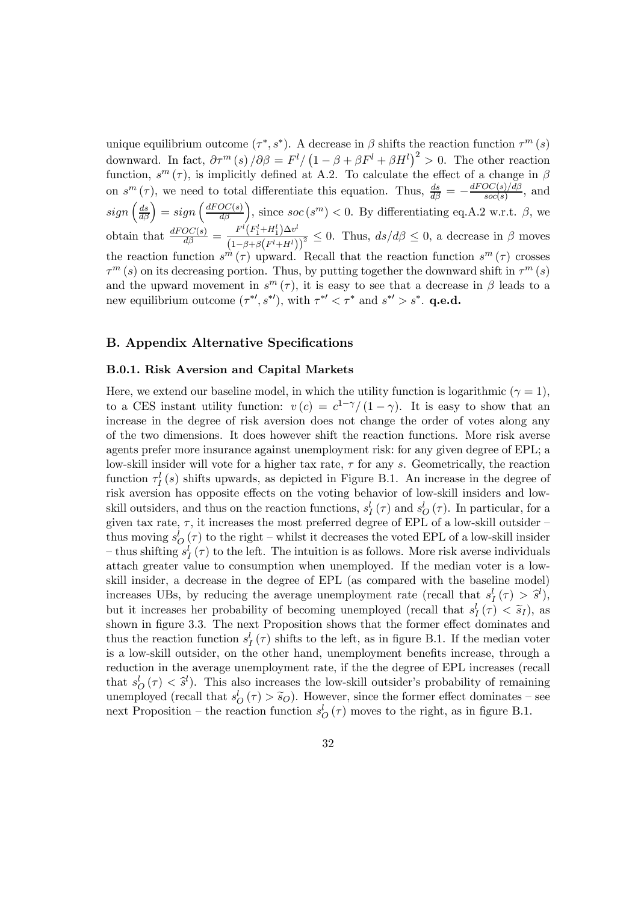unique equilibrium outcome $(\tau^*, s^*)$. A decrease in $\beta$ shifts the reaction function $\tau^m(s)$ downward. In fact, $\partial\tau^m(s)/\partial\beta = F^l/\left(1-\beta+\beta F^l+\beta H^l\right)^2 > 0$. The other reaction function, $s^m(\tau)$, is implicitly defined at A.2. To calculate the effect of a change in $\beta$ on $s^m(\tau)$, we need to total differentiate this equation. Thus, $\frac{ds}{d\beta} = -\frac{dFOC(s)/d\beta}{soc(s)}$, and $sign\left(\frac{ds}{d\beta}\right) = sign\left(\frac{dFOC(s)}{d\beta}\right)$, since $soc(s^m) < 0$. By differentiating eq.A.2 w.r.t. $\beta$, we obtain that $\frac{dFOC(s)}{d\beta} = \frac{F^l\left(F_1^l+H_1^l\right)\Delta v^l}{\left(1-\beta+\beta\left(F^l+H^l\right)\right)^2} \leq 0$. Thus, $ds/d\beta \leq 0$, a decrease in $\beta$ moves the reaction function $s^m(\tau)$ upward. Recall that the reaction function $s^m(\tau)$ crosses $\tau^m(s)$ on its decreasing portion. Thus, by putting together the downward shift in $\tau^m(s)$ and the upward movement in $s^m(\tau)$, it is easy to see that a decrease in $\beta$ leads to a new equilibrium outcome $(\tau^{*\prime}, s^{*\prime})$, with $\tau^{*\prime} < \tau^*$ and $s^{*\prime} > s^*$. **q.e.d.**

## B. Appendix Alternative Specifications

### B.0.1. Risk Aversion and Capital Markets

Here, we extend our baseline model, in which the utility function is logarithmic ($\gamma = 1$), to a CES instant utility function: $v(c) = c^{1-\gamma}/(1-\gamma)$. It is easy to show that an increase in the degree of risk aversion does not change the order of votes along any of the two dimensions. It does however shift the reaction functions. More risk averse agents prefer more insurance against unemployment risk: for any given degree of EPL; a low-skill insider will vote for a higher tax rate, $\tau$ for any $s$. Geometrically, the reaction function $\tau_I^l(s)$ shifts upwards, as depicted in Figure B.1. An increase in the degree of risk aversion has opposite effects on the voting behavior of low-skill insiders and low-skill outsiders, and thus on the reaction functions, $s_I^l(\tau)$ and $s_O^l(\tau)$. In particular, for a given tax rate, $\tau$, it increases the most preferred degree of EPL of a low-skill outsider – thus moving $s_O^l(\tau)$ to the right – whilst it decreases the voted EPL of a low-skill insider – thus shifting $s_I^l(\tau)$ to the left. The intuition is as follows. More risk averse individuals attach greater value to consumption when unemployed. If the median voter is a low-skill insider, a decrease in the degree of EPL (as compared with the baseline model) increases UBs, by reducing the average unemployment rate (recall that $s_I^l(\tau) > \widehat{s}^l$), but it increases her probability of becoming unemployed (recall that $s_I^l(\tau) < \widetilde{s}_I$), as shown in figure 3.3. The next Proposition shows that the former effect dominates and thus the reaction function $s_I^l(\tau)$ shifts to the left, as in figure B.1. If the median voter is a low-skill outsider, on the other hand, unemployment benefits increase, through a reduction in the average unemployment rate, if the the degree of EPL increases (recall that $s_O^l(\tau) < \widehat{s}^l$). This also increases the low-skill outsider's probability of remaining unemployed (recall that $s_O^l(\tau) > \widetilde{s}_O$). However, since the former effect dominates – see next Proposition – the reaction function $s_O^l(\tau)$ moves to the right, as in figure B.1.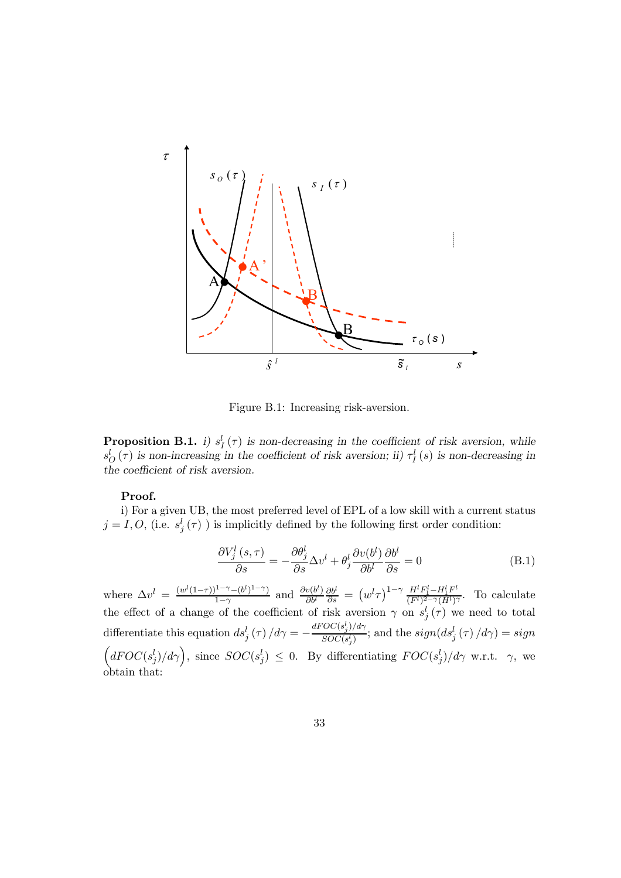Figure B.1: Increasing risk-aversion.

**Proposition B.1.** *i) $s_I^l(\tau)$ is non-decreasing in the coefficient of risk aversion, while $s_O^l(\tau)$ is non-increasing in the coefficient of risk aversion; ii) $\tau_I^l(s)$ is non-decreasing in the coefficient of risk aversion.*

**Proof.**

i) For a given UB, the most preferred level of EPL of a low skill with a current status $j = I, O$, (i.e. $s_j^l(\tau)$ ) is implicitly defined by the following first order condition:

$$\frac{\partial V_j^l(s,\tau)}{\partial s} = -\frac{\partial \theta_j^l}{\partial s}\Delta v^l + \theta_j^l \frac{\partial v(b^l)}{\partial b^l}\frac{\partial b^l}{\partial s} = 0 \tag{B.1}$$

where $\Delta v^l = \frac{(w^l(1-\tau))^{1-\gamma} - (b^l)^{1-\gamma})}{1-\gamma}$ and $\frac{\partial v(b^l)}{\partial b^l}\frac{\partial b^l}{\partial s} = \left(w^l\tau\right)^{1-\gamma}\frac{H^l F_1^l - H_1^l F^l}{(F^l)^{2-\gamma}(H^l)^{\gamma}}$. To calculate the effect of a change of the coefficient of risk aversion $\gamma$ on $s_j^l(\tau)$ we need to total differentiate this equation $ds_j^l(\tau)/d\gamma = -\frac{dFOC(s_j^l)/d\gamma}{SOC(s_j^l)}$; and the $sign(ds_j^l(\tau)/d\gamma) = sign\left(dFOC(s_j^l)/d\gamma\right)$, since $SOC(s_j^l) \leq 0$. By differentiating $FOC(s_j^l)/d\gamma$ w.r.t. $\gamma$, we obtain that: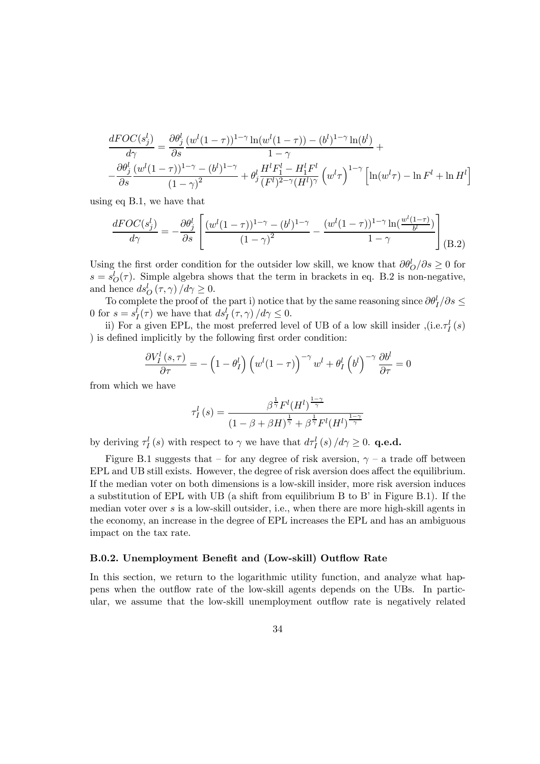$$\frac{dFOC(s_j^l)}{d\gamma} = \frac{\partial \theta_j^l}{\partial s} \frac{(w^l(1-\tau))^{1-\gamma} \ln(w^l(1-\tau)) - (b^l)^{1-\gamma} \ln(b^l)}{1-\gamma} +$$
$$-\frac{\partial \theta_j^l}{\partial s} \frac{(w^l(1-\tau))^{1-\gamma} - (b^l)^{1-\gamma}}{(1-\gamma)^2} + \theta_j^l \frac{H^l F_1^l - H_1^l F^l}{(F^l)^{2-\gamma}(H^l)^\gamma} \left(w^l \tau\right)^{1-\gamma} \left[\ln(w^l \tau) - \ln F^l + \ln H^l\right]$$

using eq B.1, we have that

$$\frac{dFOC(s_j^l)}{d\gamma} = -\frac{\partial \theta_j^l}{\partial s} \left[ \frac{(w^l(1-\tau))^{1-\gamma} - (b^l)^{1-\gamma}}{(1-\gamma)^2} - \frac{(w^l(1-\tau))^{1-\gamma} \ln(\frac{w^l(1-\tau)}{b^l})}{1-\gamma} \right] \tag{B.2}$$

Using the first order condition for the outsider low skill, we know that $\partial \theta_O^l / \partial s \geq 0$ for $s = s_O^l(\tau)$. Simple algebra shows that the term in brackets in eq. B.2 is non-negative, and hence $ds_O^l(\tau, \gamma)/d\gamma \geq 0$.

To complete the proof of the part i) notice that by the same reasoning since $\partial \theta_I^l / \partial s \leq 0$ for $s = s_I^l(\tau)$ we have that $ds_I^l(\tau, \gamma)/d\gamma \leq 0$.

ii) For a given EPL, the most preferred level of UB of a low skill insider ,(i.e.$\tau_I^l(s)$ ) is defined implicitly by the following first order condition:

$$\frac{\partial V_I^l(s, \tau)}{\partial \tau} = -\left(1 - \theta_I^l\right) \left(w^l(1-\tau)\right)^{-\gamma} w^l + \theta_I^l \left(b^l\right)^{-\gamma} \frac{\partial b^l}{\partial \tau} = 0$$

from which we have

$$\tau_I^l(s) = \frac{\beta^{\frac{1}{\gamma}} F^l (H^l)^{\frac{1-\gamma}{\gamma}}}{(1 - \beta + \beta H)^{\frac{1}{\gamma}} + \beta^{\frac{1}{\gamma}} F^l (H^l)^{\frac{1-\gamma}{\gamma}}}$$

by deriving $\tau_I^l(s)$ with respect to $\gamma$ we have that $d\tau_I^l(s)/d\gamma \geq 0$. **q.e.d.**

Figure B.1 suggests that – for any degree of risk aversion, $\gamma$ – a trade off between EPL and UB still exists. However, the degree of risk aversion does affect the equilibrium. If the median voter on both dimensions is a low-skill insider, more risk aversion induces a substitution of EPL with UB (a shift from equilibrium B to B' in Figure B.1). If the median voter over $s$ is a low-skill outsider, i.e., when there are more high-skill agents in the economy, an increase in the degree of EPL increases the EPL and has an ambiguous impact on the tax rate.

### B.0.2. Unemployment Benefit and (Low-skill) Outflow Rate

In this section, we return to the logarithmic utility function, and analyze what happens when the outflow rate of the low-skill agents depends on the UBs. In particular, we assume that the low-skill unemployment outflow rate is negatively related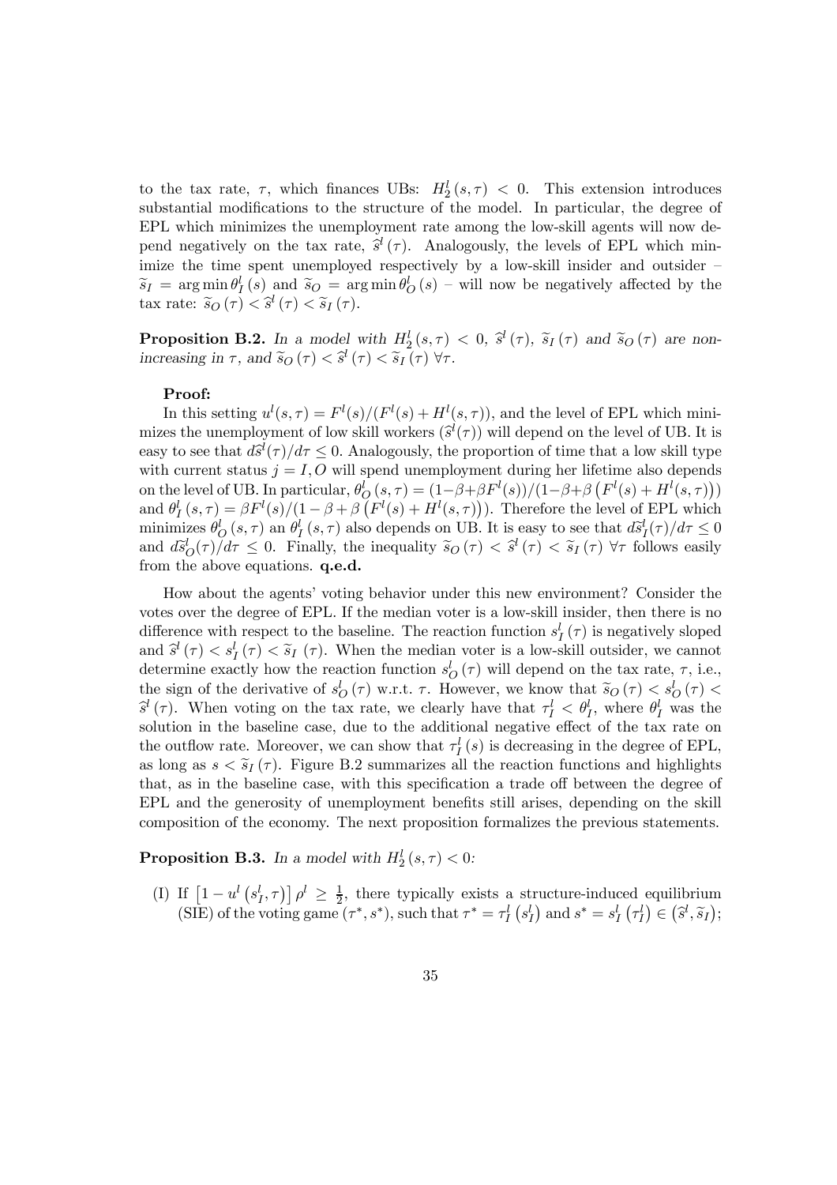to the tax rate, $\tau$, which finances UBs: $H_2^l(s,\tau) < 0$. This extension introduces substantial modifications to the structure of the model. In particular, the degree of EPL which minimizes the unemployment rate among the low-skill agents will now depend negatively on the tax rate, $\widehat{s}^l(\tau)$. Analogously, the levels of EPL which minimize the time spent unemployed respectively by a low-skill insider and outsider – $\widetilde{s}_I = \arg\min \theta_I^l(s)$ and $\widetilde{s}_O = \arg\min \theta_O^l(s)$ – will now be negatively affected by the tax rate: $\widetilde{s}_O(\tau) < \widehat{s}^l(\tau) < \widetilde{s}_I(\tau)$.

**Proposition B.2.** *In a model with $H_2^l(s,\tau) < 0$, $\widehat{s}^l(\tau)$, $\widetilde{s}_I(\tau)$ and $\widetilde{s}_O(\tau)$ are non-increasing in $\tau$, and $\widetilde{s}_O(\tau) < \widehat{s}^l(\tau) < \widetilde{s}_I(\tau)\ \forall\tau$.*

**Proof:**

In this setting $u^l(s,\tau) = F^l(s)/(F^l(s) + H^l(s,\tau))$, and the level of EPL which minimizes the unemployment of low skill workers ($\widehat{s}^l(\tau)$) will depend on the level of UB. It is easy to see that $d\widehat{s}^l(\tau)/d\tau \le 0$. Analogously, the proportion of time that a low skill type with current status $j = I, O$ will spend unemployment during her lifetime also depends on the level of UB. In particular, $\theta_O^l(s,\tau) = (1-\beta+\beta F^l(s))/(1-\beta+\beta\left(F^l(s) + H^l(s,\tau)\right))$ and $\theta_I^l(s,\tau) = \beta F^l(s)/(1-\beta+\beta\left(F^l(s) + H^l(s,\tau)\right))$. Therefore the level of EPL which minimizes $\theta_O^l(s,\tau)$ an $\theta_I^l(s,\tau)$ also depends on UB. It is easy to see that $d\widetilde{s}_I^l(\tau)/d\tau \le 0$ and $d\widetilde{s}_O^l(\tau)/d\tau \le 0$. Finally, the inequality $\widetilde{s}_O(\tau) < \widehat{s}^l(\tau) < \widetilde{s}_I(\tau)\ \forall\tau$ follows easily from the above equations. **q.e.d.**

How about the agents' voting behavior under this new environment? Consider the votes over the degree of EPL. If the median voter is a low-skill insider, then there is no difference with respect to the baseline. The reaction function $s_I^l(\tau)$ is negatively sloped and $\widehat{s}^l(\tau) < s_I^l(\tau) < \widetilde{s}_I(\tau)$. When the median voter is a low-skill outsider, we cannot determine exactly how the reaction function $s_O^l(\tau)$ will depend on the tax rate, $\tau$, i.e., the sign of the derivative of $s_O^l(\tau)$ w.r.t. $\tau$. However, we know that $\widetilde{s}_O(\tau) < s_O^l(\tau) < \widehat{s}^l(\tau)$. When voting on the tax rate, we clearly have that $\tau_I^l < \theta_I^l$, where $\theta_I^l$ was the solution in the baseline case, due to the additional negative effect of the tax rate on the outflow rate. Moreover, we can show that $\tau_I^l(s)$ is decreasing in the degree of EPL, as long as $s < \widetilde{s}_I(\tau)$. Figure B.2 summarizes all the reaction functions and highlights that, as in the baseline case, with this specification a trade off between the degree of EPL and the generosity of unemployment benefits still arises, depending on the skill composition of the economy. The next proposition formalizes the previous statements.

**Proposition B.3.** *In a model with $H_2^l(s,\tau) < 0$:*

(I) *If $\left[1 - u^l\left(s_I^l,\tau\right)\right]\rho^l \ge \frac{1}{2}$, there typically exists a structure-induced equilibrium (SIE) of the voting game $(\tau^*, s^*)$, such that $\tau^* = \tau_I^l\left(s_I^l\right)$ and $s^* = s_I^l\left(\tau_I^l\right) \in \left(\widehat{s}^l, \widetilde{s}_I\right)$;*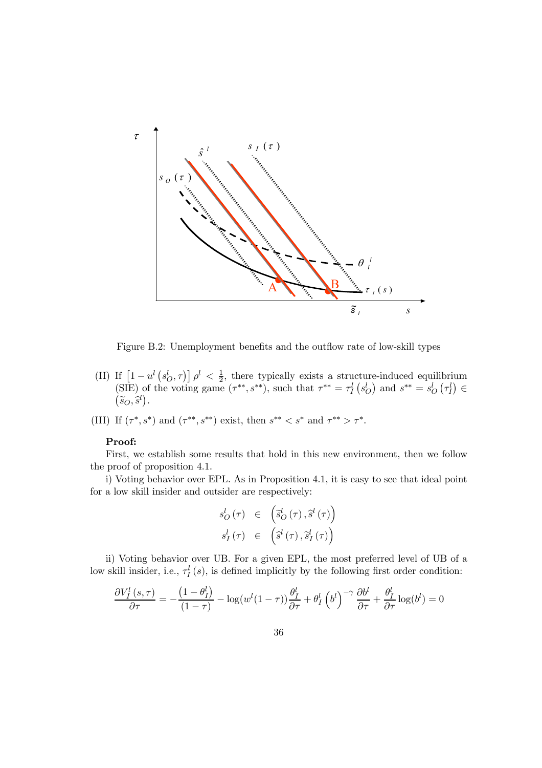Figure B.2: Unemployment benefits and the outflow rate of low-skill types

(II) If $\left[1-u^{l}\left(s_{O}^{l},\tau\right)\right]\rho^{l}<\frac{1}{2}$, there typically exists a structure-induced equilibrium (SIE) of the voting game $(\tau^{**},s^{**})$, such that $\tau^{**}=\tau_{I}^{l}\left(s_{O}^{l}\right)$ and $s^{**}=s_{O}^{l}\left(\tau_{I}^{l}\right)\in\left(\widetilde{s}_{O},\widehat{s}^{l}\right)$.

(III) If $(\tau^{*},s^{*})$ and $(\tau^{**},s^{**})$ exist, then $s^{**}<s^{*}$ and $\tau^{**}>\tau^{*}$.

**Proof:**

First, we establish some results that hold in this new environment, then we follow the proof of proposition 4.1.

i) Voting behavior over EPL. As in Proposition 4.1, it is easy to see that ideal point for a low skill insider and outsider are respectively:

$$
\begin{aligned}
s_{O}^{l}\left(\tau\right) &\in \left(\widetilde{s}_{O}^{l}\left(\tau\right),\widehat{s}^{l}\left(\tau\right)\right)\\
s_{I}^{l}\left(\tau\right) &\in \left(\widehat{s}^{l}\left(\tau\right),\widetilde{s}_{I}^{l}\left(\tau\right)\right)
\end{aligned}
$$

ii) Voting behavior over UB. For a given EPL, the most preferred level of UB of a low skill insider, i.e., $\tau_{I}^{l}\left(s\right)$, is defined implicitly by the following first order condition:

$$
\frac{\partial V_{I}^{l}\left(s,\tau\right)}{\partial\tau}=-\frac{\left(1-\theta_{I}^{l}\right)}{\left(1-\tau\right)}-\log(w^{l}(1-\tau))\frac{\theta_{I}^{l}}{\partial\tau}+\theta_{I}^{l}\left(b^{l}\right)^{-\gamma}\frac{\partial b^{l}}{\partial\tau}+\frac{\theta_{I}^{l}}{\partial\tau}\log(b^{l})=0
$$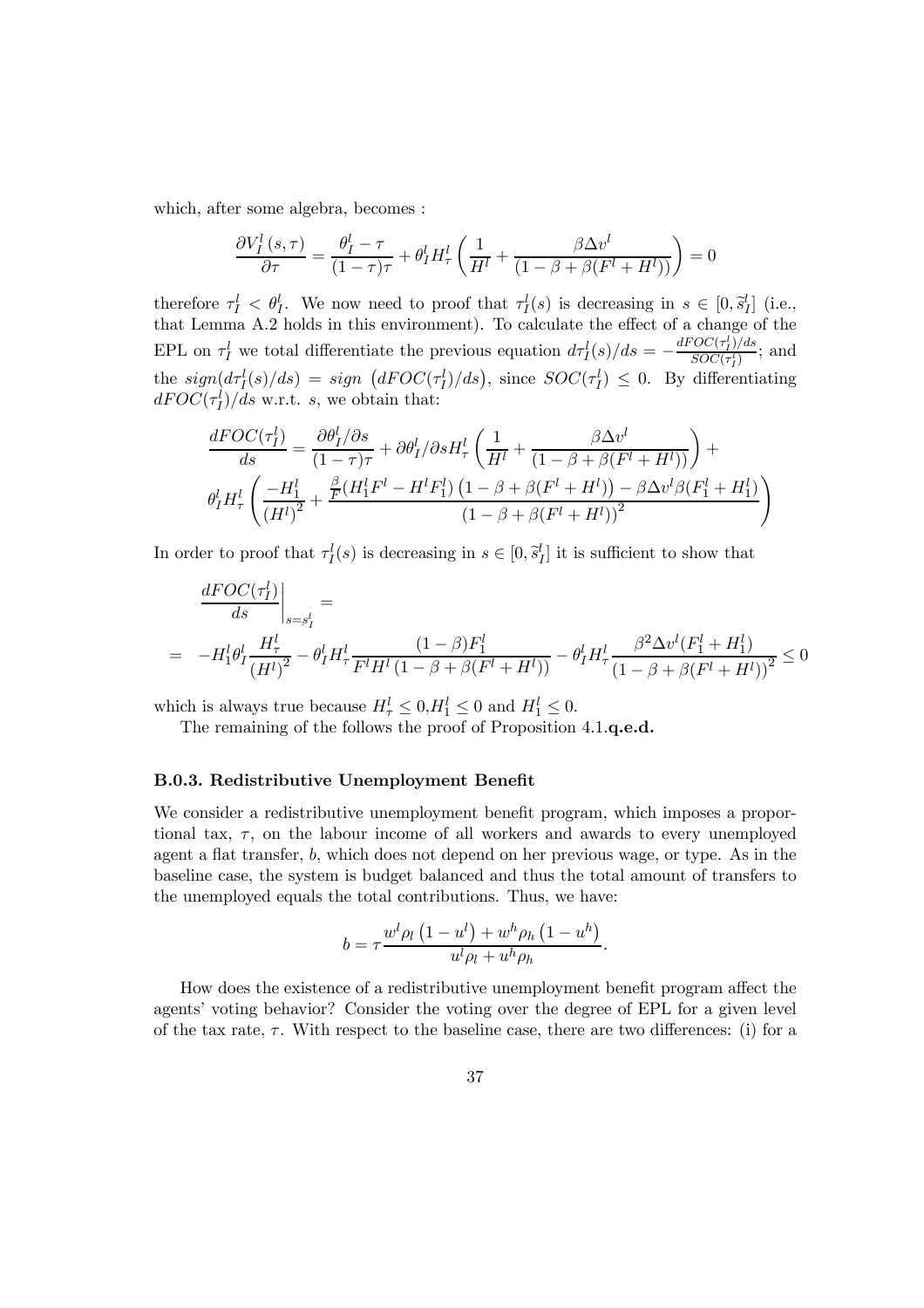which, after some algebra, becomes :

$$\frac{\partial V_I^l(s,\tau)}{\partial \tau} = \frac{\theta_I^l - \tau}{(1-\tau)\tau} + \theta_I^l H_\tau^l \left( \frac{1}{H^l} + \frac{\beta \Delta v^l}{(1-\beta+\beta(F^l+H^l))} \right) = 0$$

therefore $\tau_I^l < \theta_I^l$. We now need to proof that $\tau_I^l(s)$ is decreasing in $s \in [0, \widetilde{s}_I^l]$ (i.e., that Lemma A.2 holds in this environment). To calculate the effect of a change of the EPL on $\tau_I^l$ we total differentiate the previous equation $d\tau_I^l(s)/ds = -\frac{dFOC(\tau_I^l)/ds}{SOC(\tau_I^l)}$; and the $sign(d\tau_I^l(s)/ds) = sign\left(dFOC(\tau_I^l)/ds\right)$, since $SOC(\tau_I^l) \leq 0$. By differentiating $dFOC(\tau_I^l)/ds$ w.r.t. $s$, we obtain that:

$$\frac{dFOC(\tau_I^l)}{ds} = \frac{\partial \theta_I^l/\partial s}{(1-\tau)\tau} + \partial \theta_I^l/\partial s H_\tau^l \left( \frac{1}{H^l} + \frac{\beta \Delta v^l}{(1-\beta+\beta(F^l+H^l))} \right) +$$
$$\theta_I^l H_\tau^l \left( \frac{-H_1^l}{(H^l)^2} + \frac{\frac{\beta}{F}(H_1^l F^l - H^l F_1^l)\left(1-\beta+\beta(F^l+H^l)\right) - \beta \Delta v^l \beta (F_1^l + H_1^l)}{(1-\beta+\beta(F^l+H^l))^2} \right)$$

In order to proof that $\tau_I^l(s)$ is decreasing in $s \in [0, \widetilde{s}_I^l]$ it is sufficient to show that

$$\left.\frac{dFOC(\tau_I^l)}{ds}\right|_{s=s_I^l} =$$
$$= -H_1^l \theta_I^l \frac{H_\tau^l}{(H^l)^2} - \theta_I^l H_\tau^l \frac{(1-\beta)F_1^l}{F^l H^l (1-\beta+\beta(F^l+H^l))} - \theta_I^l H_\tau^l \frac{\beta^2 \Delta v^l (F_1^l + H_1^l)}{(1-\beta+\beta(F^l+H^l))^2} \leq 0$$

which is always true because $H_\tau^l \leq 0$,$H_1^l \leq 0$ and $H_1^l \leq 0$.

The remaining of the follows the proof of Proposition 4.1.**q.e.d.**

### B.0.3. Redistributive Unemployment Benefit

We consider a redistributive unemployment benefit program, which imposes a proportional tax, $\tau$, on the labour income of all workers and awards to every unemployed agent a flat transfer, $b$, which does not depend on her previous wage, or type. As in the baseline case, the system is budget balanced and thus the total amount of transfers to the unemployed equals the total contributions. Thus, we have:

$$b = \tau \frac{w^l \rho_l \left(1-u^l\right) + w^h \rho_h \left(1-u^h\right)}{u^l \rho_l + u^h \rho_h}.$$

How does the existence of a redistributive unemployment benefit program affect the agents' voting behavior? Consider the voting over the degree of EPL for a given level of the tax rate, $\tau$. With respect to the baseline case, there are two differences: (i) for a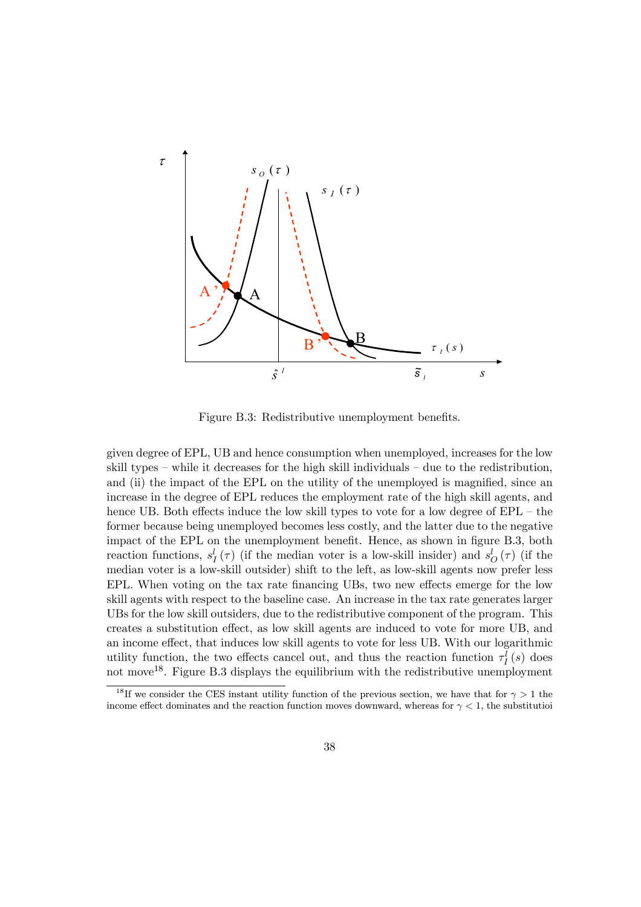Figure B.3: Redistributive unemployment benefits.

given degree of EPL, UB and hence consumption when unemployed, increases for the low skill types – while it decreases for the high skill individuals – due to the redistribution, and (ii) the impact of the EPL on the utility of the unemployed is magnified, since an increase in the degree of EPL reduces the employment rate of the high skill agents, and hence UB. Both effects induce the low skill types to vote for a low degree of EPL – the former because being unemployed becomes less costly, and the latter due to the negative impact of the EPL on the unemployment benefit. Hence, as shown in figure B.3, both reaction functions, $s_I^l(\tau)$ (if the median voter is a low-skill insider) and $s_O^l(\tau)$ (if the median voter is a low-skill outsider) shift to the left, as low-skill agents now prefer less EPL. When voting on the tax rate financing UBs, two new effects emerge for the low skill agents with respect to the baseline case. An increase in the tax rate generates larger UBs for the low skill outsiders, due to the redistributive component of the program. This creates a substitution effect, as low skill agents are induced to vote for more UB, and an income effect, that induces low skill agents to vote for less UB. With our logarithmic utility function, the two effects cancel out, and thus the reaction function $\tau_I^l(s)$ does not move[18]. Figure B.3 displays the equilibrium with the redistributive unemployment

[18] If we consider the CES instant utility function of the previous section, we have that for $\gamma > 1$ the income effect dominates and the reaction function moves downward, whereas for $\gamma < 1$, the substitutioi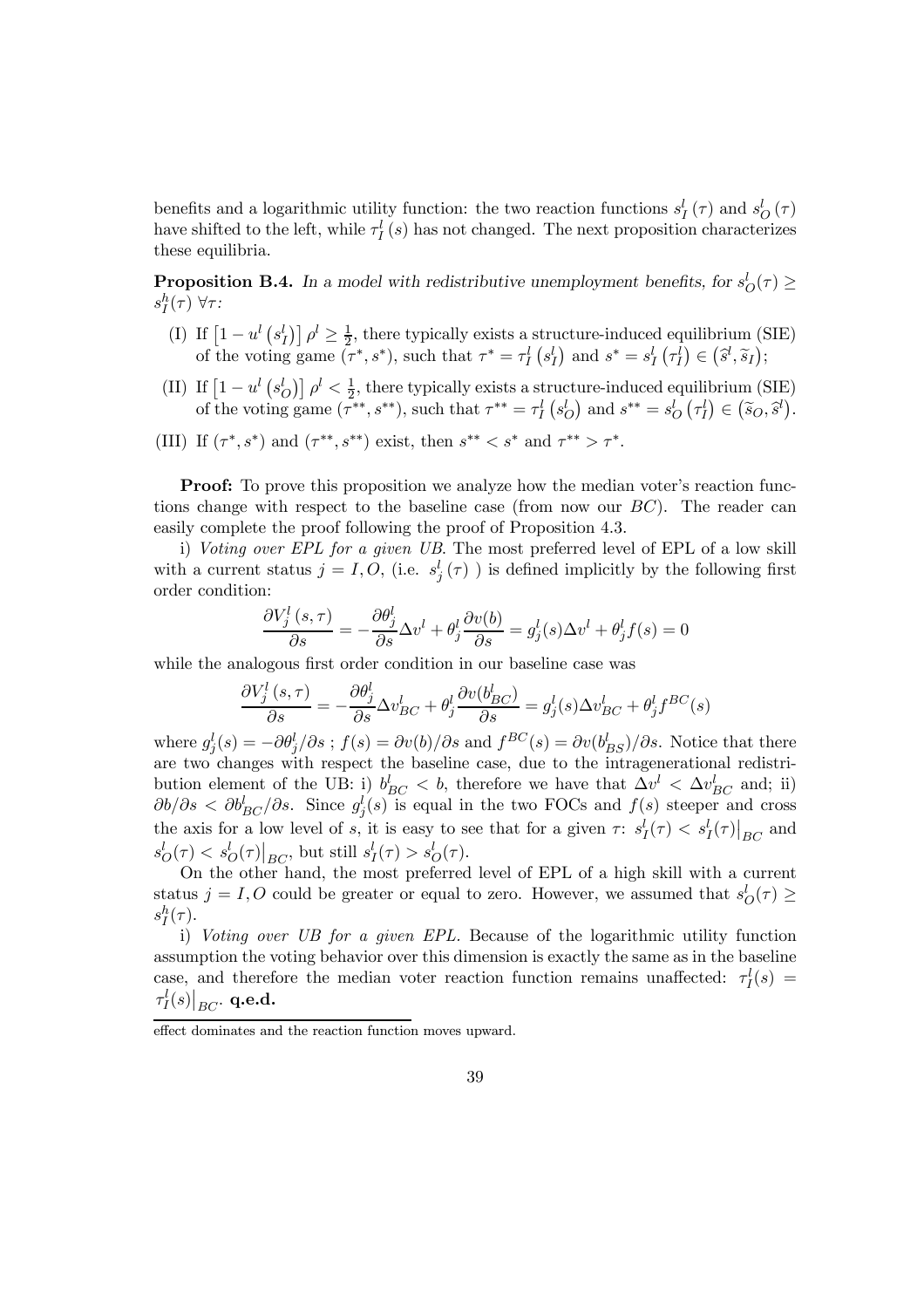benefits and a logarithmic utility function: the two reaction functions $s_I^l(\tau)$ and $s_O^l(\tau)$ have shifted to the left, while $\tau_I^l(s)$ has not changed. The next proposition characterizes these equilibria.

**Proposition B.4.** *In a model with redistributive unemployment benefits, for $s_O^l(\tau) \geq s_I^h(\tau)$ $\forall \tau$:*

(I) If $\left[1 - u^l\left(s_I^l\right)\right]\rho^l \geq \frac{1}{2}$, there typically exists a structure-induced equilibrium (SIE) of the voting game $(\tau^*, s^*)$, such that $\tau^* = \tau_I^l\left(s_I^l\right)$ and $s^* = s_I^l\left(\tau_I^l\right) \in \left(\widehat{s}^l, \widetilde{s}_I\right)$;

(II) If $\left[1 - u^l\left(s_O^l\right)\right]\rho^l < \frac{1}{2}$, there typically exists a structure-induced equilibrium (SIE) of the voting game $(\tau^{**}, s^{**})$, such that $\tau^{**} = \tau_I^l\left(s_O^l\right)$ and $s^{**} = s_O^l\left(\tau_I^l\right) \in \left(\widetilde{s}_O, \widehat{s}^l\right)$.

(III) If $(\tau^*, s^*)$ and $(\tau^{**}, s^{**})$ exist, then $s^{**} < s^*$ and $\tau^{**} > \tau^*$.

**Proof:** To prove this proposition we analyze how the median voter's reaction functions change with respect to the baseline case (from now our $BC$). The reader can easily complete the proof following the proof of Proposition 4.3.

i) *Voting over EPL for a given UB.* The most preferred level of EPL of a low skill with a current status $j = I, O$, (i.e. $s_j^l(\tau)$ ) is defined implicitly by the following first order condition:

$$\frac{\partial V_j^l(s,\tau)}{\partial s} = -\frac{\partial \theta_j^l}{\partial s}\Delta v^l + \theta_j^l \frac{\partial v(b)}{\partial s} = g_j^l(s)\Delta v^l + \theta_j^l f(s) = 0$$

while the analogous first order condition in our baseline case was

$$\frac{\partial V_j^l(s,\tau)}{\partial s} = -\frac{\partial \theta_j^l}{\partial s}\Delta v_{BC}^l + \theta_j^l \frac{\partial v(b_{BC}^l)}{\partial s} = g_j^l(s)\Delta v_{BC}^l + \theta_j^l f^{BC}(s)$$

where $g_j^l(s) = -\partial \theta_j^l / \partial s$ ; $f(s) = \partial v(b)/\partial s$ and $f^{BC}(s) = \partial v(b_{BS}^l)/\partial s$. Notice that there are two changes with respect the baseline case, due to the intragenerational redistribution element of the UB: i) $b_{BC}^l < b$, therefore we have that $\Delta v^l < \Delta v_{BC}^l$ and; ii) $\partial b/\partial s < \partial b_{BC}^l/\partial s$. Since $g_j^l(s)$ is equal in the two FOCs and $f(s)$ steeper and cross the axis for a low level of $s$, it is easy to see that for a given $\tau$: $s_I^l(\tau) < s_I^l(\tau)\big|_{BC}$ and $s_O^l(\tau) < s_O^l(\tau)\big|_{BC}$, but still $s_I^l(\tau) > s_O^l(\tau)$.

On the other hand, the most preferred level of EPL of a high skill with a current status $j = I, O$ could be greater or equal to zero. However, we assumed that $s_O^l(\tau) \geq s_I^h(\tau)$.

i) *Voting over UB for a given EPL.* Because of the logarithmic utility function assumption the voting behavior over this dimension is exactly the same as in the baseline case, and therefore the median voter reaction function remains unaffected: $\tau_I^l(s) = \tau_I^l(s)\big|_{BC}$. **q.e.d.**

---

effect dominates and the reaction function moves upward.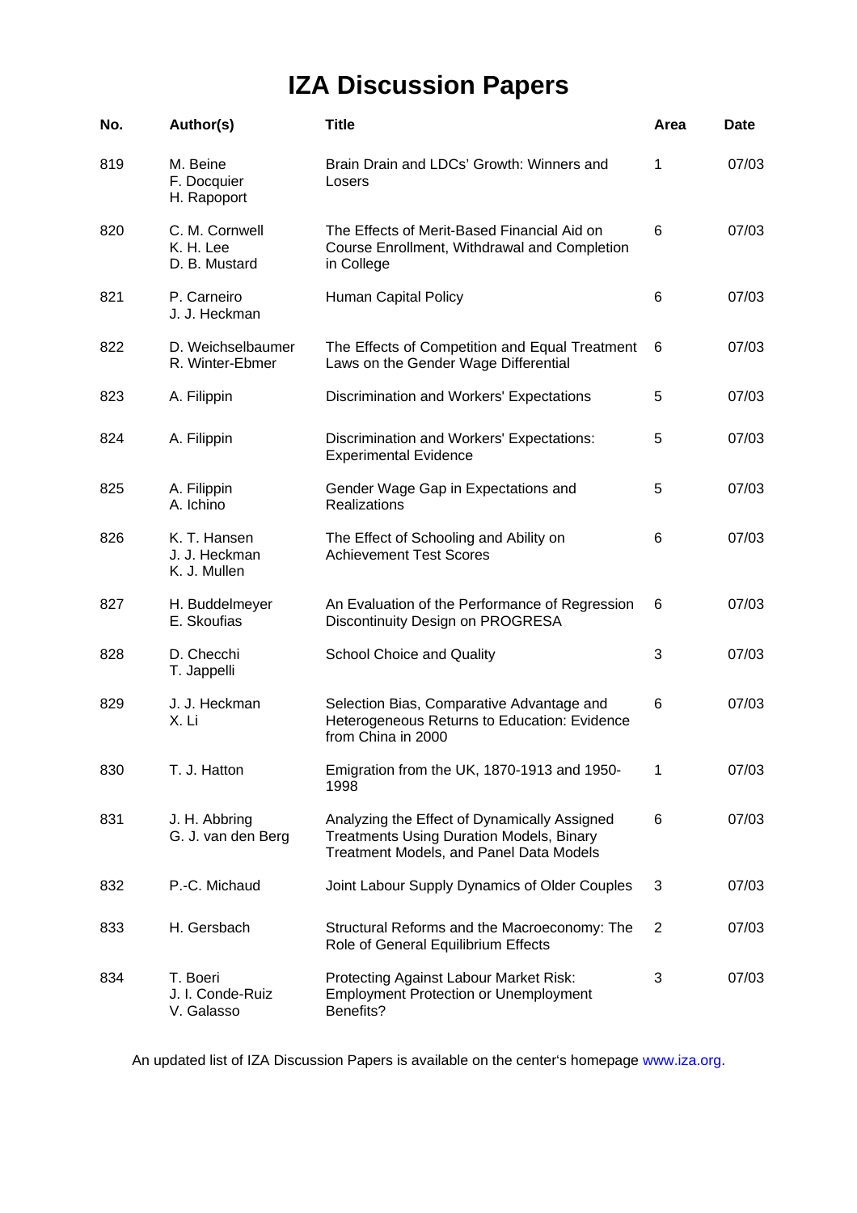# IZA Discussion Papers

| No. | Author(s) | Title | Area | Date |
|---|---|---|---|---|
| 819 | M. Beine<br>F. Docquier<br>H. Rapoport | Brain Drain and LDCs' Growth: Winners and Losers | 1 | 07/03 |
| 820 | C. M. Cornwell<br>K. H. Lee<br>D. B. Mustard | The Effects of Merit-Based Financial Aid on Course Enrollment, Withdrawal and Completion in College | 6 | 07/03 |
| 821 | P. Carneiro<br>J. J. Heckman | Human Capital Policy | 6 | 07/03 |
| 822 | D. Weichselbaumer<br>R. Winter-Ebmer | The Effects of Competition and Equal Treatment Laws on the Gender Wage Differential | 6 | 07/03 |
| 823 | A. Filippin | Discrimination and Workers' Expectations | 5 | 07/03 |
| 824 | A. Filippin | Discrimination and Workers' Expectations: Experimental Evidence | 5 | 07/03 |
| 825 | A. Filippin<br>A. Ichino | Gender Wage Gap in Expectations and Realizations | 5 | 07/03 |
| 826 | K. T. Hansen<br>J. J. Heckman<br>K. J. Mullen | The Effect of Schooling and Ability on Achievement Test Scores | 6 | 07/03 |
| 827 | H. Buddelmeyer<br>E. Skoufias | An Evaluation of the Performance of Regression Discontinuity Design on PROGRESA | 6 | 07/03 |
| 828 | D. Checchi<br>T. Jappelli | School Choice and Quality | 3 | 07/03 |
| 829 | J. J. Heckman<br>X. Li | Selection Bias, Comparative Advantage and Heterogeneous Returns to Education: Evidence from China in 2000 | 6 | 07/03 |
| 830 | T. J. Hatton | Emigration from the UK, 1870-1913 and 1950-1998 | 1 | 07/03 |
| 831 | J. H. Abbring<br>G. J. van den Berg | Analyzing the Effect of Dynamically Assigned Treatments Using Duration Models, Binary Treatment Models, and Panel Data Models | 6 | 07/03 |
| 832 | P.-C. Michaud | Joint Labour Supply Dynamics of Older Couples | 3 | 07/03 |
| 833 | H. Gersbach | Structural Reforms and the Macroeconomy: The Role of General Equilibrium Effects | 2 | 07/03 |
| 834 | T. Boeri<br>J. I. Conde-Ruiz<br>V. Galasso | Protecting Against Labour Market Risk: Employment Protection or Unemployment Benefits? | 3 | 07/03 |

An updated list of IZA Discussion Papers is available on the center's homepage www.iza.org.